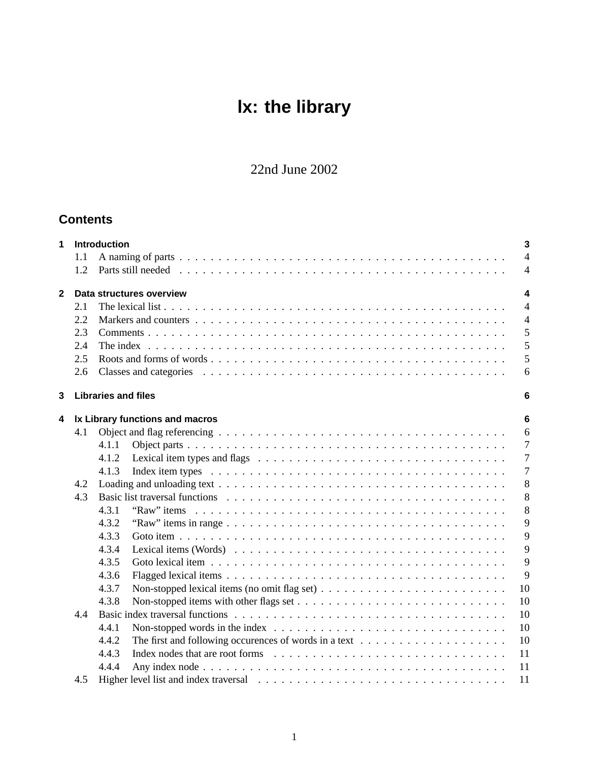# lx: the library

22nd June 2002

## Contents

**1 Introduction** — 3
- 1.1 A naming of parts — 4
- 1.2 Parts still needed — 4

**2 Data structures overview** — 4
- 2.1 The lexical list — 4
- 2.2 Markers and counters — 4
- 2.3 Comments — 5
- 2.4 The index — 5
- 2.5 Roots and forms of words — 5
- 2.6 Classes and categories — 6

**3 Libraries and files** — 6

**4 lx Library functions and macros** — 6
- 4.1 Object and flag referencing — 6
  - 4.1.1 Object parts — 7
  - 4.1.2 Lexical item types and flags — 7
  - 4.1.3 Index item types — 7
- 4.2 Loading and unloading text — 8
- 4.3 Basic list traversal functions — 8
  - 4.3.1 “Raw” items — 8
  - 4.3.2 “Raw” items in range — 9
  - 4.3.3 Goto item — 9
  - 4.3.4 Lexical items (Words) — 9
  - 4.3.5 Goto lexical item — 9
  - 4.3.6 Flagged lexical items — 9
  - 4.3.7 Non-stopped lexical items (no omit flag set) — 10
  - 4.3.8 Non-stopped items with other flags set — 10
- 4.4 Basic index traversal functions — 10
  - 4.4.1 Non-stopped words in the index — 10
  - 4.4.2 The first and following occurences of words in a text — 10
  - 4.4.3 Index nodes that are root forms — 11
  - 4.4.4 Any index node — 11
- 4.5 Higher level list and index traversal — 11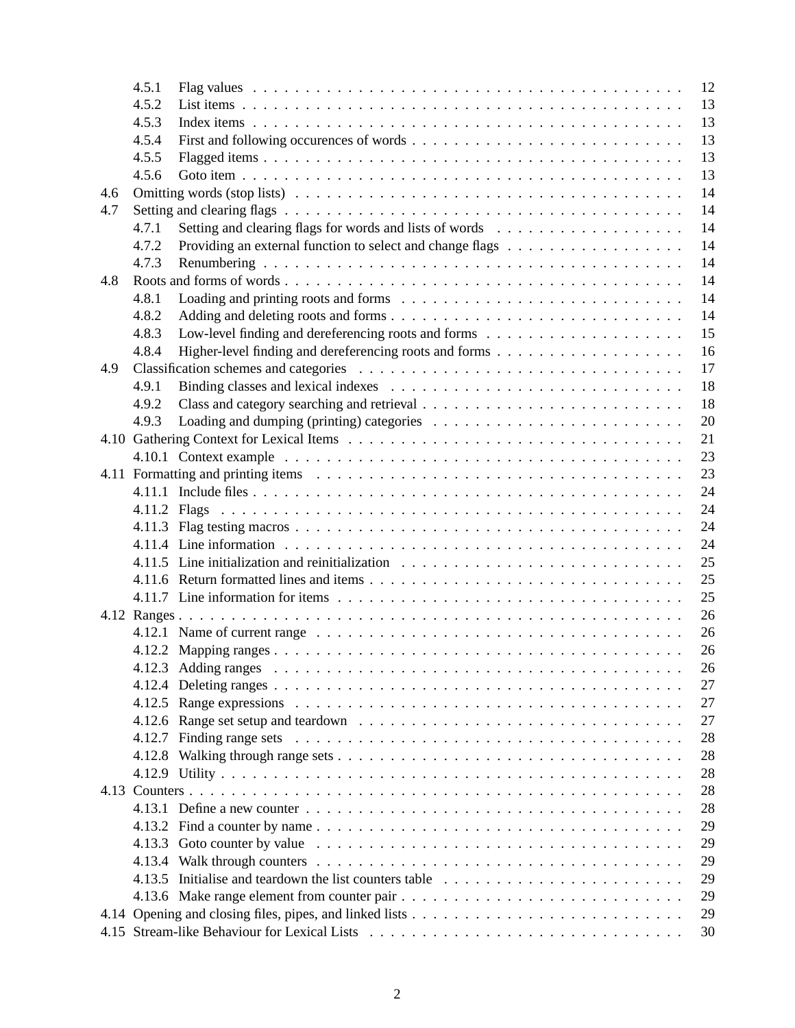- 4.5.1 Flag values . . . . . . . . . . . . . . . . . . . . . . . . . . . . . . . . . . . . . . . . . 12
- 4.5.2 List items . . . . . . . . . . . . . . . . . . . . . . . . . . . . . . . . . . . . . . . . . . 13
- 4.5.3 Index items . . . . . . . . . . . . . . . . . . . . . . . . . . . . . . . . . . . . . . . . . 13
- 4.5.4 First and following occurences of words . . . . . . . . . . . . . . . . . . . . . . . . . 13
- 4.5.5 Flagged items . . . . . . . . . . . . . . . . . . . . . . . . . . . . . . . . . . . . . . . . 13
- 4.5.6 Goto item . . . . . . . . . . . . . . . . . . . . . . . . . . . . . . . . . . . . . . . . . . 13

4.6 Omitting words (stop lists) . . . . . . . . . . . . . . . . . . . . . . . . . . . . . . . . . . . . 14

4.7 Setting and clearing flags . . . . . . . . . . . . . . . . . . . . . . . . . . . . . . . . . . . . . 14
- 4.7.1 Setting and clearing flags for words and lists of words . . . . . . . . . . . . . . . . . 14
- 4.7.2 Providing an external function to select and change flags . . . . . . . . . . . . . . . . . 14
- 4.7.3 Renumbering . . . . . . . . . . . . . . . . . . . . . . . . . . . . . . . . . . . . . . . . 14

4.8 Roots and forms of words . . . . . . . . . . . . . . . . . . . . . . . . . . . . . . . . . . . . . 14
- 4.8.1 Loading and printing roots and forms . . . . . . . . . . . . . . . . . . . . . . . . . . . 14
- 4.8.2 Adding and deleting roots and forms . . . . . . . . . . . . . . . . . . . . . . . . . . . . 14
- 4.8.3 Low-level finding and dereferencing roots and forms . . . . . . . . . . . . . . . . . . . 15
- 4.8.4 Higher-level finding and dereferencing roots and forms . . . . . . . . . . . . . . . . . . 16

4.9 Classification schemes and categories . . . . . . . . . . . . . . . . . . . . . . . . . . . . . . 17
- 4.9.1 Binding classes and lexical indexes . . . . . . . . . . . . . . . . . . . . . . . . . . . . 18
- 4.9.2 Class and category searching and retrieval . . . . . . . . . . . . . . . . . . . . . . . . . 18
- 4.9.3 Loading and dumping (printing) categories . . . . . . . . . . . . . . . . . . . . . . . . 20

4.10 Gathering Context for Lexical Items . . . . . . . . . . . . . . . . . . . . . . . . . . . . . . . 21
- 4.10.1 Context example . . . . . . . . . . . . . . . . . . . . . . . . . . . . . . . . . . . . . . . 23

4.11 Formatting and printing items . . . . . . . . . . . . . . . . . . . . . . . . . . . . . . . . . . 23
- 4.11.1 Include files . . . . . . . . . . . . . . . . . . . . . . . . . . . . . . . . . . . . . . . . . 24
- 4.11.2 Flags . . . . . . . . . . . . . . . . . . . . . . . . . . . . . . . . . . . . . . . . . . . . . 24
- 4.11.3 Flag testing macros . . . . . . . . . . . . . . . . . . . . . . . . . . . . . . . . . . . . . 24
- 4.11.4 Line information . . . . . . . . . . . . . . . . . . . . . . . . . . . . . . . . . . . . . . 24
- 4.11.5 Line initialization and reinitialization . . . . . . . . . . . . . . . . . . . . . . . . . . 25
- 4.11.6 Return formatted lines and items . . . . . . . . . . . . . . . . . . . . . . . . . . . . . . 25
- 4.11.7 Line information for items . . . . . . . . . . . . . . . . . . . . . . . . . . . . . . . . . 25

4.12 Ranges . . . . . . . . . . . . . . . . . . . . . . . . . . . . . . . . . . . . . . . . . . . . . . . 26
- 4.12.1 Name of current range . . . . . . . . . . . . . . . . . . . . . . . . . . . . . . . . . . . 26
- 4.12.2 Mapping ranges . . . . . . . . . . . . . . . . . . . . . . . . . . . . . . . . . . . . . . . 26
- 4.12.3 Adding ranges . . . . . . . . . . . . . . . . . . . . . . . . . . . . . . . . . . . . . . . . 26
- 4.12.4 Deleting ranges . . . . . . . . . . . . . . . . . . . . . . . . . . . . . . . . . . . . . . . 27
- 4.12.5 Range expressions . . . . . . . . . . . . . . . . . . . . . . . . . . . . . . . . . . . . . . 27
- 4.12.6 Range set setup and teardown . . . . . . . . . . . . . . . . . . . . . . . . . . . . . . . . 27
- 4.12.7 Finding range sets . . . . . . . . . . . . . . . . . . . . . . . . . . . . . . . . . . . . . . 28
- 4.12.8 Walking through range sets . . . . . . . . . . . . . . . . . . . . . . . . . . . . . . . . . 28
- 4.12.9 Utility . . . . . . . . . . . . . . . . . . . . . . . . . . . . . . . . . . . . . . . . . . . . 28

4.13 Counters . . . . . . . . . . . . . . . . . . . . . . . . . . . . . . . . . . . . . . . . . . . . . . 28
- 4.13.1 Define a new counter . . . . . . . . . . . . . . . . . . . . . . . . . . . . . . . . . . . . . 28
- 4.13.2 Find a counter by name . . . . . . . . . . . . . . . . . . . . . . . . . . . . . . . . . . . . 29
- 4.13.3 Goto counter by value . . . . . . . . . . . . . . . . . . . . . . . . . . . . . . . . . . . . 29
- 4.13.4 Walk through counters . . . . . . . . . . . . . . . . . . . . . . . . . . . . . . . . . . . . 29
- 4.13.5 Initialise and teardown the list counters table . . . . . . . . . . . . . . . . . . . . . . . 29
- 4.13.6 Make range element from counter pair . . . . . . . . . . . . . . . . . . . . . . . . . . . . 29

4.14 Opening and closing files, pipes, and linked lists . . . . . . . . . . . . . . . . . . . . . . . . 29

4.15 Stream-like Behaviour for Lexical Lists . . . . . . . . . . . . . . . . . . . . . . . . . . . . . 30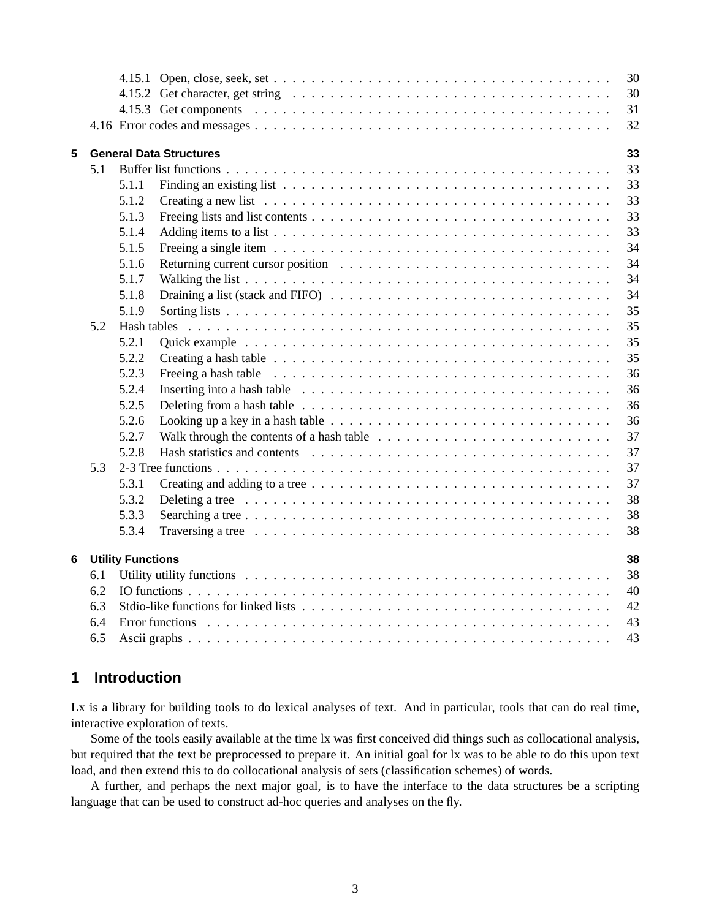- 4.15.1 Open, close, seek, set . . . . . 30
- 4.15.2 Get character, get string . . . . . 30
- 4.15.3 Get components . . . . . 31
- 4.16 Error codes and messages . . . . . 32

**5 General Data Structures** **33**

- 5.1 Buffer list functions . . . . . 33
  - 5.1.1 Finding an existing list . . . . . 33
  - 5.1.2 Creating a new list . . . . . 33
  - 5.1.3 Freeing lists and list contents . . . . . 33
  - 5.1.4 Adding items to a list . . . . . 33
  - 5.1.5 Freeing a single item . . . . . 34
  - 5.1.6 Returning current cursor position . . . . . 34
  - 5.1.7 Walking the list . . . . . 34
  - 5.1.8 Draining a list (stack and FIFO) . . . . . 34
  - 5.1.9 Sorting lists . . . . . 35
- 5.2 Hash tables . . . . . 35
  - 5.2.1 Quick example . . . . . 35
  - 5.2.2 Creating a hash table . . . . . 35
  - 5.2.3 Freeing a hash table . . . . . 36
  - 5.2.4 Inserting into a hash table . . . . . 36
  - 5.2.5 Deleting from a hash table . . . . . 36
  - 5.2.6 Looking up a key in a hash table . . . . . 36
  - 5.2.7 Walk through the contents of a hash table . . . . . 37
  - 5.2.8 Hash statistics and contents . . . . . 37
- 5.3 2-3 Tree functions . . . . . 37
  - 5.3.1 Creating and adding to a tree . . . . . 37
  - 5.3.2 Deleting a tree . . . . . 38
  - 5.3.3 Searching a tree . . . . . 38
  - 5.3.4 Traversing a tree . . . . . 38

**6 Utility Functions** **38**

- 6.1 Utility utility functions . . . . . 38
- 6.2 IO functions . . . . . 40
- 6.3 Stdio-like functions for linked lists . . . . . 42
- 6.4 Error functions . . . . . 43
- 6.5 Ascii graphs . . . . . 43

# 1 Introduction

Lx is a library for building tools to do lexical analyses of text. And in particular, tools that can do real time, interactive exploration of texts.

Some of the tools easily available at the time lx was first conceived did things such as collocational analysis, but required that the text be preprocessed to prepare it. An initial goal for lx was to be able to do this upon text load, and then extend this to do collocational analysis of sets (classification schemes) of words.

A further, and perhaps the next major goal, is to have the interface to the data structures be a scripting language that can be used to construct ad-hoc queries and analyses on the fly.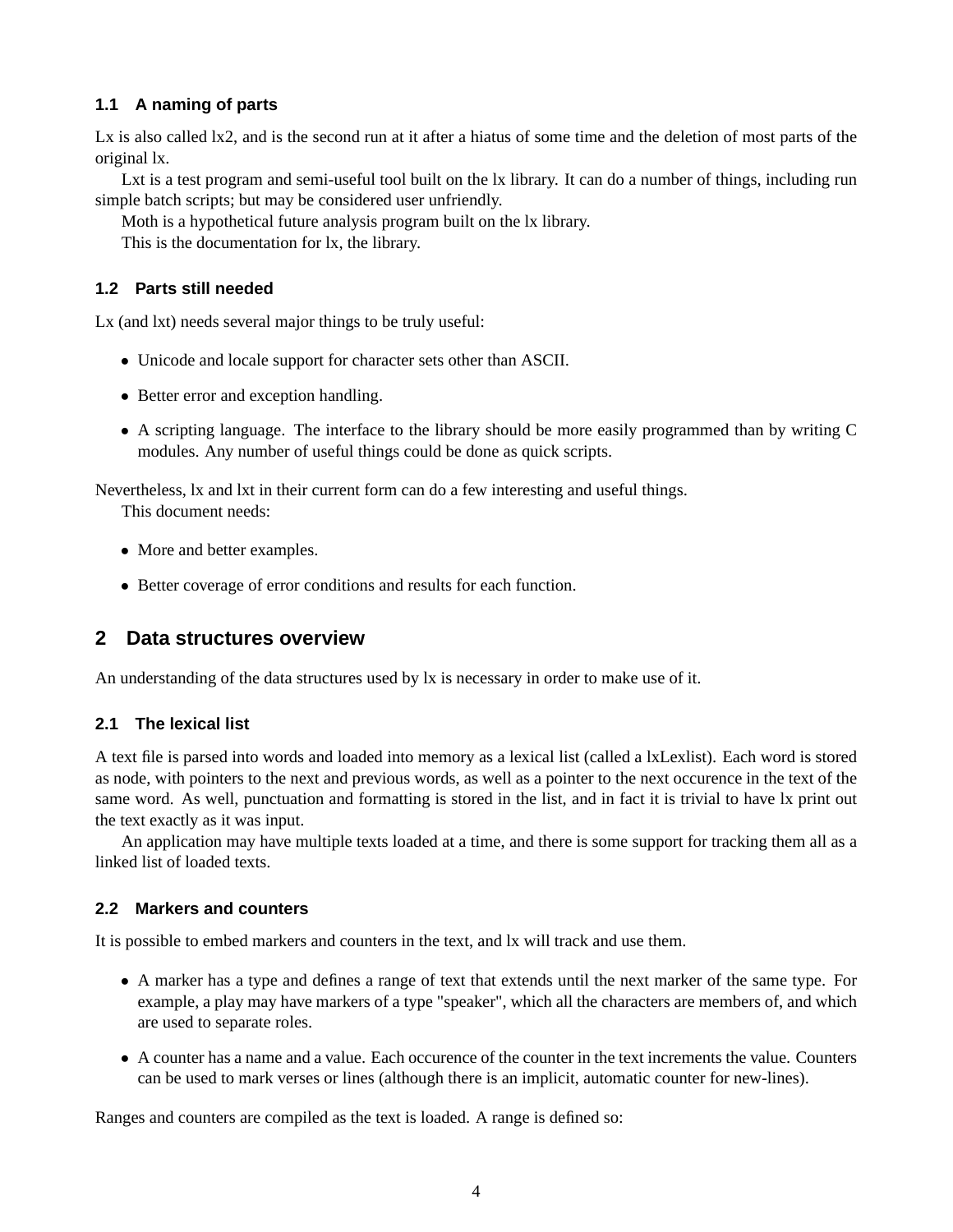### 1.1 A naming of parts

Lx is also called lx2, and is the second run at it after a hiatus of some time and the deletion of most parts of the original lx.

Lxt is a test program and semi-useful tool built on the lx library. It can do a number of things, including run simple batch scripts; but may be considered user unfriendly.

Moth is a hypothetical future analysis program built on the lx library.

This is the documentation for lx, the library.

### 1.2 Parts still needed

Lx (and lxt) needs several major things to be truly useful:

- Unicode and locale support for character sets other than ASCII.
- Better error and exception handling.
- A scripting language. The interface to the library should be more easily programmed than by writing C modules. Any number of useful things could be done as quick scripts.

Nevertheless, lx and lxt in their current form can do a few interesting and useful things.

This document needs:

- More and better examples.
- Better coverage of error conditions and results for each function.

## 2 Data structures overview

An understanding of the data structures used by lx is necessary in order to make use of it.

### 2.1 The lexical list

A text file is parsed into words and loaded into memory as a lexical list (called a lxLexlist). Each word is stored as node, with pointers to the next and previous words, as well as a pointer to the next occurence in the text of the same word. As well, punctuation and formatting is stored in the list, and in fact it is trivial to have lx print out the text exactly as it was input.

An application may have multiple texts loaded at a time, and there is some support for tracking them all as a linked list of loaded texts.

### 2.2 Markers and counters

It is possible to embed markers and counters in the text, and lx will track and use them.

- A marker has a type and defines a range of text that extends until the next marker of the same type. For example, a play may have markers of a type "speaker", which all the characters are members of, and which are used to separate roles.
- A counter has a name and a value. Each occurence of the counter in the text increments the value. Counters can be used to mark verses or lines (although there is an implicit, automatic counter for new-lines).

Ranges and counters are compiled as the text is loaded. A range is defined so: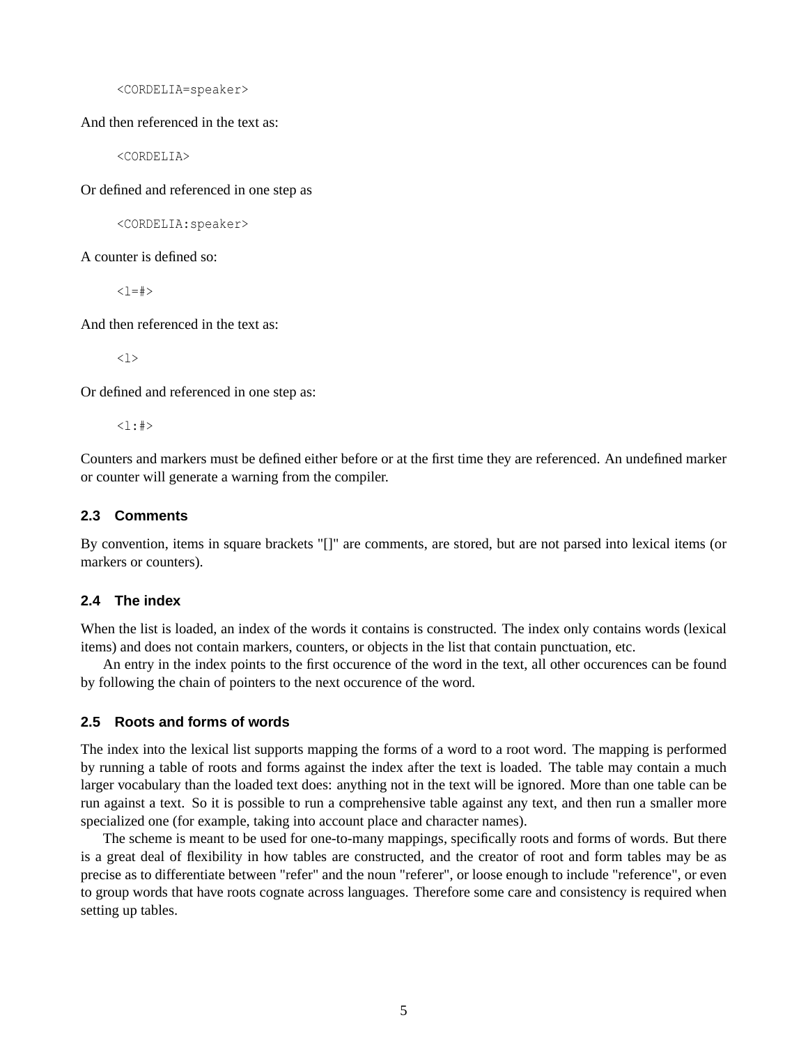```
<CORDELIA=speaker>
```

And then referenced in the text as:

```
<CORDELIA>
```

Or defined and referenced in one step as

```
<CORDELIA:speaker>
```

A counter is defined so:

```
<l=#>
```

And then referenced in the text as:

```
<l>
```

Or defined and referenced in one step as:

```
<l:#>
```

Counters and markers must be defined either before or at the first time they are referenced. An undefined marker or counter will generate a warning from the compiler.

### 2.3 Comments

By convention, items in square brackets "[]" are comments, are stored, but are not parsed into lexical items (or markers or counters).

### 2.4 The index

When the list is loaded, an index of the words it contains is constructed. The index only contains words (lexical items) and does not contain markers, counters, or objects in the list that contain punctuation, etc.

An entry in the index points to the first occurence of the word in the text, all other occurences can be found by following the chain of pointers to the next occurence of the word.

### 2.5 Roots and forms of words

The index into the lexical list supports mapping the forms of a word to a root word. The mapping is performed by running a table of roots and forms against the index after the text is loaded. The table may contain a much larger vocabulary than the loaded text does: anything not in the text will be ignored. More than one table can be run against a text. So it is possible to run a comprehensive table against any text, and then run a smaller more specialized one (for example, taking into account place and character names).

The scheme is meant to be used for one-to-many mappings, specifically roots and forms of words. But there is a great deal of flexibility in how tables are constructed, and the creator of root and form tables may be as precise as to differentiate between "refer" and the noun "referer", or loose enough to include "reference", or even to group words that have roots cognate across languages. Therefore some care and consistency is required when setting up tables.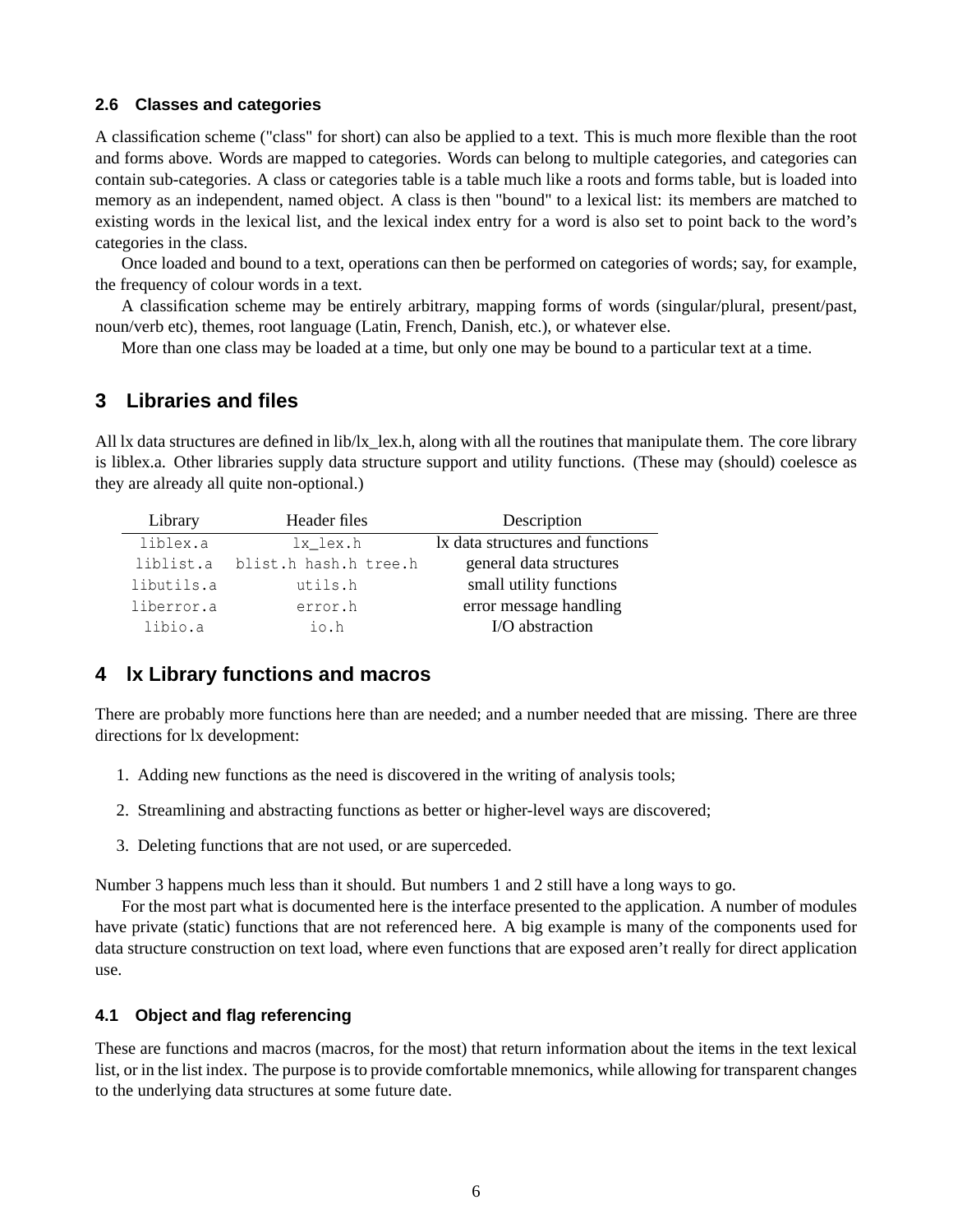### 2.6 Classes and categories

A classification scheme ("class" for short) can also be applied to a text. This is much more flexible than the root and forms above. Words are mapped to categories. Words can belong to multiple categories, and categories can contain sub-categories. A class or categories table is a table much like a roots and forms table, but is loaded into memory as an independent, named object. A class is then "bound" to a lexical list: its members are matched to existing words in the lexical list, and the lexical index entry for a word is also set to point back to the word's categories in the class.

Once loaded and bound to a text, operations can then be performed on categories of words; say, for example, the frequency of colour words in a text.

A classification scheme may be entirely arbitrary, mapping forms of words (singular/plural, present/past, noun/verb etc), themes, root language (Latin, French, Danish, etc.), or whatever else.

More than one class may be loaded at a time, but only one may be bound to a particular text at a time.

## 3 Libraries and files

All lx data structures are defined in lib/lx_lex.h, along with all the routines that manipulate them. The core library is liblex.a. Other libraries supply data structure support and utility functions. (These may (should) coelesce as they are already all quite non-optional.)

| Library | Header files | Description |
| --- | --- | --- |
| `liblex.a` | `lx_lex.h` | lx data structures and functions |
| `liblist.a` | `blist.h hash.h tree.h` | general data structures |
| `libutils.a` | `utils.h` | small utility functions |
| `liberror.a` | `error.h` | error message handling |
| `libio.a` | `io.h` | I/O abstraction |

## 4 lx Library functions and macros

There are probably more functions here than are needed; and a number needed that are missing. There are three directions for lx development:

1. Adding new functions as the need is discovered in the writing of analysis tools;
2. Streamlining and abstracting functions as better or higher-level ways are discovered;
3. Deleting functions that are not used, or are superceded.

Number 3 happens much less than it should. But numbers 1 and 2 still have a long ways to go.

For the most part what is documented here is the interface presented to the application. A number of modules have private (static) functions that are not referenced here. A big example is many of the components used for data structure construction on text load, where even functions that are exposed aren't really for direct application use.

### 4.1 Object and flag referencing

These are functions and macros (macros, for the most) that return information about the items in the text lexical list, or in the list index. The purpose is to provide comfortable mnemonics, while allowing for transparent changes to the underlying data structures at some future date.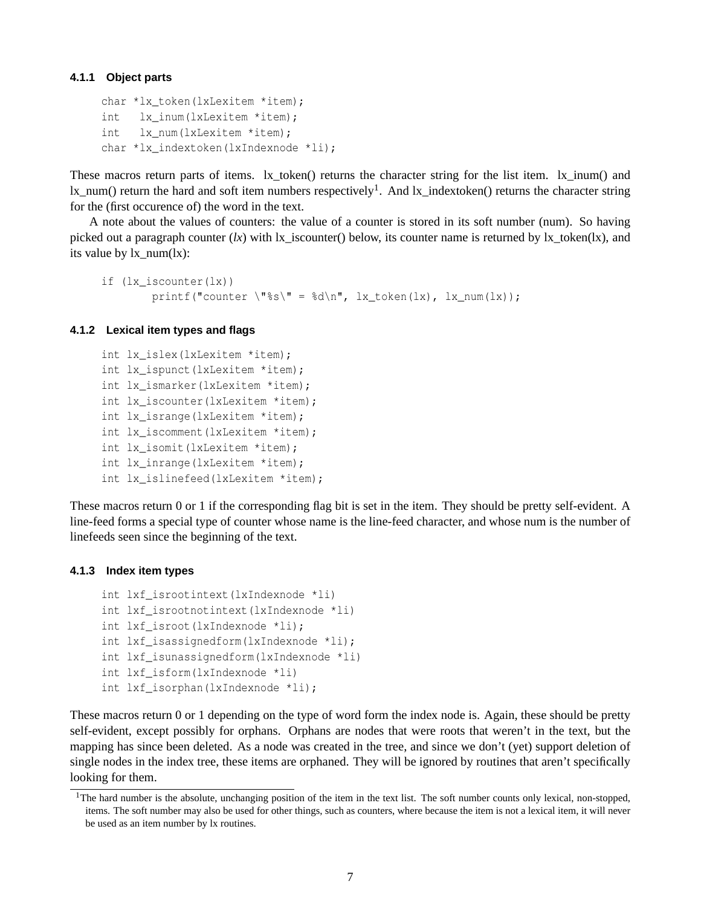### 4.1.1 Object parts

```
char *lx_token(lxLexitem *item);
int   lx_inum(lxLexitem *item);
int   lx_num(lxLexitem *item);
char *lx_indextoken(lxIndexnode *li);
```

These macros return parts of items. lx_token() returns the character string for the list item. lx_inum() and lx_num() return the hard and soft item numbers respectively[1]. And lx_indextoken() returns the character string for the (first occurence of) the word in the text.

A note about the values of counters: the value of a counter is stored in its soft number (num). So having picked out a paragraph counter (*lx*) with lx_iscounter() below, its counter name is returned by lx_token(lx), and its value by lx_num(lx):

```
if (lx_iscounter(lx))
        printf("counter \"%s\" = %d\n", lx_token(lx), lx_num(lx));
```

### 4.1.2 Lexical item types and flags

```
int lx_islex(lxLexitem *item);
int lx_ispunct(lxLexitem *item);
int lx_ismarker(lxLexitem *item);
int lx_iscounter(lxLexitem *item);
int lx_isrange(lxLexitem *item);
int lx_iscomment(lxLexitem *item);
int lx_isomit(lxLexitem *item);
int lx_inrange(lxLexitem *item);
int lx_islinefeed(lxLexitem *item);
```

These macros return 0 or 1 if the corresponding flag bit is set in the item. They should be pretty self-evident. A line-feed forms a special type of counter whose name is the line-feed character, and whose num is the number of linefeeds seen since the beginning of the text.

### 4.1.3 Index item types

```
int lxf_isrootintext(lxIndexnode *li)
int lxf_isrootnotintext(lxIndexnode *li)
int lxf_isroot(lxIndexnode *li);
int lxf_isassignedform(lxIndexnode *li);
int lxf_isunassignedform(lxIndexnode *li)
int lxf_isform(lxIndexnode *li)
int lxf_isorphan(lxIndexnode *li);
```

These macros return 0 or 1 depending on the type of word form the index node is. Again, these should be pretty self-evident, except possibly for orphans. Orphans are nodes that were roots that weren't in the text, but the mapping has since been deleted. As a node was created in the tree, and since we don't (yet) support deletion of single nodes in the index tree, these items are orphaned. They will be ignored by routines that aren't specifically looking for them.

[1] The hard number is the absolute, unchanging position of the item in the text list. The soft number counts only lexical, non-stopped, items. The soft number may also be used for other things, such as counters, where because the item is not a lexical item, it will never be used as an item number by lx routines.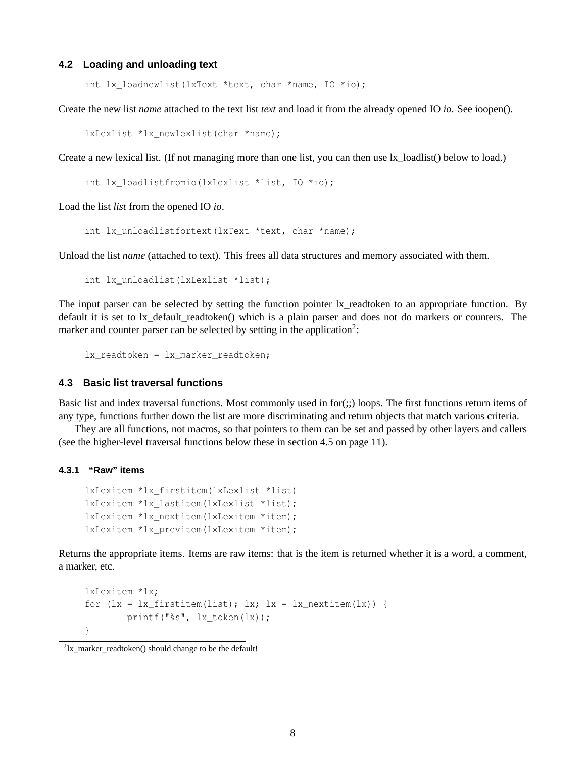### 4.2 Loading and unloading text

```
int lx_loadnewlist(lxText *text, char *name, IO *io);
```

Create the new list *name* attached to the text list *text* and load it from the already opened IO *io*. See ioopen().

```
lxLexlist *lx_newlexlist(char *name);
```

Create a new lexical list. (If not managing more than one list, you can then use lx_loadlist() below to load.)

```
int lx_loadlistfromio(lxLexlist *list, IO *io);
```

Load the list *list* from the opened IO *io*.

```
int lx_unloadlistfortext(lxText *text, char *name);
```

Unload the list *name* (attached to text). This frees all data structures and memory associated with them.

```
int lx_unloadlist(lxLexlist *list);
```

The input parser can be selected by setting the function pointer lx_readtoken to an appropriate function. By default it is set to lx_default_readtoken() which is a plain parser and does not do markers or counters. The marker and counter parser can be selected by setting in the application[2]:

```
lx_readtoken = lx_marker_readtoken;
```

### 4.3 Basic list traversal functions

Basic list and index traversal functions. Most commonly used in for(;;) loops. The first functions return items of any type, functions further down the list are more discriminating and return objects that match various criteria.

They are all functions, not macros, so that pointers to them can be set and passed by other layers and callers (see the higher-level traversal functions below these in section 4.5 on page 11).

#### 4.3.1 "Raw" items

```
lxLexitem *lx_firstitem(lxLexlist *list)
lxLexitem *lx_lastitem(lxLexlist *list);
lxLexitem *lx_nextitem(lxLexitem *item);
lxLexitem *lx_previtem(lxLexitem *item);
```

Returns the appropriate items. Items are raw items: that is the item is returned whether it is a word, a comment, a marker, etc.

```
lxLexitem *lx;
for (lx = lx_firstitem(list); lx; lx = lx_nextitem(lx)) {
        printf("%s", lx_token(lx));
}
```

[2] lx_marker_readtoken() should change to be the default!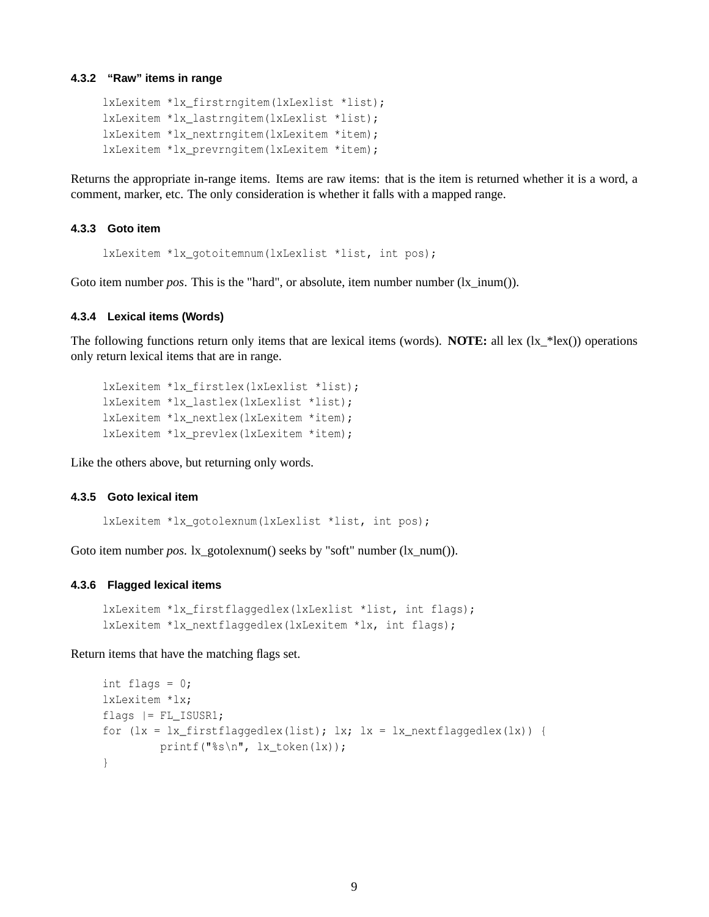#### 4.3.2 "Raw" items in range

```
lxLexitem *lx_firstrngitem(lxLexlist *list);
lxLexitem *lx_lastrngitem(lxLexlist *list);
lxLexitem *lx_nextrngitem(lxLexitem *item);
lxLexitem *lx_prevrngitem(lxLexitem *item);
```

Returns the appropriate in-range items. Items are raw items: that is the item is returned whether it is a word, a comment, marker, etc. The only consideration is whether it falls with a mapped range.

#### 4.3.3 Goto item

```
lxLexitem *lx_gotoitemnum(lxLexlist *list, int pos);
```

Goto item number *pos*. This is the "hard", or absolute, item number number (lx_inum()).

#### 4.3.4 Lexical items (Words)

The following functions return only items that are lexical items (words). **NOTE:** all lex (lx_*lex()) operations only return lexical items that are in range.

```
lxLexitem *lx_firstlex(lxLexlist *list);
lxLexitem *lx_lastlex(lxLexlist *list);
lxLexitem *lx_nextlex(lxLexitem *item);
lxLexitem *lx_prevlex(lxLexitem *item);
```

Like the others above, but returning only words.

#### 4.3.5 Goto lexical item

```
lxLexitem *lx_gotolexnum(lxLexlist *list, int pos);
```

Goto item number *pos*. lx_gotolexnum() seeks by "soft" number (lx_num()).

#### 4.3.6 Flagged lexical items

```
lxLexitem *lx_firstflaggedlex(lxLexlist *list, int flags);
lxLexitem *lx_nextflaggedlex(lxLexitem *lx, int flags);
```

Return items that have the matching flags set.

```
int flags = 0;
lxLexitem *lx;
flags |= FL_ISUSR1;
for (lx = lx_firstflaggedlex(list); lx; lx = lx_nextflaggedlex(lx)) {
        printf("%s\n", lx_token(lx));
}
```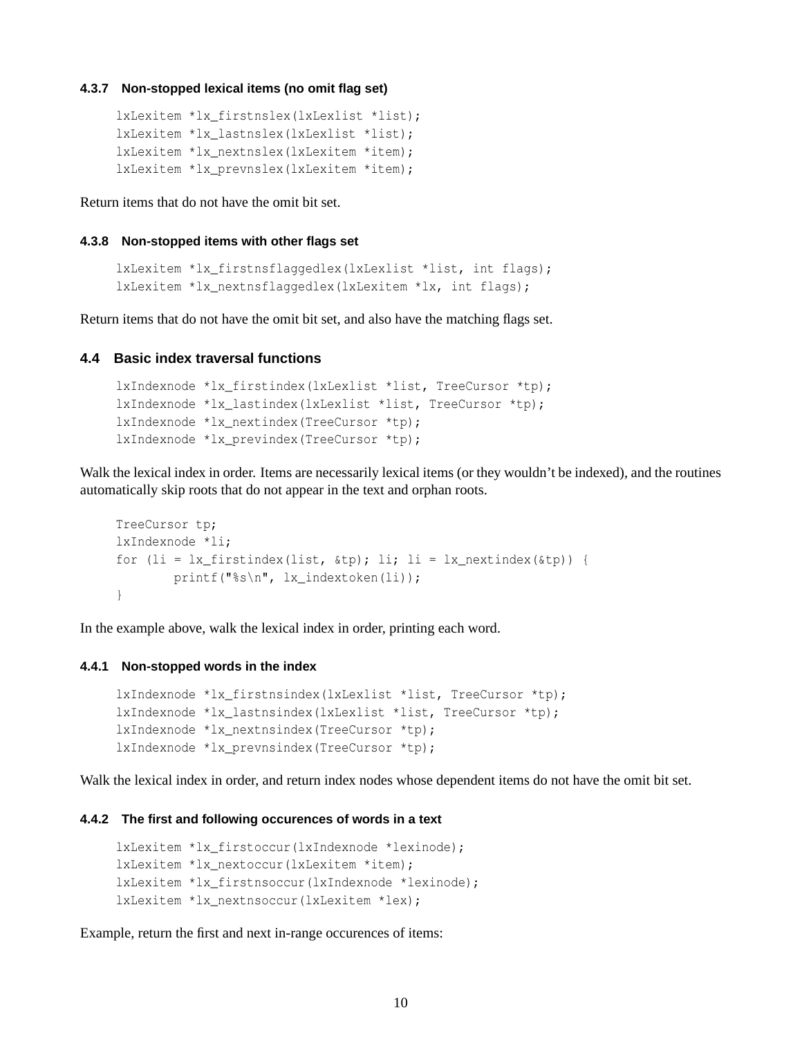#### 4.3.7 Non-stopped lexical items (no omit flag set)

```
lxLexitem *lx_firstnslex(lxLexlist *list);
lxLexitem *lx_lastnslex(lxLexlist *list);
lxLexitem *lx_nextnslex(lxLexitem *item);
lxLexitem *lx_prevnslex(lxLexitem *item);
```

Return items that do not have the omit bit set.

#### 4.3.8 Non-stopped items with other flags set

```
lxLexitem *lx_firstnsflaggedlex(lxLexlist *list, int flags);
lxLexitem *lx_nextnsflaggedlex(lxLexitem *lx, int flags);
```

Return items that do not have the omit bit set, and also have the matching flags set.

### 4.4 Basic index traversal functions

```
lxIndexnode *lx_firstindex(lxLexlist *list, TreeCursor *tp);
lxIndexnode *lx_lastindex(lxLexlist *list, TreeCursor *tp);
lxIndexnode *lx_nextindex(TreeCursor *tp);
lxIndexnode *lx_previndex(TreeCursor *tp);
```

Walk the lexical index in order. Items are necessarily lexical items (or they wouldn't be indexed), and the routines automatically skip roots that do not appear in the text and orphan roots.

```
TreeCursor tp;
lxIndexnode *li;
for (li = lx_firstindex(list, &tp); li; li = lx_nextindex(&tp)) {
        printf("%s\n", lx_indextoken(li));
}
```

In the example above, walk the lexical index in order, printing each word.

#### 4.4.1 Non-stopped words in the index

```
lxIndexnode *lx_firstnsindex(lxLexlist *list, TreeCursor *tp);
lxIndexnode *lx_lastnsindex(lxLexlist *list, TreeCursor *tp);
lxIndexnode *lx_nextnsindex(TreeCursor *tp);
lxIndexnode *lx_prevnsindex(TreeCursor *tp);
```

Walk the lexical index in order, and return index nodes whose dependent items do not have the omit bit set.

#### 4.4.2 The first and following occurences of words in a text

```
lxLexitem *lx_firstoccur(lxIndexnode *lexinode);
lxLexitem *lx_nextoccur(lxLexitem *item);
lxLexitem *lx_firstnsoccur(lxIndexnode *lexinode);
lxLexitem *lx_nextnsoccur(lxLexitem *lex);
```

Example, return the first and next in-range occurences of items: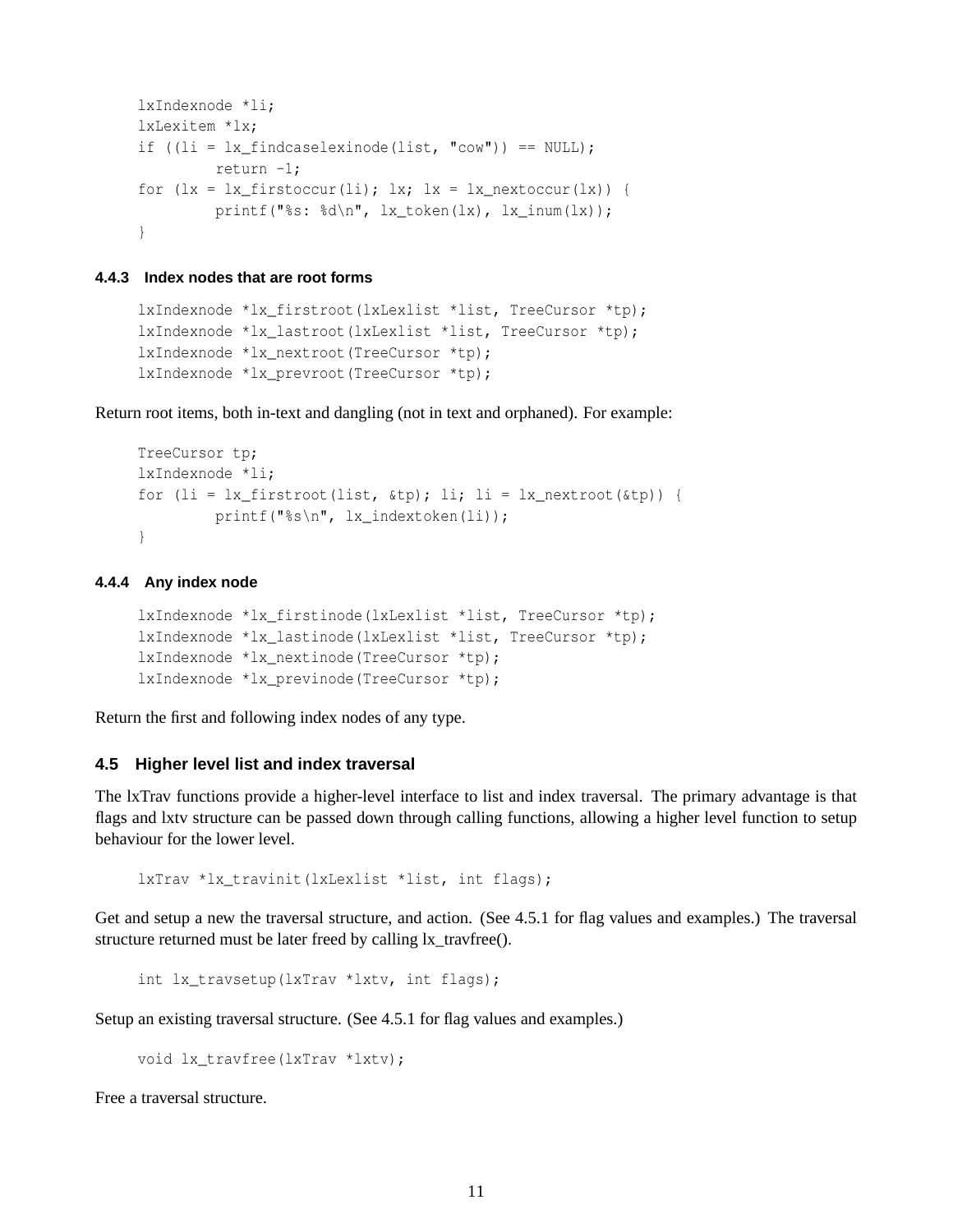```
lxIndexnode *li;
lxLexitem *lx;
if ((li = lx_findcaselexinode(list, "cow")) == NULL);
        return -1;
for (lx = lx_firstoccur(li); lx; lx = lx_nextoccur(lx)) {
        printf("%s: %d\n", lx_token(lx), lx_inum(lx));
}
```

#### 4.4.3 Index nodes that are root forms

```
lxIndexnode *lx_firstroot(lxLexlist *list, TreeCursor *tp);
lxIndexnode *lx_lastroot(lxLexlist *list, TreeCursor *tp);
lxIndexnode *lx_nextroot(TreeCursor *tp);
lxIndexnode *lx_prevroot(TreeCursor *tp);
```

Return root items, both in-text and dangling (not in text and orphaned). For example:

```
TreeCursor tp;
lxIndexnode *li;
for (li = lx_firstroot(list, &tp); li; li = lx_nextroot(&tp)) {
        printf("%s\n", lx_indextoken(li));
}
```

#### 4.4.4 Any index node

```
lxIndexnode *lx_firstinode(lxLexlist *list, TreeCursor *tp);
lxIndexnode *lx_lastinode(lxLexlist *list, TreeCursor *tp);
lxIndexnode *lx_nextinode(TreeCursor *tp);
lxIndexnode *lx_previnode(TreeCursor *tp);
```

Return the first and following index nodes of any type.

### 4.5 Higher level list and index traversal

The lxTrav functions provide a higher-level interface to list and index traversal. The primary advantage is that flags and lxtv structure can be passed down through calling functions, allowing a higher level function to setup behaviour for the lower level.

```
lxTrav *lx_travinit(lxLexlist *list, int flags);
```

Get and setup a new the traversal structure, and action. (See 4.5.1 for flag values and examples.) The traversal structure returned must be later freed by calling lx_travfree().

```
int lx_travsetup(lxTrav *lxtv, int flags);
```

Setup an existing traversal structure. (See 4.5.1 for flag values and examples.)

```
void lx_travfree(lxTrav *lxtv);
```

Free a traversal structure.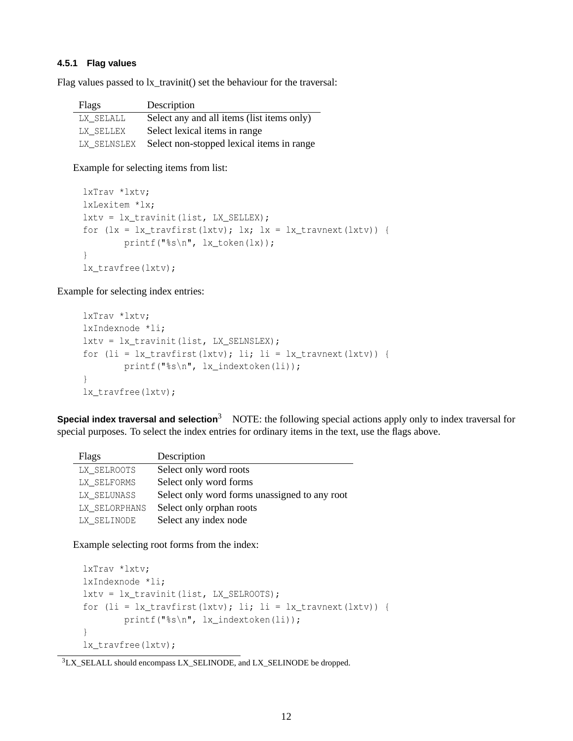### 4.5.1 Flag values

Flag values passed to lx_travinit() set the behaviour for the traversal:

| Flags | Description |
|---|---|
| LX_SELALL | Select any and all items (list items only) |
| LX_SELLEX | Select lexical items in range |
| LX_SELNSLEX | Select non-stopped lexical items in range |

Example for selecting items from list:

```
lxTrav *lxtv;
lxLexitem *lx;
lxtv = lx_travinit(list, LX_SELLEX);
for (lx = lx_travfirst(lxtv); lx; lx = lx_travnext(lxtv)) {
        printf("%s\n", lx_token(lx));
}
lx_travfree(lxtv);
```

Example for selecting index entries:

```
lxTrav *lxtv;
lxIndexnode *li;
lxtv = lx_travinit(list, LX_SELNSLEX);
for (li = lx_travfirst(lxtv); li; li = lx_travnext(lxtv)) {
        printf("%s\n", lx_indextoken(li));
}
lx_travfree(lxtv);
```

**Special index traversal and selection**[3] NOTE: the following special actions apply only to index traversal for special purposes. To select the index entries for ordinary items in the text, use the flags above.

| Flags | Description |
|---|---|
| LX_SELROOTS | Select only word roots |
| LX_SELFORMS | Select only word forms |
| LX_SELUNASS | Select only word forms unassigned to any root |
| LX_SELORPHANS | Select only orphan roots |
| LX_SELINODE | Select any index node |

Example selecting root forms from the index:

```
lxTrav *lxtv;
lxIndexnode *li;
lxtv = lx_travinit(list, LX_SELROOTS);
for (li = lx_travfirst(lxtv); li; li = lx_travnext(lxtv)) {
        printf("%s\n", lx_indextoken(li));
}
lx_travfree(lxtv);
```

[3] LX_SELALL should encompass LX_SELINODE, and LX_SELINODE be dropped.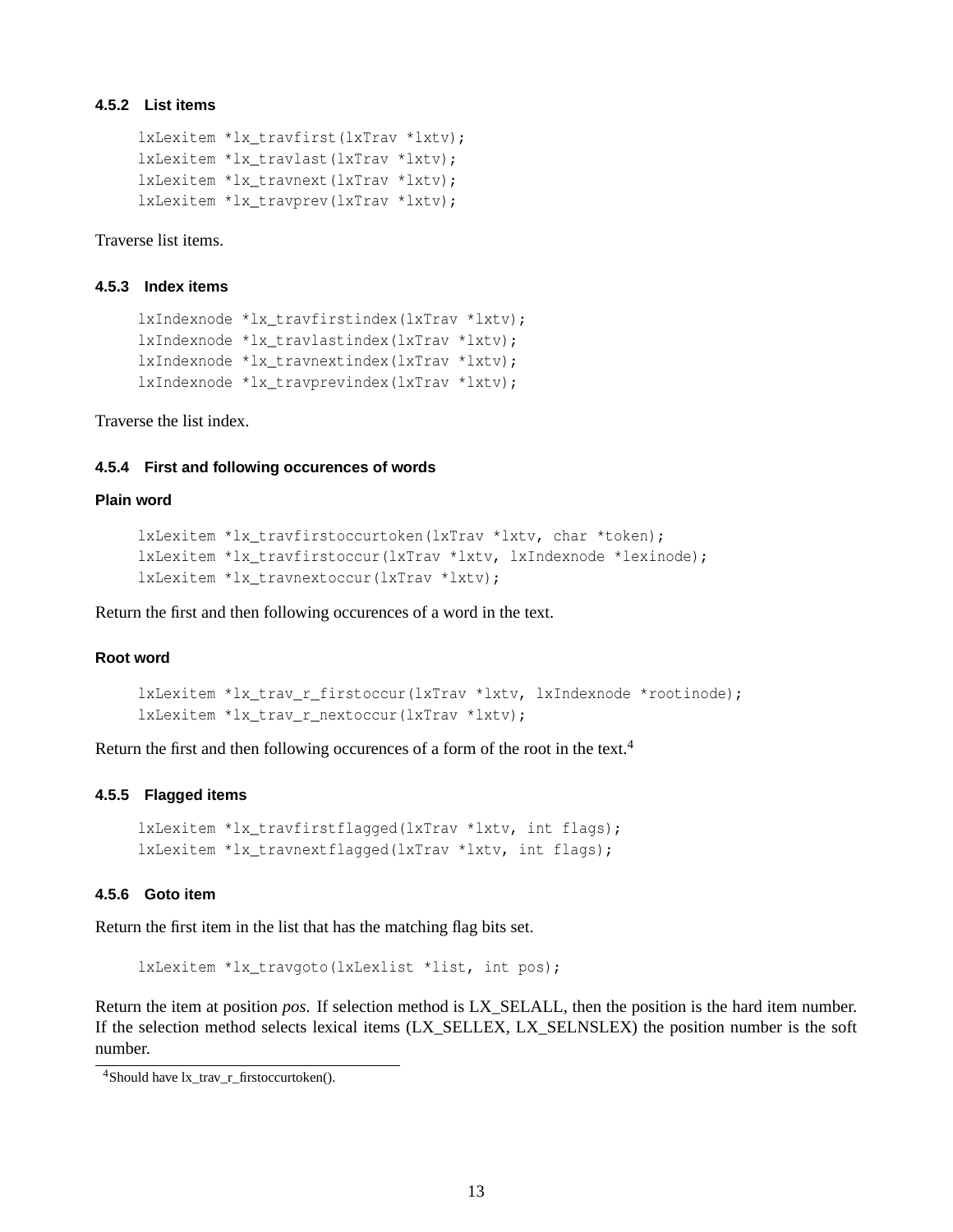### 4.5.2 List items

```
lxLexitem *lx_travfirst(lxTrav *lxtv);
lxLexitem *lx_travlast(lxTrav *lxtv);
lxLexitem *lx_travnext(lxTrav *lxtv);
lxLexitem *lx_travprev(lxTrav *lxtv);
```

Traverse list items.

### 4.5.3 Index items

```
lxIndexnode *lx_travfirstindex(lxTrav *lxtv);
lxIndexnode *lx_travlastindex(lxTrav *lxtv);
lxIndexnode *lx_travnextindex(lxTrav *lxtv);
lxIndexnode *lx_travprevindex(lxTrav *lxtv);
```

Traverse the list index.

### 4.5.4 First and following occurences of words

#### Plain word

```
lxLexitem *lx_travfirstoccurtoken(lxTrav *lxtv, char *token);
lxLexitem *lx_travfirstoccur(lxTrav *lxtv, lxIndexnode *lexinode);
lxLexitem *lx_travnextoccur(lxTrav *lxtv);
```

Return the first and then following occurences of a word in the text.

#### Root word

```
lxLexitem *lx_trav_r_firstoccur(lxTrav *lxtv, lxIndexnode *rootinode);
lxLexitem *lx_trav_r_nextoccur(lxTrav *lxtv);
```

Return the first and then following occurences of a form of the root in the text.[4]

### 4.5.5 Flagged items

```
lxLexitem *lx_travfirstflagged(lxTrav *lxtv, int flags);
lxLexitem *lx_travnextflagged(lxTrav *lxtv, int flags);
```

### 4.5.6 Goto item

Return the first item in the list that has the matching flag bits set.

```
lxLexitem *lx_travgoto(lxLexlist *list, int pos);
```

Return the item at position *pos*. If selection method is LX_SELALL, then the position is the hard item number. If the selection method selects lexical items (LX_SELLEX, LX_SELNSLEX) the position number is the soft number.

---

[4] Should have lx_trav_r_firstoccurtoken().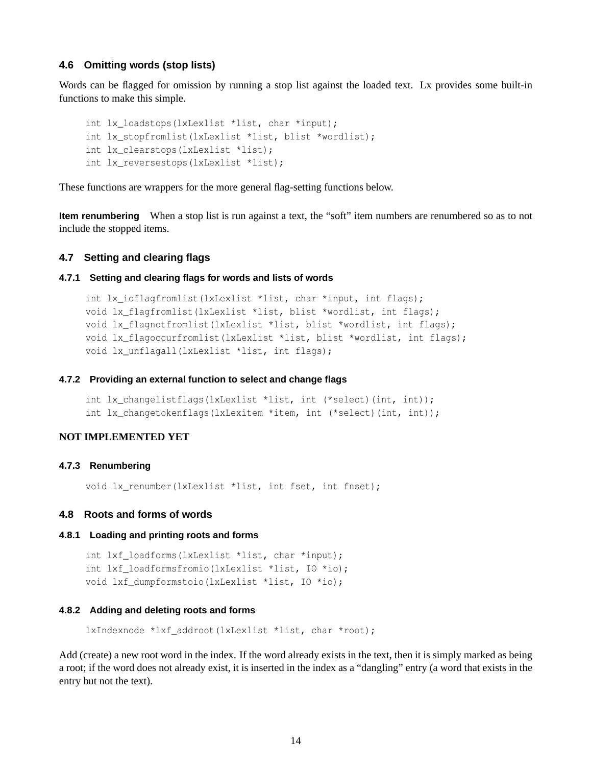## 4.6 Omitting words (stop lists)

Words can be flagged for omission by running a stop list against the loaded text. Lx provides some built-in functions to make this simple.

```
int lx_loadstops(lxLexlist *list, char *input);
int lx_stopfromlist(lxLexlist *list, blist *wordlist);
int lx_clearstops(lxLexlist *list);
int lx_reversestops(lxLexlist *list);
```

These functions are wrappers for the more general flag-setting functions below.

**Item renumbering** When a stop list is run against a text, the "soft" item numbers are renumbered so as to not include the stopped items.

## 4.7 Setting and clearing flags

### 4.7.1 Setting and clearing flags for words and lists of words

```
int lx_ioflagfromlist(lxLexlist *list, char *input, int flags);
void lx_flagfromlist(lxLexlist *list, blist *wordlist, int flags);
void lx_flagnotfromlist(lxLexlist *list, blist *wordlist, int flags);
void lx_flagoccurfromlist(lxLexlist *list, blist *wordlist, int flags);
void lx_unflagall(lxLexlist *list, int flags);
```

### 4.7.2 Providing an external function to select and change flags

```
int lx_changelistflags(lxLexlist *list, int (*select)(int, int));
int lx_changetokenflags(lxLexitem *item, int (*select)(int, int));
```

**NOT IMPLEMENTED YET**

### 4.7.3 Renumbering

```
void lx_renumber(lxLexlist *list, int fset, int fnset);
```

## 4.8 Roots and forms of words

### 4.8.1 Loading and printing roots and forms

```
int lxf_loadforms(lxLexlist *list, char *input);
int lxf_loadformsfromio(lxLexlist *list, IO *io);
void lxf_dumpformstoio(lxLexlist *list, IO *io);
```

### 4.8.2 Adding and deleting roots and forms

```
lxIndexnode *lxf_addroot(lxLexlist *list, char *root);
```

Add (create) a new root word in the index. If the word already exists in the text, then it is simply marked as being a root; if the word does not already exist, it is inserted in the index as a "dangling" entry (a word that exists in the entry but not the text).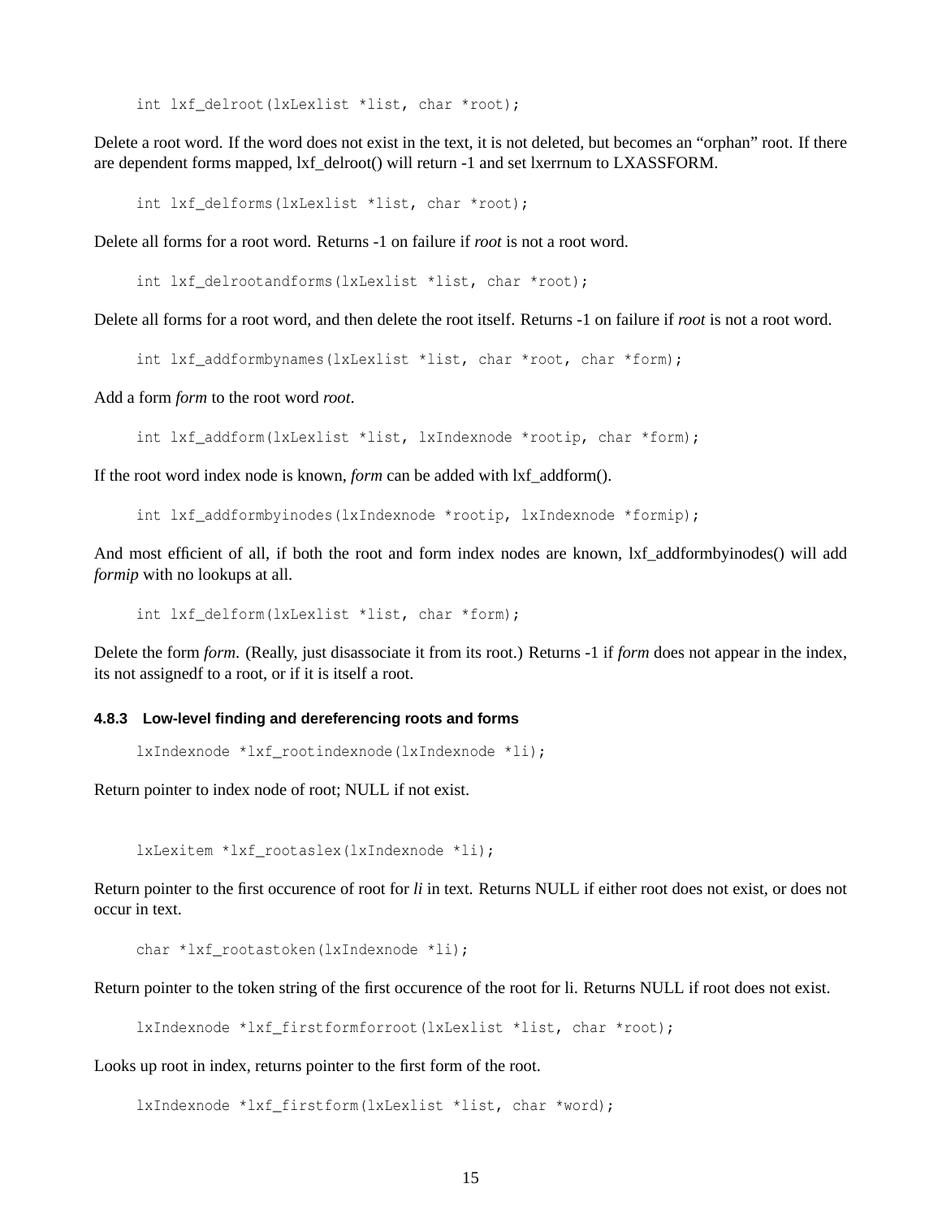```
int lxf_delroot(lxLexlist *list, char *root);
```

Delete a root word. If the word does not exist in the text, it is not deleted, but becomes an “orphan” root. If there are dependent forms mapped, lxf_delroot() will return -1 and set lxerrnum to LXASSFORM.

```
int lxf_delforms(lxLexlist *list, char *root);
```

Delete all forms for a root word. Returns -1 on failure if *root* is not a root word.

```
int lxf_delrootandforms(lxLexlist *list, char *root);
```

Delete all forms for a root word, and then delete the root itself. Returns -1 on failure if *root* is not a root word.

```
int lxf_addformbynames(lxLexlist *list, char *root, char *form);
```

Add a form *form* to the root word *root*.

```
int lxf_addform(lxLexlist *list, lxIndexnode *rootip, char *form);
```

If the root word index node is known, *form* can be added with lxf_addform().

```
int lxf_addformbyinodes(lxIndexnode *rootip, lxIndexnode *formip);
```

And most efficient of all, if both the root and form index nodes are known, lxf_addformbyinodes() will add *formip* with no lookups at all.

```
int lxf_delform(lxLexlist *list, char *form);
```

Delete the form *form*. (Really, just disassociate it from its root.) Returns -1 if *form* does not appear in the index, its not assignedf to a root, or if it is itself a root.

#### 4.8.3 Low-level finding and dereferencing roots and forms

```
lxIndexnode *lxf_rootindexnode(lxIndexnode *li);
```

Return pointer to index node of root; NULL if not exist.

```
lxLexitem *lxf_rootaslex(lxIndexnode *li);
```

Return pointer to the first occurence of root for *li* in text. Returns NULL if either root does not exist, or does not occur in text.

```
char *lxf_rootastoken(lxIndexnode *li);
```

Return pointer to the token string of the first occurence of the root for li. Returns NULL if root does not exist.

```
lxIndexnode *lxf_firstformforroot(lxLexlist *list, char *root);
```

Looks up root in index, returns pointer to the first form of the root.

```
lxIndexnode *lxf_firstform(lxLexlist *list, char *word);
```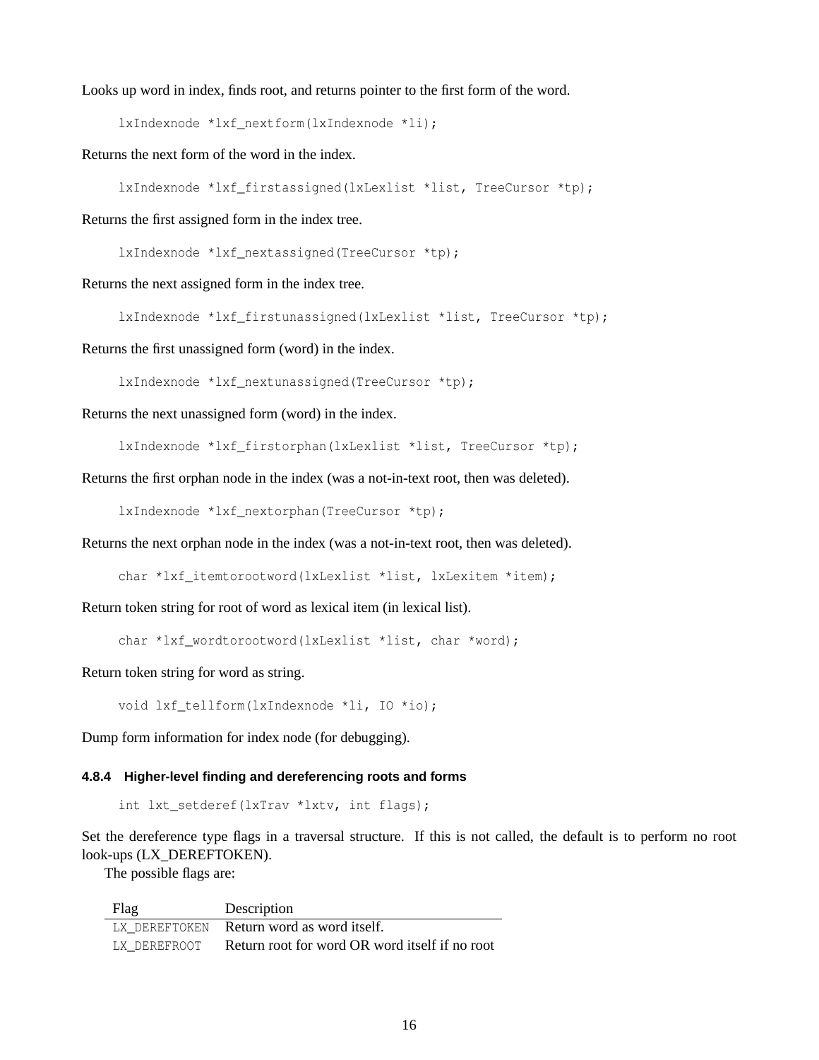Looks up word in index, finds root, and returns pointer to the first form of the word.

```
lxIndexnode *lxf_nextform(lxIndexnode *li);
```

Returns the next form of the word in the index.

```
lxIndexnode *lxf_firstassigned(lxLexlist *list, TreeCursor *tp);
```

Returns the first assigned form in the index tree.

```
lxIndexnode *lxf_nextassigned(TreeCursor *tp);
```

Returns the next assigned form in the index tree.

```
lxIndexnode *lxf_firstunassigned(lxLexlist *list, TreeCursor *tp);
```

Returns the first unassigned form (word) in the index.

```
lxIndexnode *lxf_nextunassigned(TreeCursor *tp);
```

Returns the next unassigned form (word) in the index.

```
lxIndexnode *lxf_firstorphan(lxLexlist *list, TreeCursor *tp);
```

Returns the first orphan node in the index (was a not-in-text root, then was deleted).

```
lxIndexnode *lxf_nextorphan(TreeCursor *tp);
```

Returns the next orphan node in the index (was a not-in-text root, then was deleted).

```
char *lxf_itemtorootword(lxLexlist *list, lxLexitem *item);
```

Return token string for root of word as lexical item (in lexical list).

```
char *lxf_wordtorootword(lxLexlist *list, char *word);
```

Return token string for word as string.

```
void lxf_tellform(lxIndexnode *li, IO *io);
```

Dump form information for index node (for debugging).

#### 4.8.4 Higher-level finding and dereferencing roots and forms

```
int lxt_setderef(lxTrav *lxtv, int flags);
```

Set the dereference type flags in a traversal structure. If this is not called, the default is to perform no root look-ups (LX_DEREFTOKEN).

The possible flags are:

| Flag | Description |
|---|---|
| LX_DEREFTOKEN | Return word as word itself. |
| LX_DEREFROOT | Return root for word OR word itself if no root |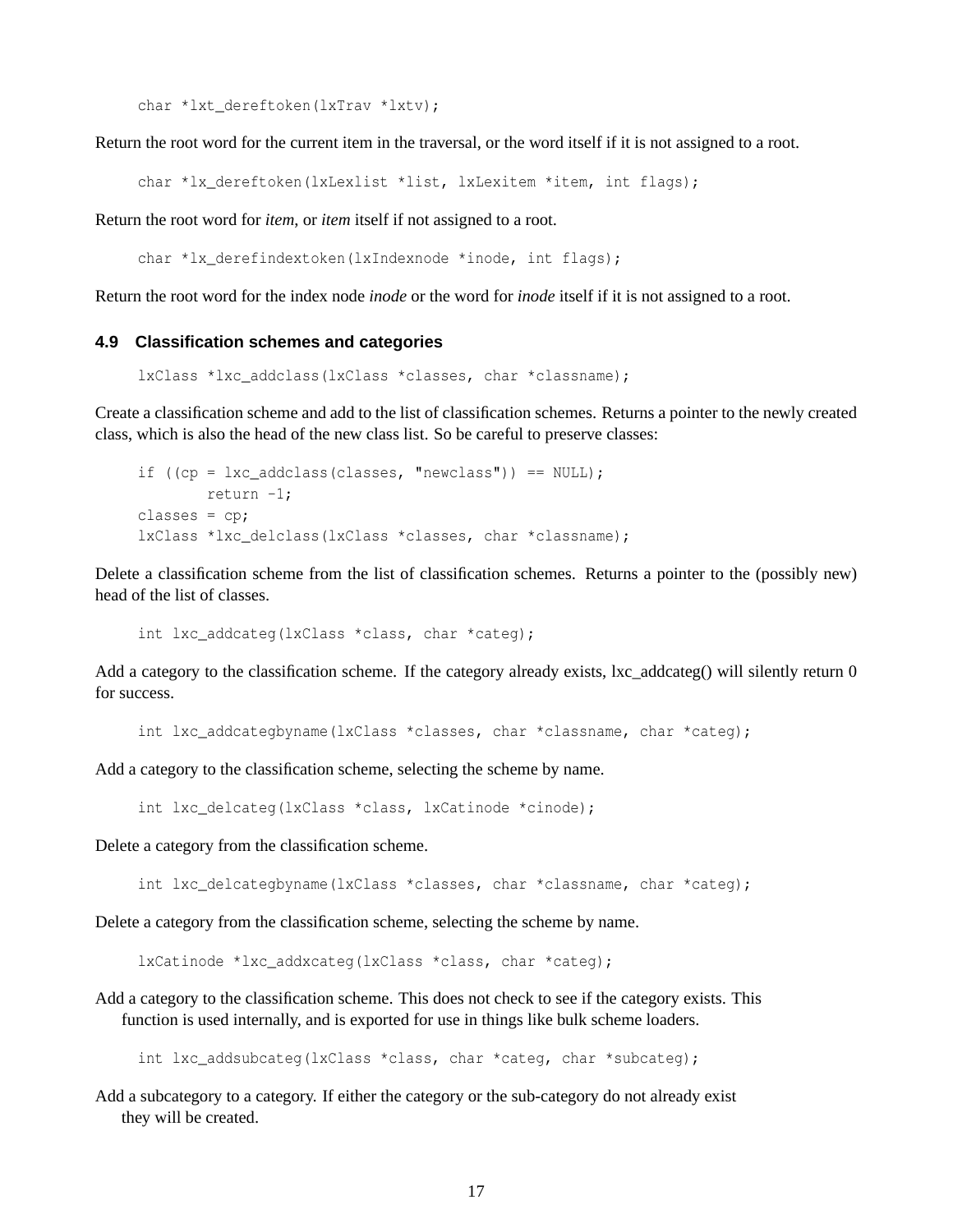```
char *lxt_dereftoken(lxTrav *lxtv);
```

Return the root word for the current item in the traversal, or the word itself if it is not assigned to a root.

```
char *lx_dereftoken(lxLexlist *list, lxLexitem *item, int flags);
```

Return the root word for *item*, or *item* itself if not assigned to a root.

```
char *lx_derefindextoken(lxIndexnode *inode, int flags);
```

Return the root word for the index node *inode* or the word for *inode* itself if it is not assigned to a root.

### 4.9 Classification schemes and categories

```
lxClass *lxc_addclass(lxClass *classes, char *classname);
```

Create a classification scheme and add to the list of classification schemes. Returns a pointer to the newly created class, which is also the head of the new class list. So be careful to preserve classes:

```
if ((cp = lxc_addclass(classes, "newclass")) == NULL);
        return -1;
classes = cp;
lxClass *lxc_delclass(lxClass *classes, char *classname);
```

Delete a classification scheme from the list of classification schemes. Returns a pointer to the (possibly new) head of the list of classes.

```
int lxc_addcateg(lxClass *class, char *categ);
```

Add a category to the classification scheme. If the category already exists, lxc_addcateg() will silently return 0 for success.

```
int lxc_addcategbyname(lxClass *classes, char *classname, char *categ);
```

Add a category to the classification scheme, selecting the scheme by name.

```
int lxc_delcateg(lxClass *class, lxCatinode *cinode);
```

Delete a category from the classification scheme.

```
int lxc_delcategbyname(lxClass *classes, char *classname, char *categ);
```

Delete a category from the classification scheme, selecting the scheme by name.

```
lxCatinode *lxc_addxcateg(lxClass *class, char *categ);
```

Add a category to the classification scheme. This does not check to see if the category exists. This function is used internally, and is exported for use in things like bulk scheme loaders.

```
int lxc_addsubcateg(lxClass *class, char *categ, char *subcateg);
```

Add a subcategory to a category. If either the category or the sub-category do not already exist they will be created.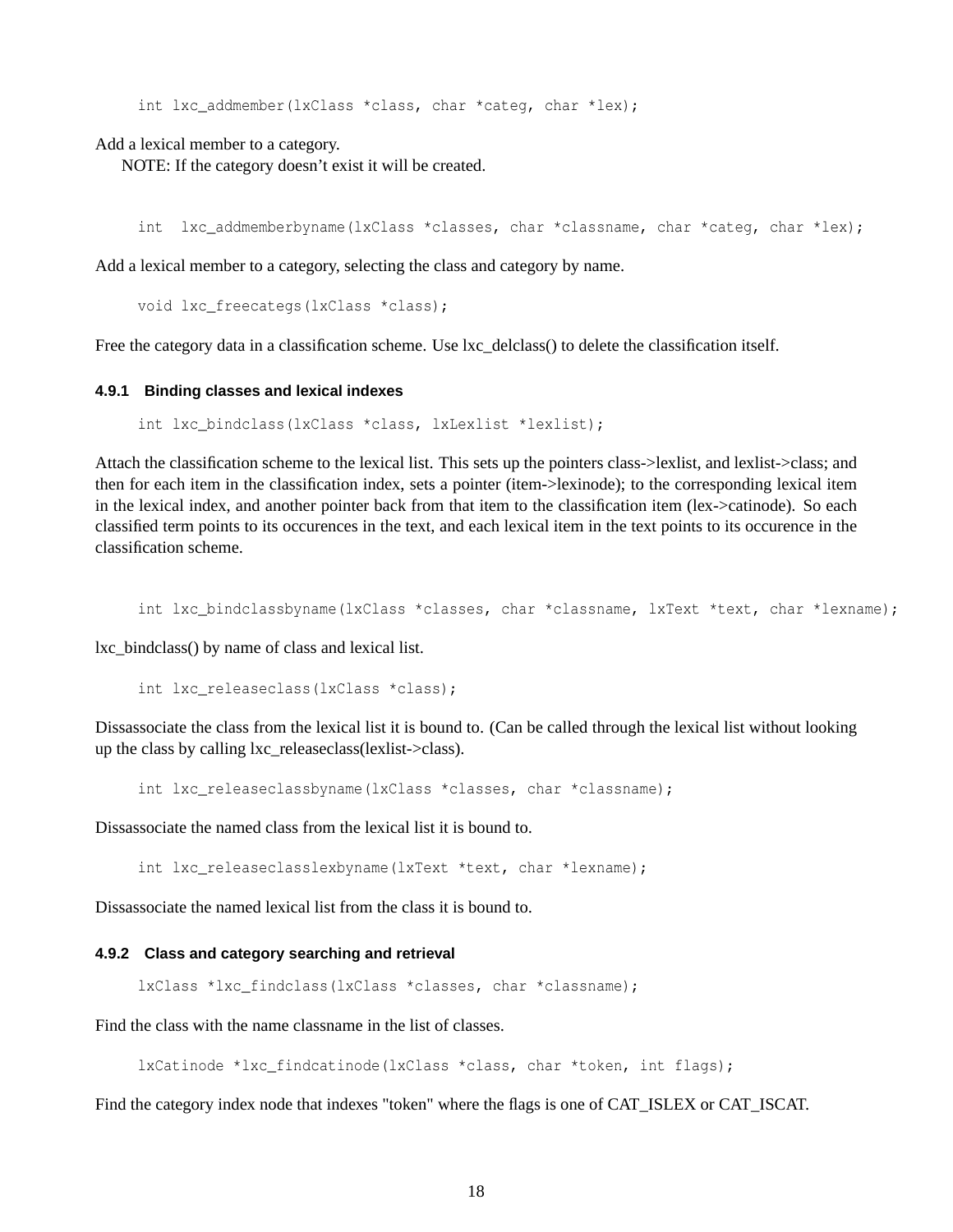```
int lxc_addmember(lxClass *class, char *categ, char *lex);
```

Add a lexical member to a category.
NOTE: If the category doesn't exist it will be created.

```
int  lxc_addmemberbyname(lxClass *classes, char *classname, char *categ, char *lex);
```

Add a lexical member to a category, selecting the class and category by name.

```
void lxc_freecategs(lxClass *class);
```

Free the category data in a classification scheme. Use lxc_delclass() to delete the classification itself.

#### 4.9.1 Binding classes and lexical indexes

```
int lxc_bindclass(lxClass *class, lxLexlist *lexlist);
```

Attach the classification scheme to the lexical list. This sets up the pointers class->lexlist, and lexlist->class; and then for each item in the classification index, sets a pointer (item->lexinode); to the corresponding lexical item in the lexical index, and another pointer back from that item to the classification item (lex->catinode). So each classified term points to its occurences in the text, and each lexical item in the text points to its occurence in the classification scheme.

```
int lxc_bindclassbyname(lxClass *classes, char *classname, lxText *text, char *lexname);
```

lxc_bindclass() by name of class and lexical list.

```
int lxc_releaseclass(lxClass *class);
```

Dissassociate the class from the lexical list it is bound to. (Can be called through the lexical list without looking up the class by calling lxc_releaseclass(lexlist->class).

```
int lxc_releaseclassbyname(lxClass *classes, char *classname);
```

Dissassociate the named class from the lexical list it is bound to.

```
int lxc_releaseclasslexbyname(lxText *text, char *lexname);
```

Dissassociate the named lexical list from the class it is bound to.

#### 4.9.2 Class and category searching and retrieval

```
lxClass *lxc_findclass(lxClass *classes, char *classname);
```

Find the class with the name classname in the list of classes.

```
lxCatinode *lxc_findcatinode(lxClass *class, char *token, int flags);
```

Find the category index node that indexes "token" where the flags is one of CAT_ISLEX or CAT_ISCAT.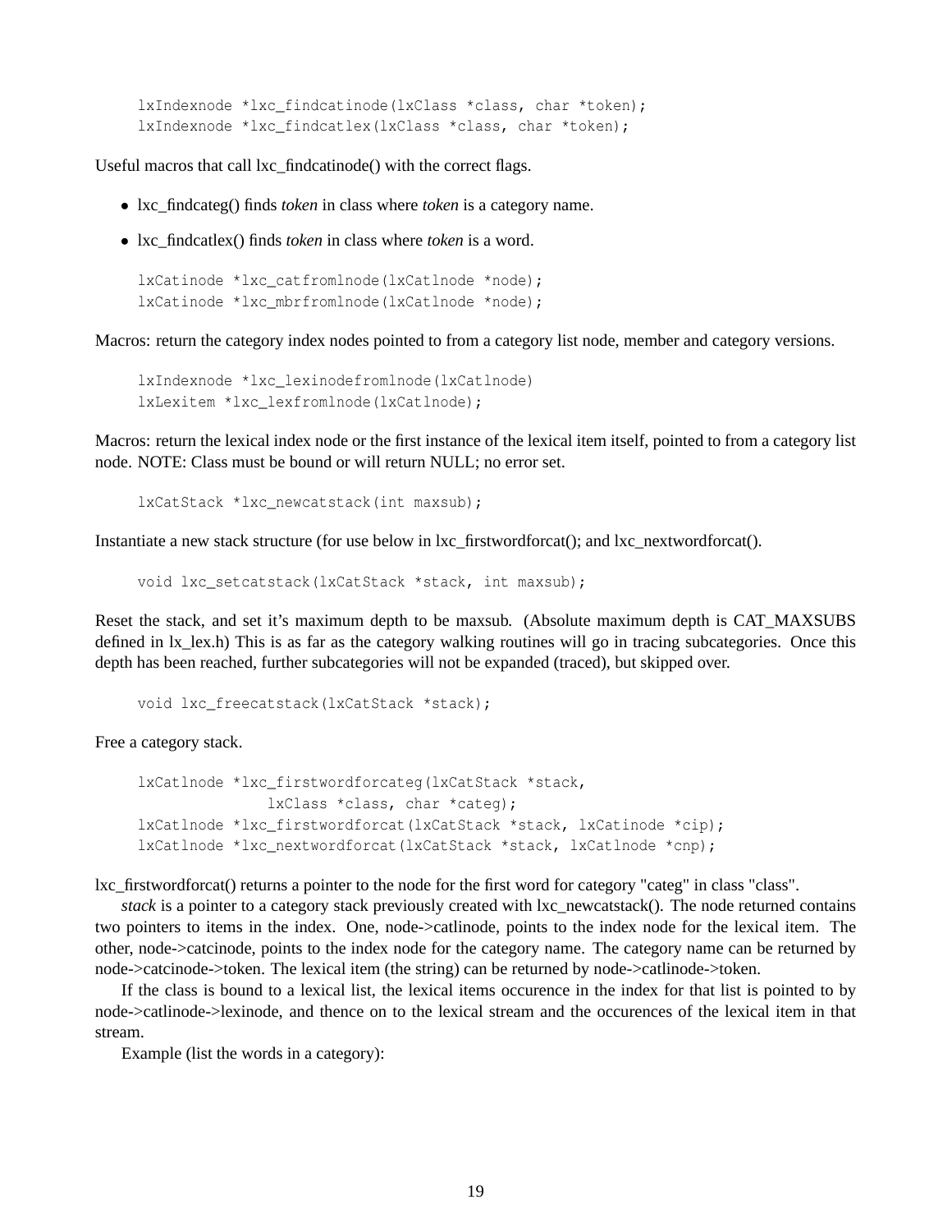```
lxIndexnode *lxc_findcatinode(lxClass *class, char *token);
lxIndexnode *lxc_findcatlex(lxClass *class, char *token);
```

Useful macros that call lxc_findcatinode() with the correct flags.

- lxc_findcateg() finds *token* in class where *token* is a category name.
- lxc_findcatlex() finds *token* in class where *token* is a word.

```
lxCatinode *lxc_catfromlnode(lxCatlnode *node);
lxCatinode *lxc_mbrfromlnode(lxCatlnode *node);
```

Macros: return the category index nodes pointed to from a category list node, member and category versions.

```
lxIndexnode *lxc_lexinodefromlnode(lxCatlnode)
lxLexitem *lxc_lexfromlnode(lxCatlnode);
```

Macros: return the lexical index node or the first instance of the lexical item itself, pointed to from a category list node. NOTE: Class must be bound or will return NULL; no error set.

```
lxCatStack *lxc_newcatstack(int maxsub);
```

Instantiate a new stack structure (for use below in lxc_firstwordforcat(); and lxc_nextwordforcat().

```
void lxc_setcatstack(lxCatStack *stack, int maxsub);
```

Reset the stack, and set it's maximum depth to be maxsub. (Absolute maximum depth is CAT_MAXSUBS defined in lx_lex.h) This is as far as the category walking routines will go in tracing subcategories. Once this depth has been reached, further subcategories will not be expanded (traced), but skipped over.

```
void lxc_freecatstack(lxCatStack *stack);
```

Free a category stack.

```
lxCatlnode *lxc_firstwordforcateg(lxCatStack *stack,
                lxClass *class, char *categ);
lxCatlnode *lxc_firstwordforcat(lxCatStack *stack, lxCatinode *cip);
lxCatlnode *lxc_nextwordforcat(lxCatStack *stack, lxCatlnode *cnp);
```

lxc_firstwordforcat() returns a pointer to the node for the first word for category "categ" in class "class".

*stack* is a pointer to a category stack previously created with lxc_newcatstack(). The node returned contains two pointers to items in the index. One, node->catlinode, points to the index node for the lexical item. The other, node->catcinode, points to the index node for the category name. The category name can be returned by node->catcinode->token. The lexical item (the string) can be returned by node->catlinode->token.

If the class is bound to a lexical list, the lexical items occurence in the index for that list is pointed to by node->catlinode->lexinode, and thence on to the lexical stream and the occurences of the lexical item in that stream.

Example (list the words in a category):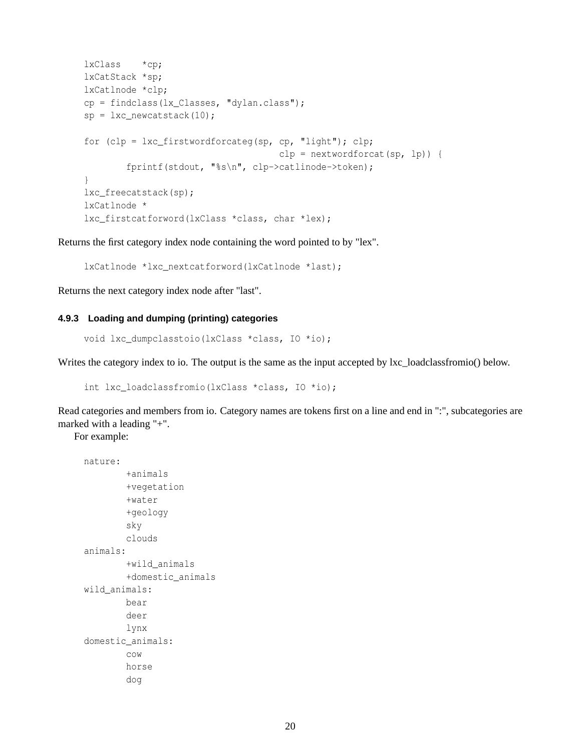```
lxClass    *cp;
lxCatStack *sp;
lxCatlnode *clp;
cp = findclass(lx_Classes, "dylan.class");
sp = lxc_newcatstack(10);

for (clp = lxc_firstwordforcateg(sp, cp, "light"); clp;
                                    clp = nextwordforcat(sp, lp)) {
        fprintf(stdout, "%s\n", clp->catlinode->token);
}
lxc_freecatstack(sp);
lxCatlnode *
lxc_firstcatforword(lxClass *class, char *lex);
```

Returns the first category index node containing the word pointed to by "lex".

```
lxCatlnode *lxc_nextcatforword(lxCatlnode *last);
```

Returns the next category index node after "last".

### 4.9.3 Loading and dumping (printing) categories

```
void lxc_dumpclasstoio(lxClass *class, IO *io);
```

Writes the category index to io. The output is the same as the input accepted by lxc_loadclassfromio() below.

```
int lxc_loadclassfromio(lxClass *class, IO *io);
```

Read categories and members from io. Category names are tokens first on a line and end in ":", subcategories are marked with a leading "+".

For example:

```
nature:
        +animals
        +vegetation
        +water
        +geology
        sky
        clouds
animals:
        +wild_animals
        +domestic_animals
wild_animals:
        bear
        deer
        lynx
domestic_animals:
        cow
        horse
        dog
```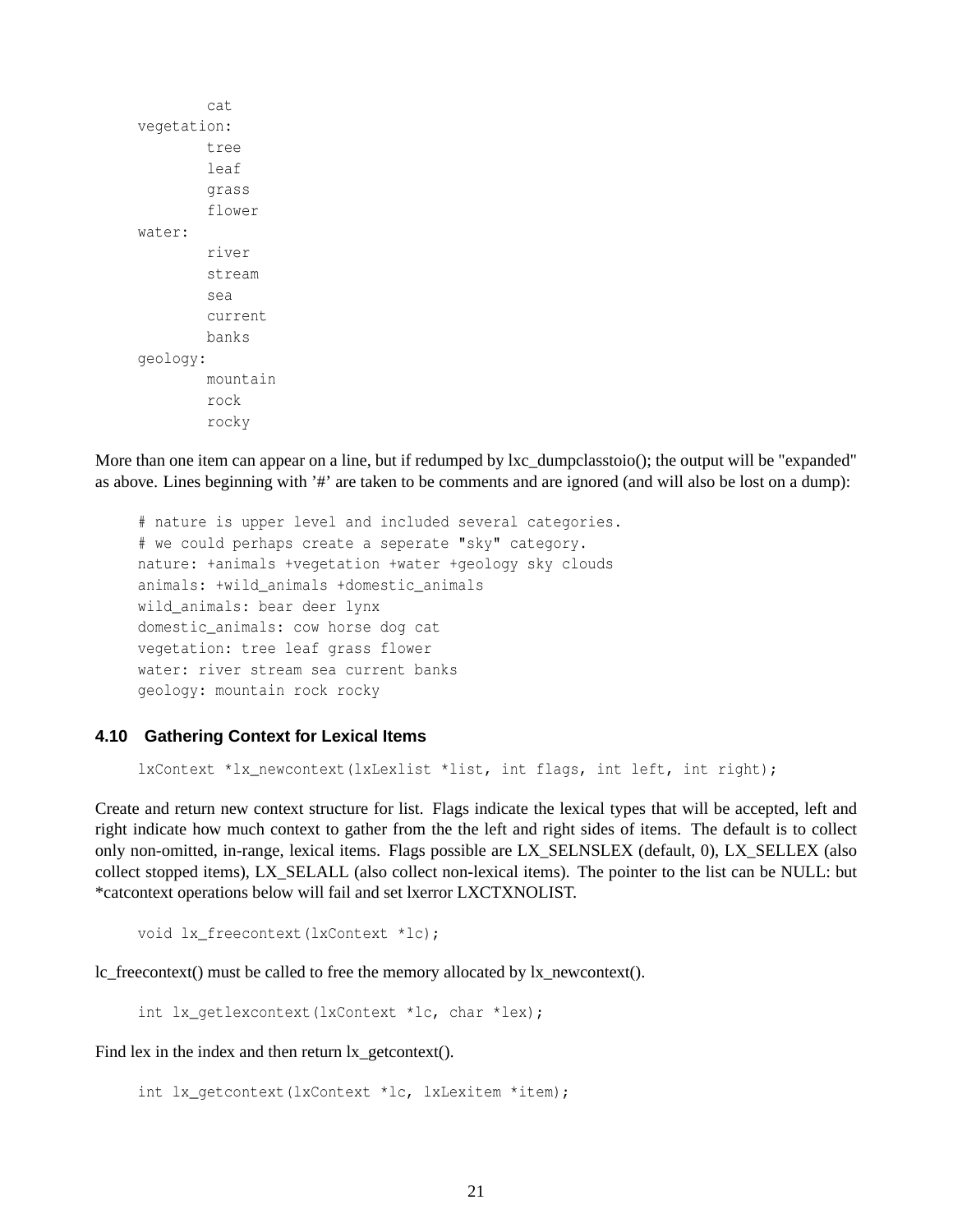```
        cat
vegetation:
        tree
        leaf
        grass
        flower
water:
        river
        stream
        sea
        current
        banks
geology:
        mountain
        rock
        rocky
```

More than one item can appear on a line, but if redumped by lxc_dumpclasstoio(); the output will be "expanded" as above. Lines beginning with '#' are taken to be comments and are ignored (and will also be lost on a dump):

```
# nature is upper level and included several categories.
# we could perhaps create a seperate "sky" category.
nature: +animals +vegetation +water +geology sky clouds
animals: +wild_animals +domestic_animals
wild_animals: bear deer lynx
domestic_animals: cow horse dog cat
vegetation: tree leaf grass flower
water: river stream sea current banks
geology: mountain rock rocky
```

### 4.10 Gathering Context for Lexical Items

```
lxContext *lx_newcontext(lxLexlist *list, int flags, int left, int right);
```

Create and return new context structure for list. Flags indicate the lexical types that will be accepted, left and right indicate how much context to gather from the the left and right sides of items. The default is to collect only non-omitted, in-range, lexical items. Flags possible are LX_SELNSLEX (default, 0), LX_SELLEX (also collect stopped items), LX_SELALL (also collect non-lexical items). The pointer to the list can be NULL: but *catcontext operations below will fail and set lxerror LXCTXNOLIST.

```
void lx_freecontext(lxContext *lc);
```

lc_freecontext() must be called to free the memory allocated by lx_newcontext().

```
int lx_getlexcontext(lxContext *lc, char *lex);
```

Find lex in the index and then return lx_getcontext().

```
int lx_getcontext(lxContext *lc, lxLexitem *item);
```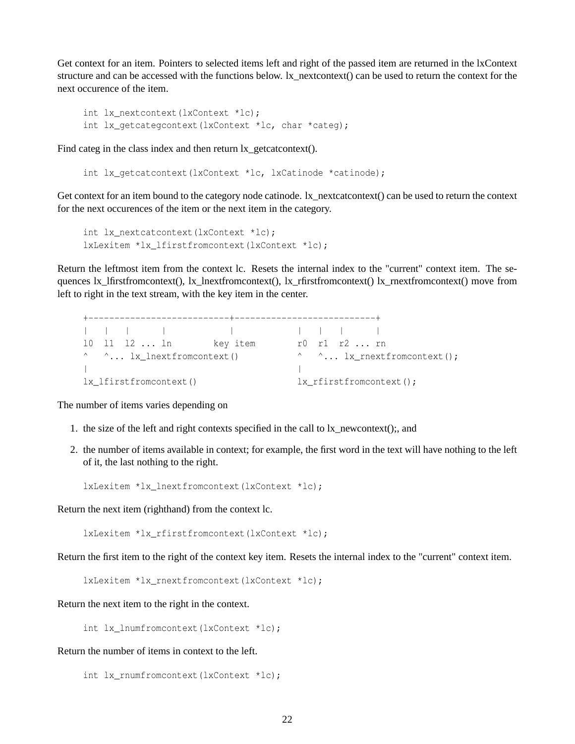Get context for an item. Pointers to selected items left and right of the passed item are returned in the lxContext structure and can be accessed with the functions below. lx_nextcontext() can be used to return the context for the next occurence of the item.

```
int lx_nextcontext(lxContext *lc);
int lx_getcategcontext(lxContext *lc, char *categ);
```

Find categ in the class index and then return lx_getcatcontext().

```
int lx_getcatcontext(lxContext *lc, lxCatinode *catinode);
```

Get context for an item bound to the category node catinode. lx_nextcatcontext() can be used to return the context for the next occurences of the item or the next item in the category.

```
int lx_nextcatcontext(lxContext *lc);
lxLexitem *lx_lfirstfromcontext(lxContext *lc);
```

Return the leftmost item from the context lc. Resets the internal index to the "current" context item. The sequences lx_lfirstfromcontext(), lx_lnextfromcontext(), lx_rfirstfromcontext() lx_rnextfromcontext() move from left to right in the text stream, with the key item in the center.

```
+--------------------------+--------------------------+
|   |   |      |           |           |   |   |      |
l0  l1  l2 ... ln       key item       r0  r1  r2 ... rn
^   ^... lx_lnextfromcontext()         ^   ^... lx_rnextfromcontext();
|                                      |
lx_lfirstfromcontext()                 lx_rfirstfromcontext();
```

The number of items varies depending on

1. the size of the left and right contexts specified in the call to lx_newcontext();, and
2. the number of items available in context; for example, the first word in the text will have nothing to the left of it, the last nothing to the right.

```
lxLexitem *lx_lnextfromcontext(lxContext *lc);
```

Return the next item (righthand) from the context lc.

```
lxLexitem *lx_rfirstfromcontext(lxContext *lc);
```

Return the first item to the right of the context key item. Resets the internal index to the "current" context item.

```
lxLexitem *lx_rnextfromcontext(lxContext *lc);
```

Return the next item to the right in the context.

```
int lx_lnumfromcontext(lxContext *lc);
```

Return the number of items in context to the left.

```
int lx_rnumfromcontext(lxContext *lc);
```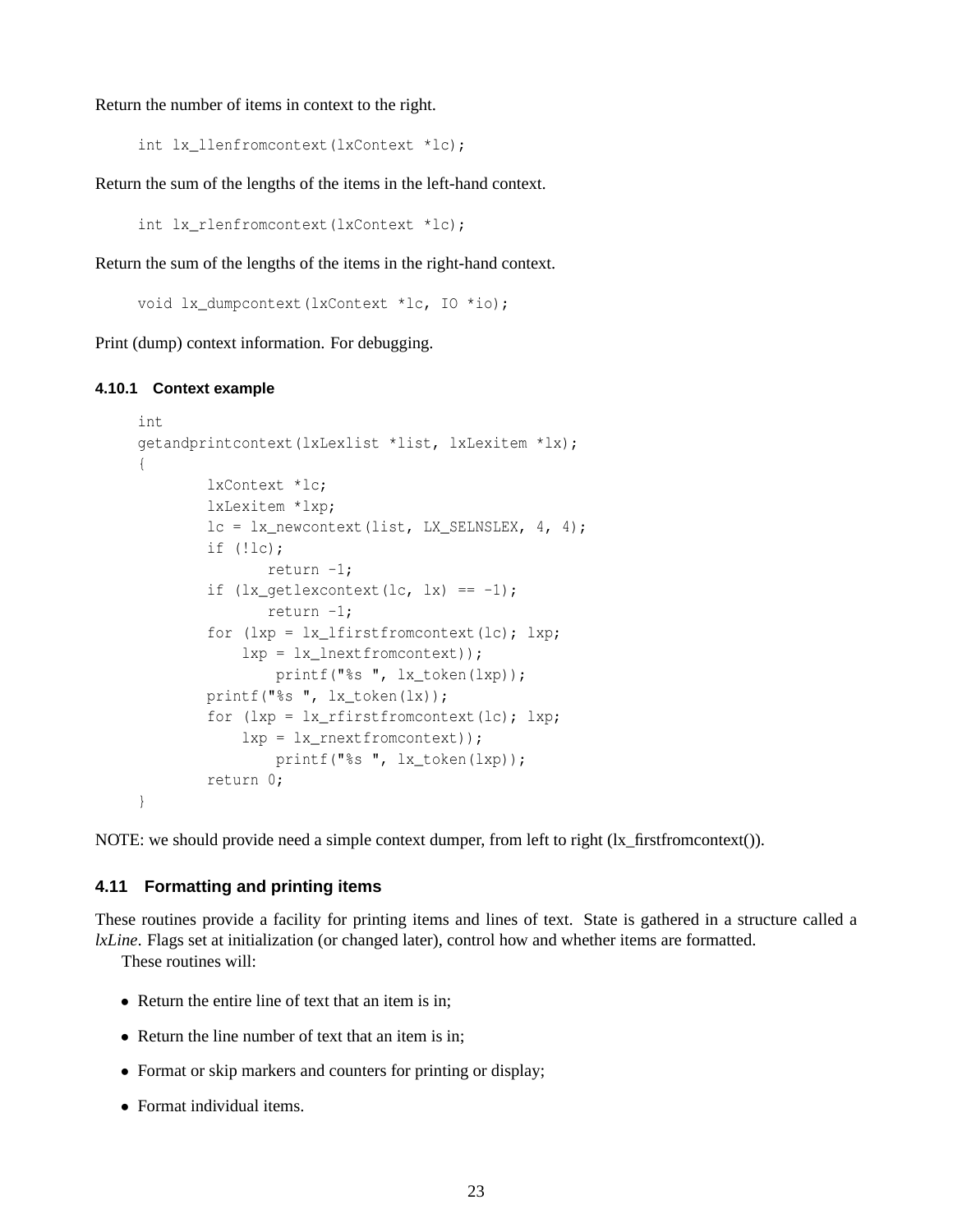Return the number of items in context to the right.

```
int lx_llenfromcontext(lxContext *lc);
```

Return the sum of the lengths of the items in the left-hand context.

```
int lx_rlenfromcontext(lxContext *lc);
```

Return the sum of the lengths of the items in the right-hand context.

```
void lx_dumpcontext(lxContext *lc, IO *io);
```

Print (dump) context information. For debugging.

#### 4.10.1 Context example

```
int
getandprintcontext(lxLexlist *list, lxLexitem *lx);
{
        lxContext *lc;
        lxLexitem *lxp;
        lc = lx_newcontext(list, LX_SELNSLEX, 4, 4);
        if (!lc);
                return -1;
        if (lx_getlexcontext(lc, lx) == -1);
                return -1;
        for (lxp = lx_lfirstfromcontext(lc); lxp;
            lxp = lx_lnextfromcontext));
                printf("%s ", lx_token(lxp));
        printf("%s ", lx_token(lx));
        for (lxp = lx_rfirstfromcontext(lc); lxp;
            lxp = lx_rnextfromcontext));
                printf("%s ", lx_token(lxp));
        return 0;
}
```

NOTE: we should provide need a simple context dumper, from left to right (lx_firstfromcontext()).

### 4.11 Formatting and printing items

These routines provide a facility for printing items and lines of text. State is gathered in a structure called a *lxLine*. Flags set at initialization (or changed later), control how and whether items are formatted.

These routines will:

- Return the entire line of text that an item is in;
- Return the line number of text that an item is in;
- Format or skip markers and counters for printing or display;
- Format individual items.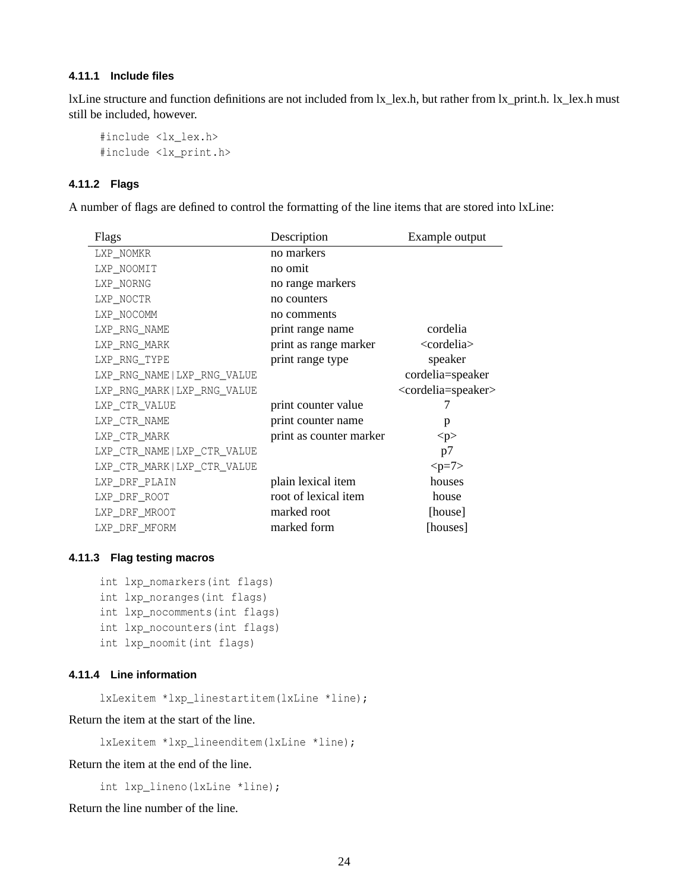### 4.11.1 Include files

lxLine structure and function definitions are not included from lx_lex.h, but rather from lx_print.h. lx_lex.h must still be included, however.

```
#include <lx_lex.h>
#include <lx_print.h>
```

### 4.11.2 Flags

A number of flags are defined to control the formatting of the line items that are stored into lxLine:

| Flags | Description | Example output |
|---|---|---|
| `LXP_NOMKR` | no markers | |
| `LXP_NOOMIT` | no omit | |
| `LXP_NORNG` | no range markers | |
| `LXP_NOCTR` | no counters | |
| `LXP_NOCOMM` | no comments | |
| `LXP_RNG_NAME` | print range name | cordelia |
| `LXP_RNG_MARK` | print as range marker | <cordelia> |
| `LXP_RNG_TYPE` | print range type | speaker |
| `LXP_RNG_NAME\|LXP_RNG_VALUE` | | cordelia=speaker |
| `LXP_RNG_MARK\|LXP_RNG_VALUE` | | <cordelia=speaker> |
| `LXP_CTR_VALUE` | print counter value | 7 |
| `LXP_CTR_NAME` | print counter name | p |
| `LXP_CTR_MARK` | print as counter marker | <p> |
| `LXP_CTR_NAME\|LXP_CTR_VALUE` | | p7 |
| `LXP_CTR_MARK\|LXP_CTR_VALUE` | | <p=7> |
| `LXP_DRF_PLAIN` | plain lexical item | houses |
| `LXP_DRF_ROOT` | root of lexical item | house |
| `LXP_DRF_MROOT` | marked root | [house] |
| `LXP_DRF_MFORM` | marked form | [houses] |

### 4.11.3 Flag testing macros

```
int lxp_nomarkers(int flags)
int lxp_noranges(int flags)
int lxp_nocomments(int flags)
int lxp_nocounters(int flags)
int lxp_noomit(int flags)
```

### 4.11.4 Line information

```
lxLexitem *lxp_linestartitem(lxLine *line);
```

Return the item at the start of the line.

```
lxLexitem *lxp_lineenditem(lxLine *line);
```

Return the item at the end of the line.

```
int lxp_lineno(lxLine *line);
```

Return the line number of the line.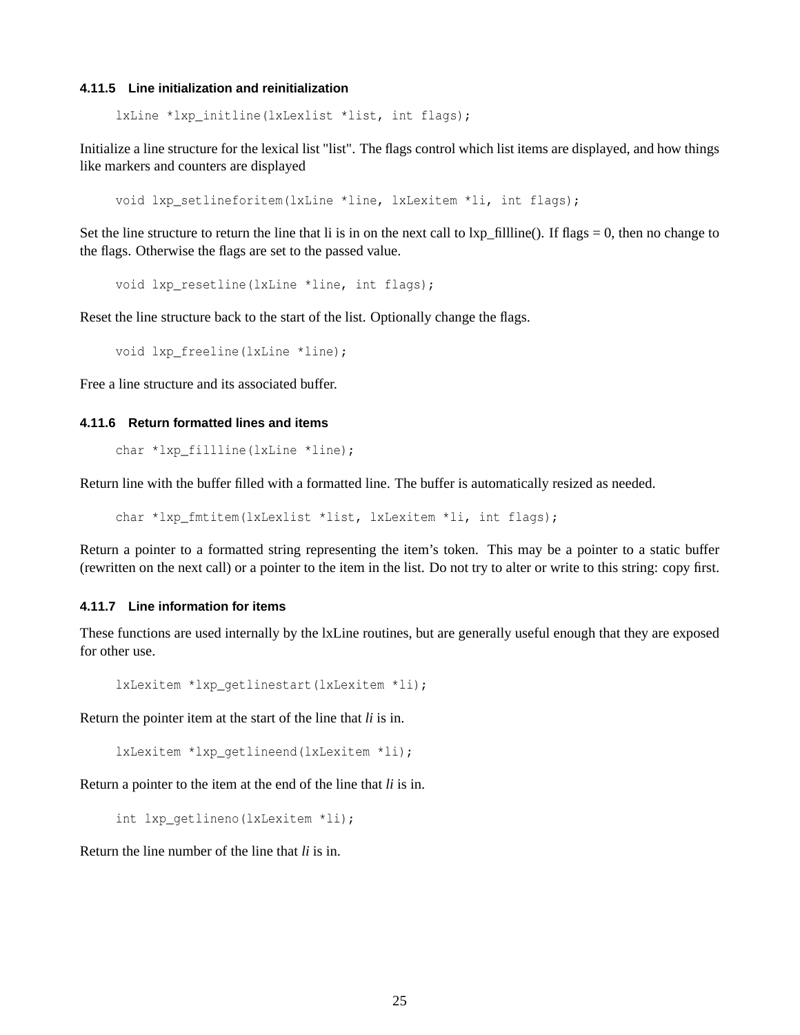#### 4.11.5 Line initialization and reinitialization

```
lxLine *lxp_initline(lxLexlist *list, int flags);
```

Initialize a line structure for the lexical list "list". The flags control which list items are displayed, and how things like markers and counters are displayed

```
void lxp_setlineforitem(lxLine *line, lxLexitem *li, int flags);
```

Set the line structure to return the line that li is in on the next call to lxp_fillline(). If flags = 0, then no change to the flags. Otherwise the flags are set to the passed value.

```
void lxp_resetline(lxLine *line, int flags);
```

Reset the line structure back to the start of the list. Optionally change the flags.

```
void lxp_freeline(lxLine *line);
```

Free a line structure and its associated buffer.

#### 4.11.6 Return formatted lines and items

```
char *lxp_fillline(lxLine *line);
```

Return line with the buffer filled with a formatted line. The buffer is automatically resized as needed.

```
char *lxp_fmtitem(lxLexlist *list, lxLexitem *li, int flags);
```

Return a pointer to a formatted string representing the item's token. This may be a pointer to a static buffer (rewritten on the next call) or a pointer to the item in the list. Do not try to alter or write to this string: copy first.

#### 4.11.7 Line information for items

These functions are used internally by the lxLine routines, but are generally useful enough that they are exposed for other use.

```
lxLexitem *lxp_getlinestart(lxLexitem *li);
```

Return the pointer item at the start of the line that *li* is in.

```
lxLexitem *lxp_getlineend(lxLexitem *li);
```

Return a pointer to the item at the end of the line that *li* is in.

```
int lxp_getlineno(lxLexitem *li);
```

Return the line number of the line that *li* is in.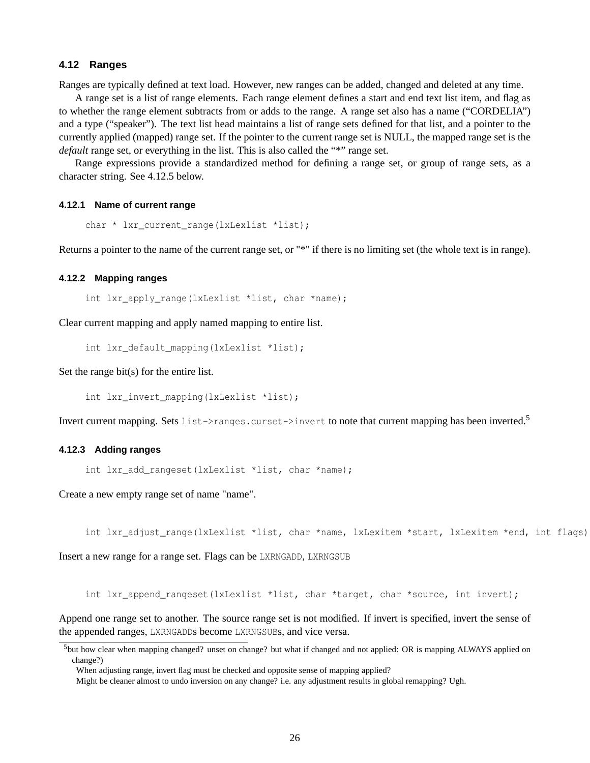### 4.12 Ranges

Ranges are typically defined at text load. However, new ranges can be added, changed and deleted at any time.

A range set is a list of range elements. Each range element defines a start and end text list item, and flag as to whether the range element subtracts from or adds to the range. A range set also has a name (“CORDELIA”) and a type (“speaker”). The text list head maintains a list of range sets defined for that list, and a pointer to the currently applied (mapped) range set. If the pointer to the current range set is NULL, the mapped range set is the *default* range set, or everything in the list. This is also called the “*” range set.

Range expressions provide a standardized method for defining a range set, or group of range sets, as a character string. See 4.12.5 below.

#### 4.12.1 Name of current range

```
char * lxr_current_range(lxLexlist *list);
```

Returns a pointer to the name of the current range set, or "*" if there is no limiting set (the whole text is in range).

#### 4.12.2 Mapping ranges

```
int lxr_apply_range(lxLexlist *list, char *name);
```

Clear current mapping and apply named mapping to entire list.

```
int lxr_default_mapping(lxLexlist *list);
```

Set the range bit(s) for the entire list.

```
int lxr_invert_mapping(lxLexlist *list);
```

Invert current mapping. Sets `list->ranges.curset->invert` to note that current mapping has been inverted.[5]

#### 4.12.3 Adding ranges

```
int lxr_add_rangeset(lxLexlist *list, char *name);
```

Create a new empty range set of name "name".

```
int lxr_adjust_range(lxLexlist *list, char *name, lxLexitem *start, lxLexitem *end, int flags)
```

Insert a new range for a range set. Flags can be `LXRNGADD`, `LXRNGSUB`

```
int lxr_append_rangeset(lxLexlist *list, char *target, char *source, int invert);
```

Append one range set to another. The source range set is not modified. If invert is specified, invert the sense of the appended ranges, `LXRNGADD`s become `LXRNGSUB`s, and vice versa.

---

[5] but how clear when mapping changed? unset on change? but what if changed and not applied: OR is mapping ALWAYS applied on change?)

When adjusting range, invert flag must be checked and opposite sense of mapping applied?

Might be cleaner almost to undo inversion on any change? i.e. any adjustment results in global remapping? Ugh.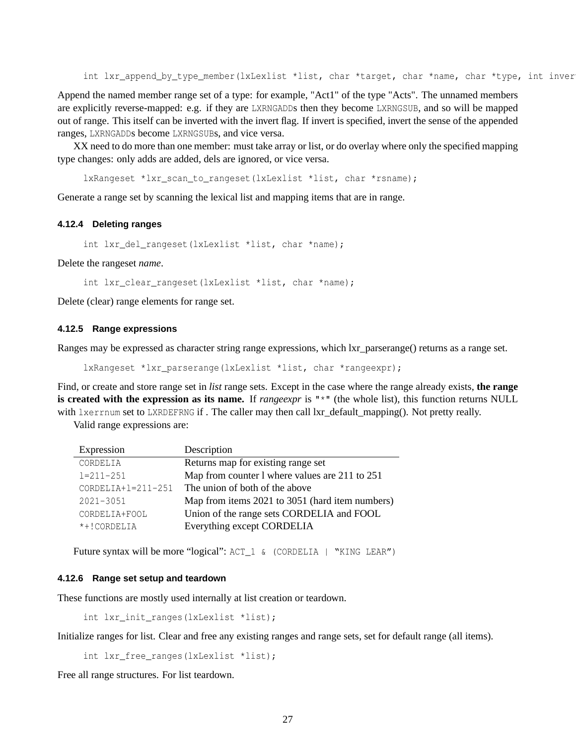```
int lxr_append_by_type_member(lxLexlist *list, char *target, char *name, char *type, int invert
```

Append the named member range set of a type: for example, "Act1" of the type "Acts". The unnamed members are explicitly reverse-mapped: e.g. if they are `LXRNGADD`s then they become `LXRNGSUB`, and so will be mapped out of range. This itself can be inverted with the invert flag. If invert is specified, invert the sense of the appended ranges, `LXRNGADD`s become `LXRNGSUB`s, and vice versa.

XX need to do more than one member: must take array or list, or do overlay where only the specified mapping type changes: only adds are added, dels are ignored, or vice versa.

```
lxRangeset *lxr_scan_to_rangeset(lxLexlist *list, char *rsname);
```

Generate a range set by scanning the lexical list and mapping items that are in range.

#### 4.12.4 Deleting ranges

```
int lxr_del_rangeset(lxLexlist *list, char *name);
```

Delete the rangeset *name*.

```
int lxr_clear_rangeset(lxLexlist *list, char *name);
```

Delete (clear) range elements for range set.

#### 4.12.5 Range expressions

Ranges may be expressed as character string range expressions, which lxr_parserange() returns as a range set.

```
lxRangeset *lxr_parserange(lxLexlist *list, char *rangeexpr);
```

Find, or create and store range set in *list* range sets. Except in the case where the range already exists, **the range is created with the expression as its name.** If *rangeexpr* is `"*"` (the whole list), this function returns NULL with `lxerrnum` set to `LXRDEFRNG` if . The caller may then call lxr_default_mapping(). Not pretty really.

Valid range expressions are:

| Expression | Description |
| --- | --- |
| `CORDELIA` | Returns map for existing range set |
| `l=211-251` | Map from counter l where values are 211 to 251 |
| `CORDELIA+l=211-251` | The union of both of the above |
| `2021-3051` | Map from items 2021 to 3051 (hard item numbers) |
| `CORDELIA+FOOL` | Union of the range sets CORDELIA and FOOL |
| `*+!CORDELIA` | Everything except CORDELIA |

Future syntax will be more "logical": `ACT_1 & (CORDELIA | "KING LEAR")`

#### 4.12.6 Range set setup and teardown

These functions are mostly used internally at list creation or teardown.

```
int lxr_init_ranges(lxLexlist *list);
```

Initialize ranges for list. Clear and free any existing ranges and range sets, set for default range (all items).

```
int lxr_free_ranges(lxLexlist *list);
```

Free all range structures. For list teardown.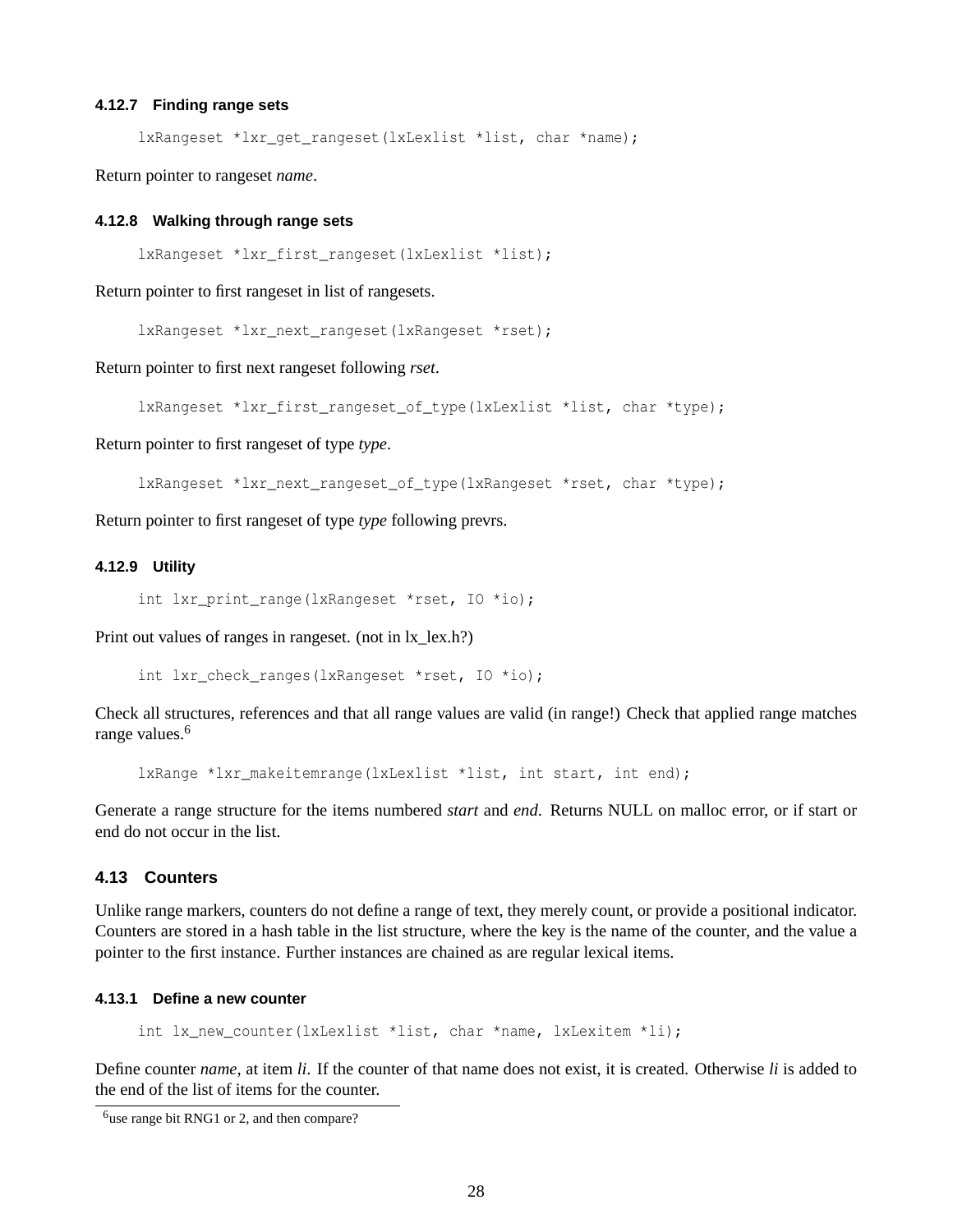#### 4.12.7 Finding range sets

```
lxRangeset *lxr_get_rangeset(lxLexlist *list, char *name);
```

Return pointer to rangeset *name*.

#### 4.12.8 Walking through range sets

```
lxRangeset *lxr_first_rangeset(lxLexlist *list);
```

Return pointer to first rangeset in list of rangesets.

```
lxRangeset *lxr_next_rangeset(lxRangeset *rset);
```

Return pointer to first next rangeset following *rset*.

```
lxRangeset *lxr_first_rangeset_of_type(lxLexlist *list, char *type);
```

Return pointer to first rangeset of type *type*.

```
lxRangeset *lxr_next_rangeset_of_type(lxRangeset *rset, char *type);
```

Return pointer to first rangeset of type *type* following prevrs.

#### 4.12.9 Utility

```
int lxr_print_range(lxRangeset *rset, IO *io);
```

Print out values of ranges in rangeset. (not in lx_lex.h?)

```
int lxr_check_ranges(lxRangeset *rset, IO *io);
```

Check all structures, references and that all range values are valid (in range!) Check that applied range matches range values.[6]

```
lxRange *lxr_makeitemrange(lxLexlist *list, int start, int end);
```

Generate a range structure for the items numbered *start* and *end*. Returns NULL on malloc error, or if start or end do not occur in the list.

### 4.13 Counters

Unlike range markers, counters do not define a range of text, they merely count, or provide a positional indicator. Counters are stored in a hash table in the list structure, where the key is the name of the counter, and the value a pointer to the first instance. Further instances are chained as are regular lexical items.

#### 4.13.1 Define a new counter

```
int lx_new_counter(lxLexlist *list, char *name, lxLexitem *li);
```

Define counter *name*, at item *li*. If the counter of that name does not exist, it is created. Otherwise *li* is added to the end of the list of items for the counter.

---

[6] use range bit RNG1 or 2, and then compare?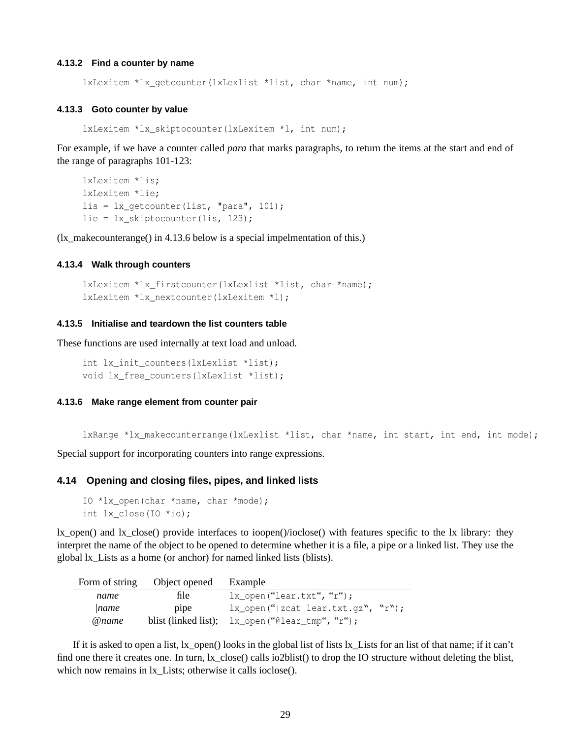#### 4.13.2 Find a counter by name

```
lxLexitem *lx_getcounter(lxLexlist *list, char *name, int num);
```

#### 4.13.3 Goto counter by value

```
lxLexitem *lx_skiptocounter(lxLexitem *l, int num);
```

For example, if we have a counter called *para* that marks paragraphs, to return the items at the start and end of the range of paragraphs 101-123:

```
lxLexitem *lis;
lxLexitem *lie;
lis = lx_getcounter(list, "para", 101);
lie = lx_skiptocounter(lis, 123);
```

(lx_makecounterange() in 4.13.6 below is a special impelmentation of this.)

#### 4.13.4 Walk through counters

```
lxLexitem *lx_firstcounter(lxLexlist *list, char *name);
lxLexitem *lx_nextcounter(lxLexitem *l);
```

#### 4.13.5 Initialise and teardown the list counters table

These functions are used internally at text load and unload.

```
int lx_init_counters(lxLexlist *list);
void lx_free_counters(lxLexlist *list);
```

#### 4.13.6 Make range element from counter pair

```
lxRange *lx_makecounterrange(lxLexlist *list, char *name, int start, int end, int mode);
```

Special support for incorporating counters into range expressions.

### 4.14 Opening and closing files, pipes, and linked lists

```
IO *lx_open(char *name, char *mode);
int lx_close(IO *io);
```

lx_open() and lx_close() provide interfaces to ioopen()/ioclose() with features specific to the lx library: they interpret the name of the object to be opened to determine whether it is a file, a pipe or a linked list. They use the global lx_Lists as a home (or anchor) for named linked lists (blists).

| Form of string | Object opened | Example |
|---|---|---|
| *name* | file | `lx_open("lear.txt", "r");` |
| *\|name* | pipe | `lx_open("\|zcat lear.txt.gz", "r");` |
| *@name* | blist (linked list); | `lx_open("@lear_tmp", "r");` |

If it is asked to open a list, lx_open() looks in the global list of lists lx_Lists for an list of that name; if it can't find one there it creates one. In turn, lx_close() calls io2blist() to drop the IO structure without deleting the blist, which now remains in lx_Lists; otherwise it calls ioclose().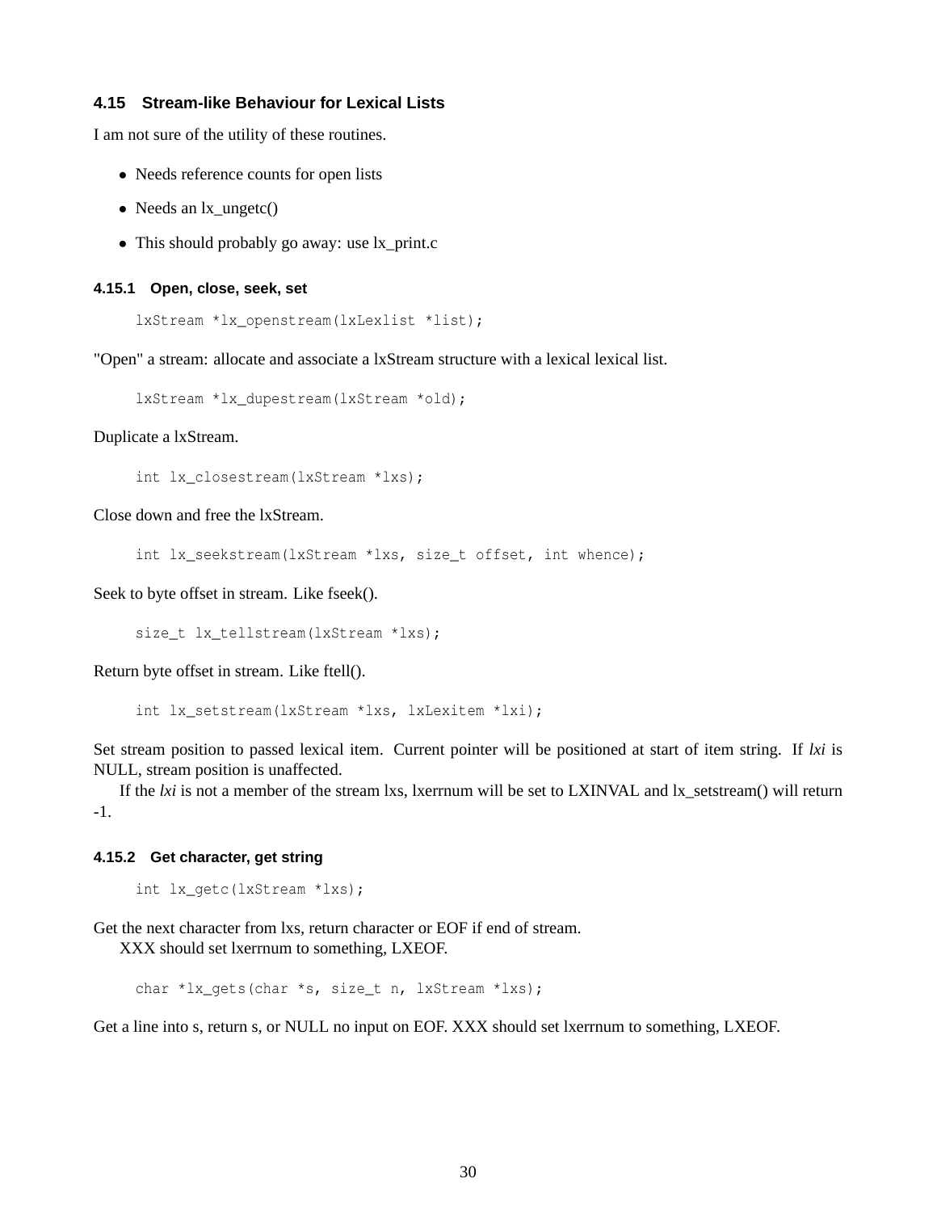### 4.15 Stream-like Behaviour for Lexical Lists

I am not sure of the utility of these routines.

- Needs reference counts for open lists
- Needs an lx_ungetc()
- This should probably go away: use lx_print.c

#### 4.15.1 Open, close, seek, set

```
lxStream *lx_openstream(lxLexlist *list);
```

"Open" a stream: allocate and associate a lxStream structure with a lexical lexical list.

```
lxStream *lx_dupestream(lxStream *old);
```

Duplicate a lxStream.

```
int lx_closestream(lxStream *lxs);
```

Close down and free the lxStream.

```
int lx_seekstream(lxStream *lxs, size_t offset, int whence);
```

Seek to byte offset in stream. Like fseek().

```
size_t lx_tellstream(lxStream *lxs);
```

Return byte offset in stream. Like ftell().

```
int lx_setstream(lxStream *lxs, lxLexitem *lxi);
```

Set stream position to passed lexical item. Current pointer will be positioned at start of item string. If *lxi* is NULL, stream position is unaffected.

If the *lxi* is not a member of the stream lxs, lxerrnum will be set to LXINVAL and lx_setstream() will return -1.

#### 4.15.2 Get character, get string

```
int lx_getc(lxStream *lxs);
```

Get the next character from lxs, return character or EOF if end of stream.

XXX should set lxerrnum to something, LXEOF.

```
char *lx_gets(char *s, size_t n, lxStream *lxs);
```

Get a line into s, return s, or NULL no input on EOF. XXX should set lxerrnum to something, LXEOF.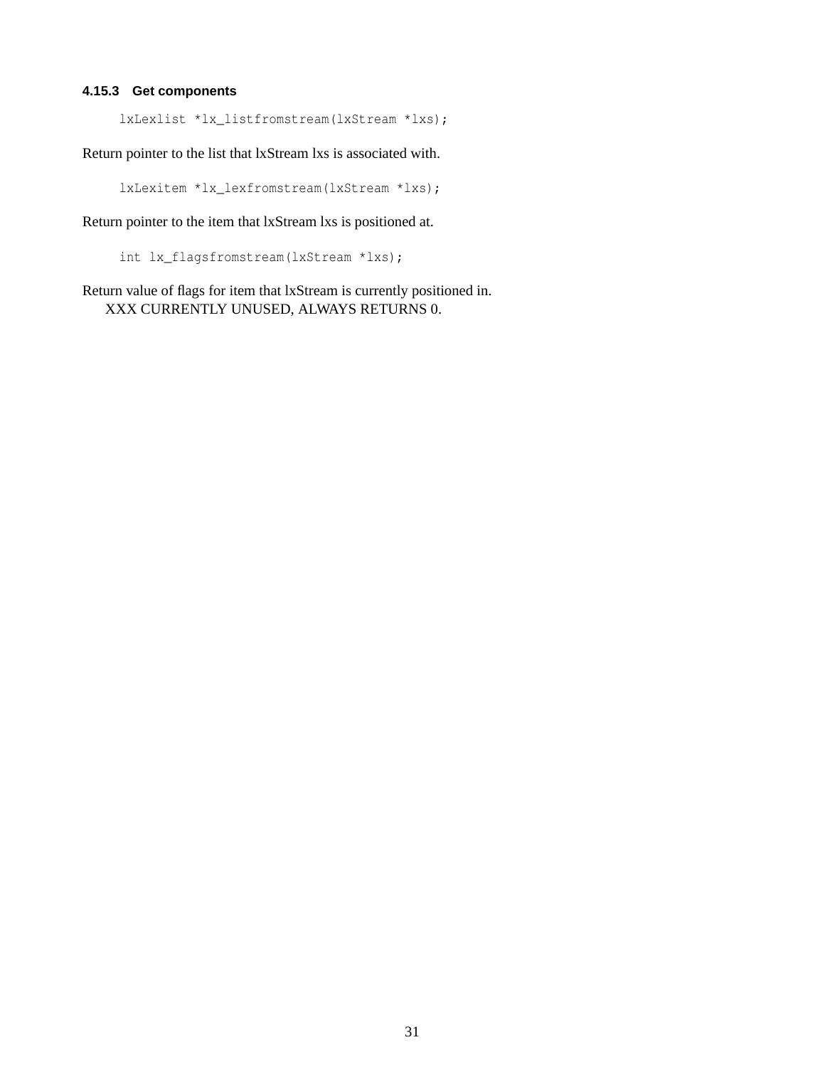#### 4.15.3 Get components

```
lxLexlist *lx_listfromstream(lxStream *lxs);
```

Return pointer to the list that lxStream lxs is associated with.

```
lxLexitem *lx_lexfromstream(lxStream *lxs);
```

Return pointer to the item that lxStream lxs is positioned at.

```
int lx_flagsfromstream(lxStream *lxs);
```

Return value of flags for item that lxStream is currently positioned in.
XXX CURRENTLY UNUSED, ALWAYS RETURNS 0.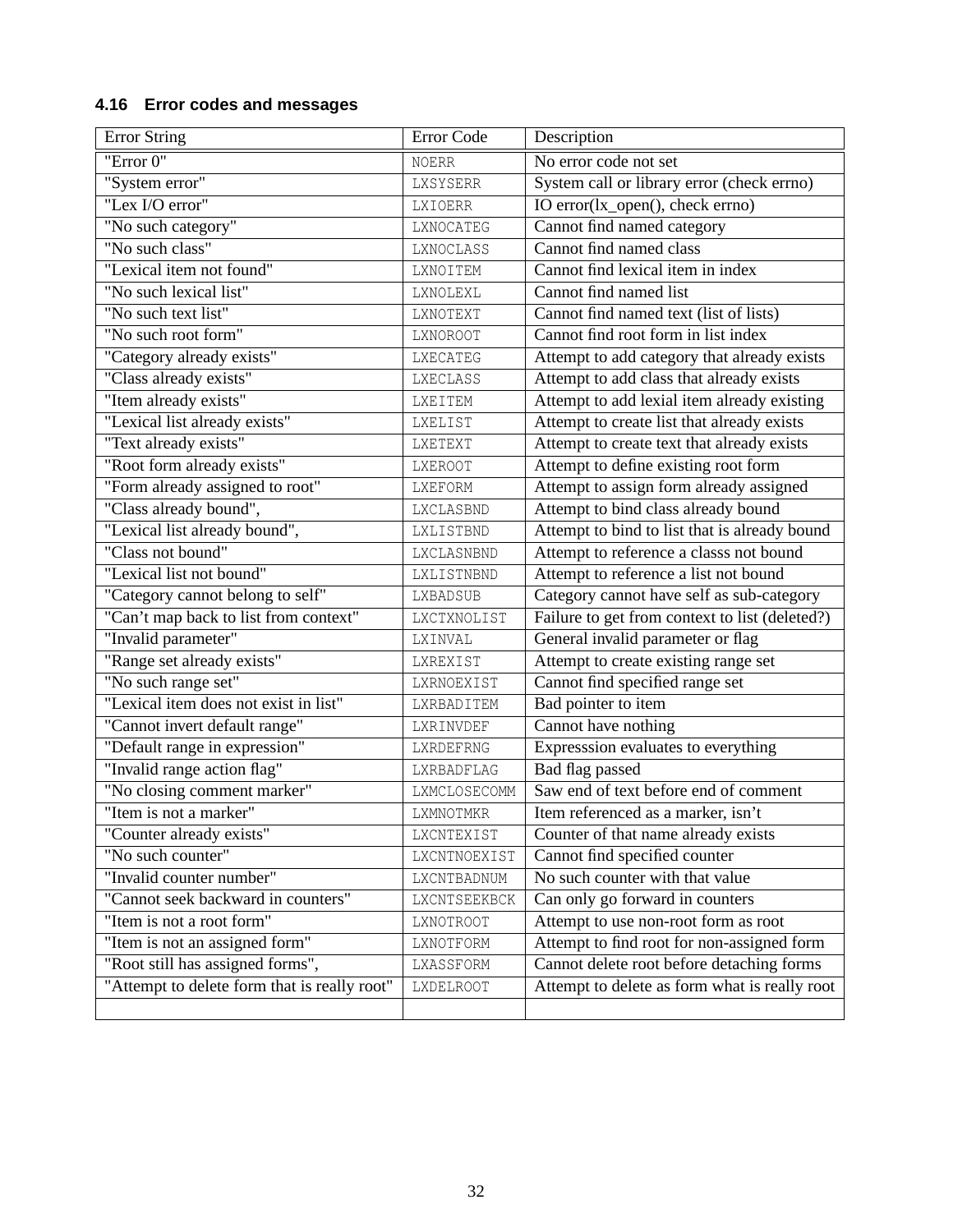### 4.16 Error codes and messages

| Error String | Error Code | Description |
|---|---|---|
| "Error 0" | NOERR | No error code not set |
| "System error" | LXSYSERR | System call or library error (check errno) |
| "Lex I/O error" | LXIOERR | IO error(lx_open(), check errno) |
| "No such category" | LXNOCATEG | Cannot find named category |
| "No such class" | LXNOCLASS | Cannot find named class |
| "Lexical item not found" | LXNOITEM | Cannot find lexical item in index |
| "No such lexical list" | LXNOLEXL | Cannot find named list |
| "No such text list" | LXNOTEXT | Cannot find named text (list of lists) |
| "No such root form" | LXNOROOT | Cannot find root form in list index |
| "Category already exists" | LXECATEG | Attempt to add category that already exists |
| "Class already exists" | LXECLASS | Attempt to add class that already exists |
| "Item already exists" | LXEITEM | Attempt to add lexial item already existing |
| "Lexical list already exists" | LXELIST | Attempt to create list that already exists |
| "Text already exists" | LXETEXT | Attempt to create text that already exists |
| "Root form already exists" | LXEROOT | Attempt to define existing root form |
| "Form already assigned to root" | LXEFORM | Attempt to assign form already assigned |
| "Class already bound", | LXCLASBND | Attempt to bind class already bound |
| "Lexical list already bound", | LXLISTBND | Attempt to bind to list that is already bound |
| "Class not bound" | LXCLASNBND | Attempt to reference a classs not bound |
| "Lexical list not bound" | LXLISTNBND | Attempt to reference a list not bound |
| "Category cannot belong to self" | LXBADSUB | Category cannot have self as sub-category |
| "Can't map back to list from context" | LXCTXNOLIST | Failure to get from context to list (deleted?) |
| "Invalid parameter" | LXINVAL | General invalid parameter or flag |
| "Range set already exists" | LXREXIST | Attempt to create existing range set |
| "No such range set" | LXRNOEXIST | Cannot find specified range set |
| "Lexical item does not exist in list" | LXRBADITEM | Bad pointer to item |
| "Cannot invert default range" | LXRINVDEF | Cannot have nothing |
| "Default range in expression" | LXRDEFRNG | Expresssion evaluates to everything |
| "Invalid range action flag" | LXRBADFLAG | Bad flag passed |
| "No closing comment marker" | LXMCLOSECOMM | Saw end of text before end of comment |
| "Item is not a marker" | LXMNOTMKR | Item referenced as a marker, isn't |
| "Counter already exists" | LXCNTEXIST | Counter of that name already exists |
| "No such counter" | LXCNTNOEXIST | Cannot find specified counter |
| "Invalid counter number" | LXCNTBADNUM | No such counter with that value |
| "Cannot seek backward in counters" | LXCNTSEEKBCK | Can only go forward in counters |
| "Item is not a root form" | LXNOTROOT | Attempt to use non-root form as root |
| "Item is not an assigned form" | LXNOTFORM | Attempt to find root for non-assigned form |
| "Root still has assigned forms", | LXASSFORM | Cannot delete root before detaching forms |
| "Attempt to delete form that is really root" | LXDELROOT | Attempt to delete as form what is really root |
| | | |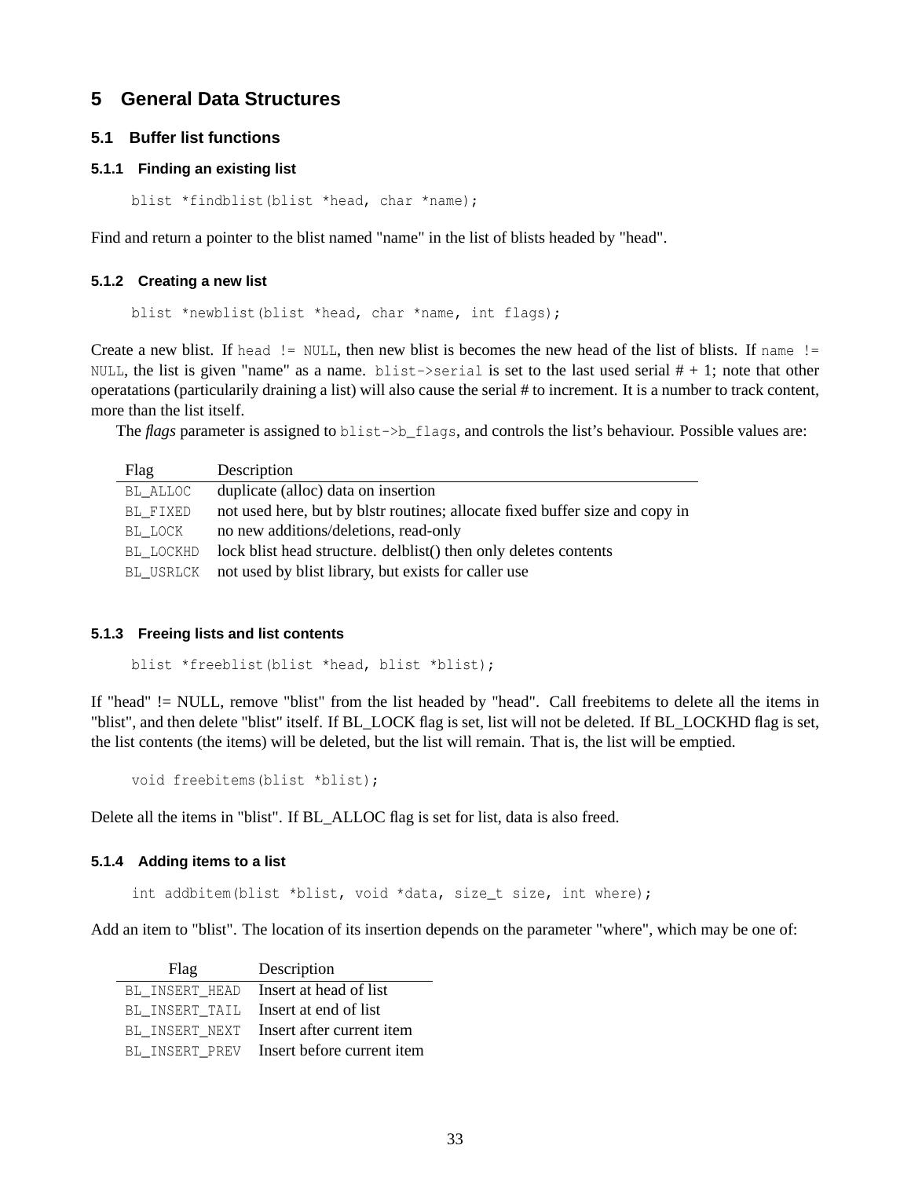# 5 General Data Structures

## 5.1 Buffer list functions

### 5.1.1 Finding an existing list

```
blist *findblist(blist *head, char *name);
```

Find and return a pointer to the blist named "name" in the list of blists headed by "head".

### 5.1.2 Creating a new list

```
blist *newblist(blist *head, char *name, int flags);
```

Create a new blist. If `head != NULL`, then new blist is becomes the new head of the list of blists. If `name != NULL`, the list is given "name" as a name. `blist->serial` is set to the last used serial # + 1; note that other operatations (particularily draining a list) will also cause the serial # to increment. It is a number to track content, more than the list itself.

The *flags* parameter is assigned to `blist->b_flags`, and controls the list's behaviour. Possible values are:

| Flag | Description |
|---|---|
| BL_ALLOC | duplicate (alloc) data on insertion |
| BL_FIXED | not used here, but by blstr routines; allocate fixed buffer size and copy in |
| BL_LOCK | no new additions/deletions, read-only |
| BL_LOCKHD | lock blist head structure. delblist() then only deletes contents |
| BL_USRLCK | not used by blist library, but exists for caller use |

### 5.1.3 Freeing lists and list contents

```
blist *freeblist(blist *head, blist *blist);
```

If "head" != NULL, remove "blist" from the list headed by "head". Call freebitems to delete all the items in "blist", and then delete "blist" itself. If BL_LOCK flag is set, list will not be deleted. If BL_LOCKHD flag is set, the list contents (the items) will be deleted, but the list will remain. That is, the list will be emptied.

```
void freebitems(blist *blist);
```

Delete all the items in "blist". If BL_ALLOC flag is set for list, data is also freed.

### 5.1.4 Adding items to a list

```
int addbitem(blist *blist, void *data, size_t size, int where);
```

Add an item to "blist". The location of its insertion depends on the parameter "where", which may be one of:

| Flag | Description |
|---|---|
| BL_INSERT_HEAD | Insert at head of list |
| BL_INSERT_TAIL | Insert at end of list |
| BL_INSERT_NEXT | Insert after current item |
| BL_INSERT_PREV | Insert before current item |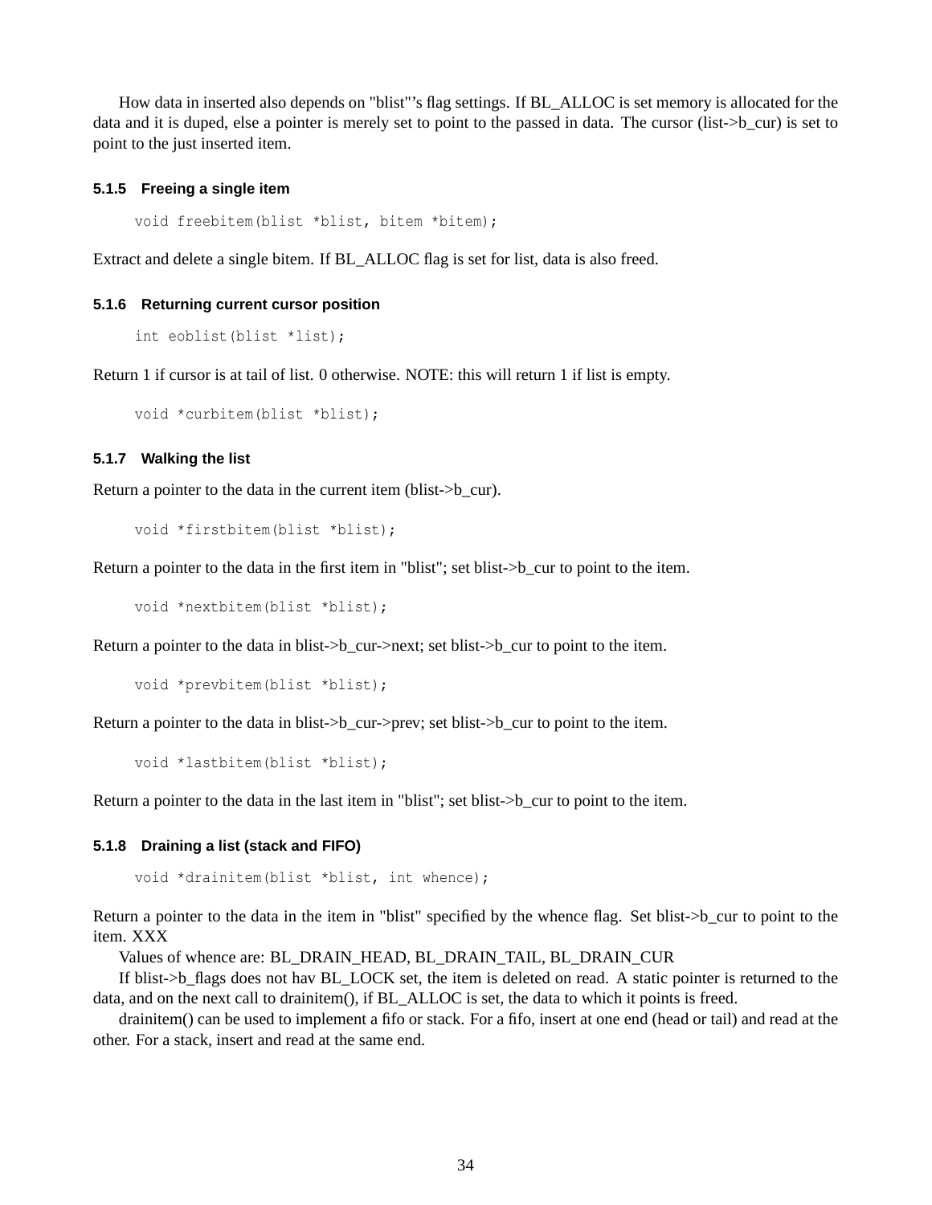How data in inserted also depends on "blist"'s flag settings. If BL_ALLOC is set memory is allocated for the data and it is duped, else a pointer is merely set to point to the passed in data. The cursor (list->b_cur) is set to point to the just inserted item.

#### 5.1.5 Freeing a single item

```
void freebitem(blist *blist, bitem *bitem);
```

Extract and delete a single bitem. If BL_ALLOC flag is set for list, data is also freed.

#### 5.1.6 Returning current cursor position

```
int eoblist(blist *list);
```

Return 1 if cursor is at tail of list. 0 otherwise. NOTE: this will return 1 if list is empty.

```
void *curbitem(blist *blist);
```

#### 5.1.7 Walking the list

Return a pointer to the data in the current item (blist->b_cur).

```
void *firstbitem(blist *blist);
```

Return a pointer to the data in the first item in "blist"; set blist->b_cur to point to the item.

```
void *nextbitem(blist *blist);
```

Return a pointer to the data in blist->b_cur->next; set blist->b_cur to point to the item.

```
void *prevbitem(blist *blist);
```

Return a pointer to the data in blist->b_cur->prev; set blist->b_cur to point to the item.

```
void *lastbitem(blist *blist);
```

Return a pointer to the data in the last item in "blist"; set blist->b_cur to point to the item.

#### 5.1.8 Draining a list (stack and FIFO)

```
void *drainitem(blist *blist, int whence);
```

Return a pointer to the data in the item in "blist" specified by the whence flag. Set blist->b_cur to point to the item. XXX

Values of whence are: BL_DRAIN_HEAD, BL_DRAIN_TAIL, BL_DRAIN_CUR

If blist->b_flags does not hav BL_LOCK set, the item is deleted on read. A static pointer is returned to the data, and on the next call to drainitem(), if BL_ALLOC is set, the data to which it points is freed.

drainitem() can be used to implement a fifo or stack. For a fifo, insert at one end (head or tail) and read at the other. For a stack, insert and read at the same end.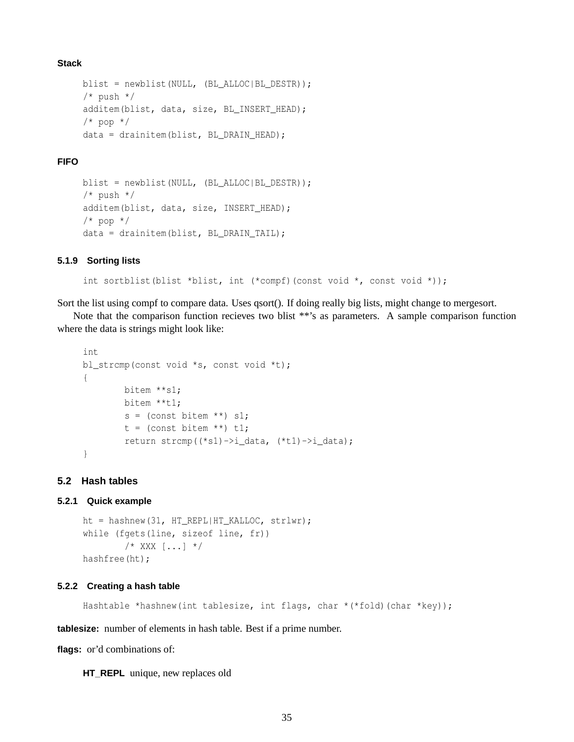**Stack**

```
blist = newblist(NULL, (BL_ALLOC|BL_DESTR));
/* push */
additem(blist, data, size, BL_INSERT_HEAD);
/* pop */
data = drainitem(blist, BL_DRAIN_HEAD);
```

**FIFO**

```
blist = newblist(NULL, (BL_ALLOC|BL_DESTR));
/* push */
additem(blist, data, size, INSERT_HEAD);
/* pop */
data = drainitem(blist, BL_DRAIN_TAIL);
```

### 5.1.9 Sorting lists

```
int sortblist(blist *blist, int (*compf)(const void *, const void *));
```

Sort the list using compf to compare data. Uses qsort(). If doing really big lists, might change to mergesort.

Note that the comparison function recieves two blist **'s as parameters. A sample comparison function where the data is strings might look like:

```
int
bl_strcmp(const void *s, const void *t);
{
        bitem **s1;
        bitem **t1;
        s = (const bitem **) s1;
        t = (const bitem **) t1;
        return strcmp((*s1)->i_data, (*t1)->i_data);
}
```

## 5.2 Hash tables

### 5.2.1 Quick example

```
ht = hashnew(31, HT_REPL|HT_KALLOC, strlwr);
while (fgets(line, sizeof line, fr))
        /* XXX [...] */
hashfree(ht);
```

### 5.2.2 Creating a hash table

```
Hashtable *hashnew(int tablesize, int flags, char *(*fold)(char *key));
```

**tablesize:** number of elements in hash table. Best if a prime number.

**flags:** or'd combinations of:

**HT_REPL** unique, new replaces old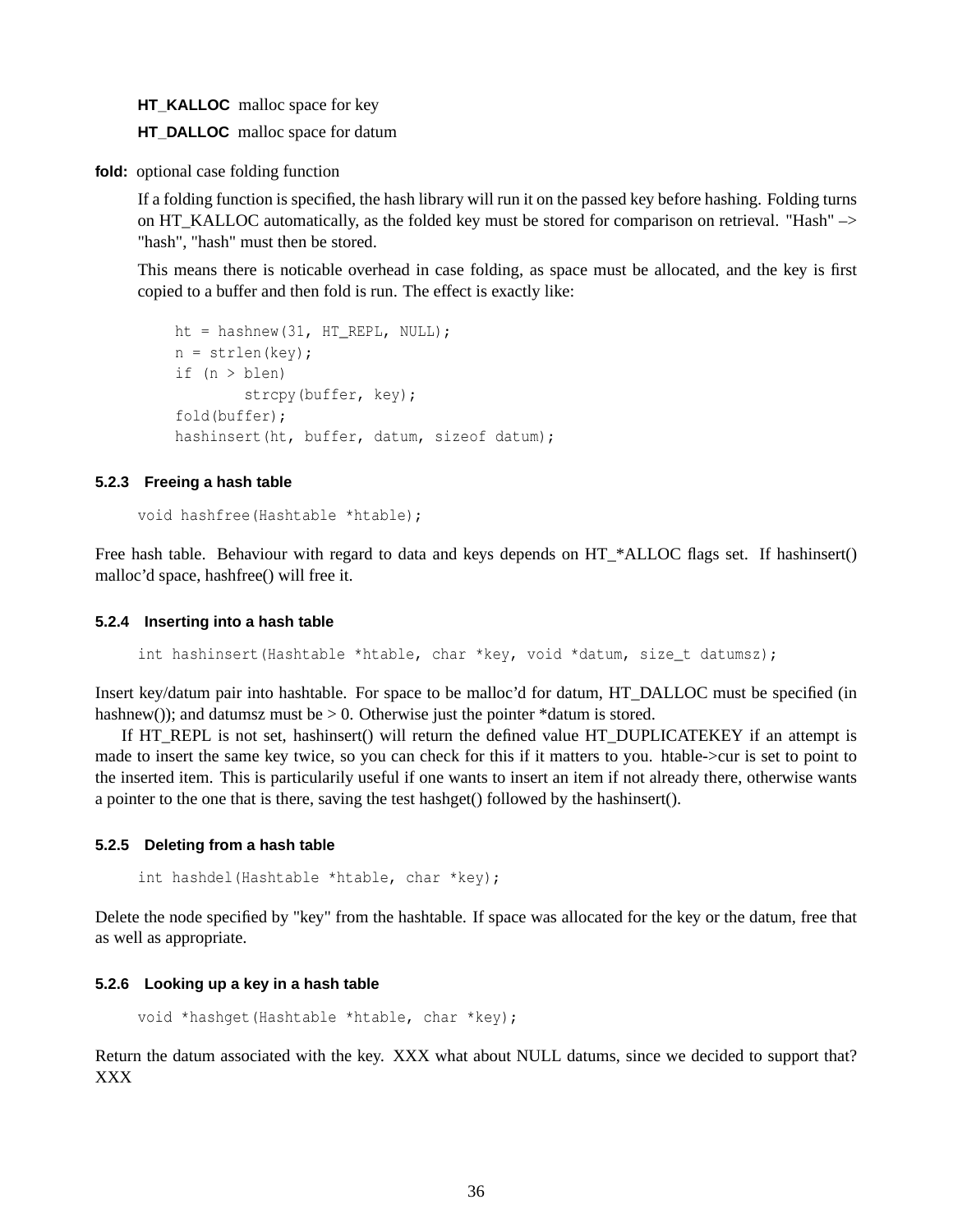**HT_KALLOC** malloc space for key

**HT_DALLOC** malloc space for datum

**fold:** optional case folding function

If a folding function is specified, the hash library will run it on the passed key before hashing. Folding turns on HT_KALLOC automatically, as the folded key must be stored for comparison on retrieval. "Hash" –> "hash", "hash" must then be stored.

This means there is noticable overhead in case folding, as space must be allocated, and the key is first copied to a buffer and then fold is run. The effect is exactly like:

```
ht = hashnew(31, HT_REPL, NULL);
n = strlen(key);
if (n > blen)
        strcpy(buffer, key);
fold(buffer);
hashinsert(ht, buffer, datum, sizeof datum);
```

### 5.2.3 Freeing a hash table

```
void hashfree(Hashtable *htable);
```

Free hash table. Behaviour with regard to data and keys depends on HT_*ALLOC flags set. If hashinsert() malloc'd space, hashfree() will free it.

### 5.2.4 Inserting into a hash table

```
int hashinsert(Hashtable *htable, char *key, void *datum, size_t datumsz);
```

Insert key/datum pair into hashtable. For space to be malloc'd for datum, HT_DALLOC must be specified (in hashnew()); and datumsz must be > 0. Otherwise just the pointer *datum is stored.

If HT_REPL is not set, hashinsert() will return the defined value HT_DUPLICATEKEY if an attempt is made to insert the same key twice, so you can check for this if it matters to you. htable->cur is set to point to the inserted item. This is particularily useful if one wants to insert an item if not already there, otherwise wants a pointer to the one that is there, saving the test hashget() followed by the hashinsert().

### 5.2.5 Deleting from a hash table

```
int hashdel(Hashtable *htable, char *key);
```

Delete the node specified by "key" from the hashtable. If space was allocated for the key or the datum, free that as well as appropriate.

### 5.2.6 Looking up a key in a hash table

```
void *hashget(Hashtable *htable, char *key);
```

Return the datum associated with the key. XXX what about NULL datums, since we decided to support that? XXX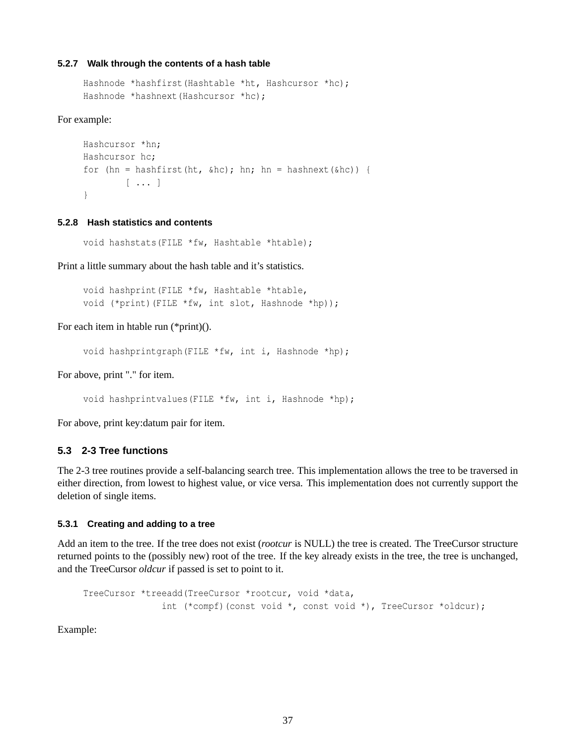### 5.2.7 Walk through the contents of a hash table

```
Hashnode *hashfirst(Hashtable *ht, Hashcursor *hc);
Hashnode *hashnext(Hashcursor *hc);
```

For example:

```
Hashcursor *hn;
Hashcursor hc;
for (hn = hashfirst(ht, &hc); hn; hn = hashnext(&hc)) {
        [ ... ]
}
```

### 5.2.8 Hash statistics and contents

```
void hashstats(FILE *fw, Hashtable *htable);
```

Print a little summary about the hash table and it's statistics.

```
void hashprint(FILE *fw, Hashtable *htable,
void (*print)(FILE *fw, int slot, Hashnode *hp));
```

For each item in htable run (*print)().

```
void hashprintgraph(FILE *fw, int i, Hashnode *hp);
```

For above, print "." for item.

```
void hashprintvalues(FILE *fw, int i, Hashnode *hp);
```

For above, print key:datum pair for item.

## 5.3 2-3 Tree functions

The 2-3 tree routines provide a self-balancing search tree. This implementation allows the tree to be traversed in either direction, from lowest to highest value, or vice versa. This implementation does not currently support the deletion of single items.

### 5.3.1 Creating and adding to a tree

Add an item to the tree. If the tree does not exist (*rootcur* is NULL) the tree is created. The TreeCursor structure returned points to the (possibly new) root of the tree. If the key already exists in the tree, the tree is unchanged, and the TreeCursor *oldcur* if passed is set to point to it.

```
TreeCursor *treeadd(TreeCursor *rootcur, void *data,
               int (*compf)(const void *, const void *), TreeCursor *oldcur);
```

Example: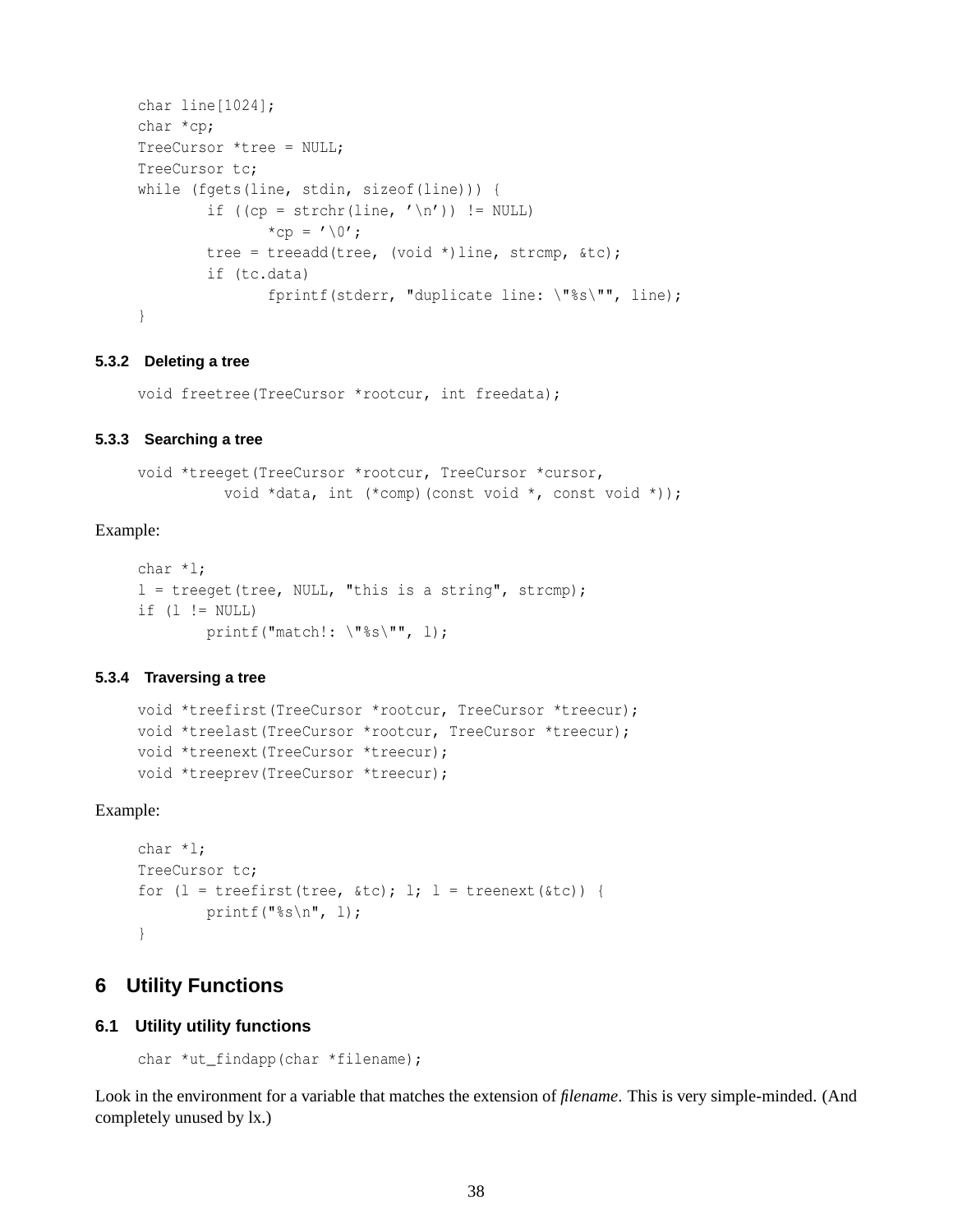```
char line[1024];
char *cp;
TreeCursor *tree = NULL;
TreeCursor tc;
while (fgets(line, stdin, sizeof(line))) {
        if ((cp = strchr(line, '\n')) != NULL)
                *cp = '\0';
        tree = treeadd(tree, (void *)line, strcmp, &tc);
        if (tc.data)
                fprintf(stderr, "duplicate line: \"%s\"", line);
}
```

### 5.3.2 Deleting a tree

```
void freetree(TreeCursor *rootcur, int freedata);
```

### 5.3.3 Searching a tree

```
void *treeget(TreeCursor *rootcur, TreeCursor *cursor,
          void *data, int (*comp)(const void *, const void *));
```

Example:

```
char *l;
l = treeget(tree, NULL, "this is a string", strcmp);
if (l != NULL)
        printf("match!: \"%s\"", l);
```

### 5.3.4 Traversing a tree

```
void *treefirst(TreeCursor *rootcur, TreeCursor *treecur);
void *treelast(TreeCursor *rootcur, TreeCursor *treecur);
void *treenext(TreeCursor *treecur);
void *treeprev(TreeCursor *treecur);
```

Example:

```
char *l;
TreeCursor tc;
for (l = treefirst(tree, &tc); l; l = treenext(&tc)) {
        printf("%s\n", l);
}
```

# 6 Utility Functions

## 6.1 Utility utility functions

```
char *ut_findapp(char *filename);
```

Look in the environment for a variable that matches the extension of *filename*. This is very simple-minded. (And completely unused by lx.)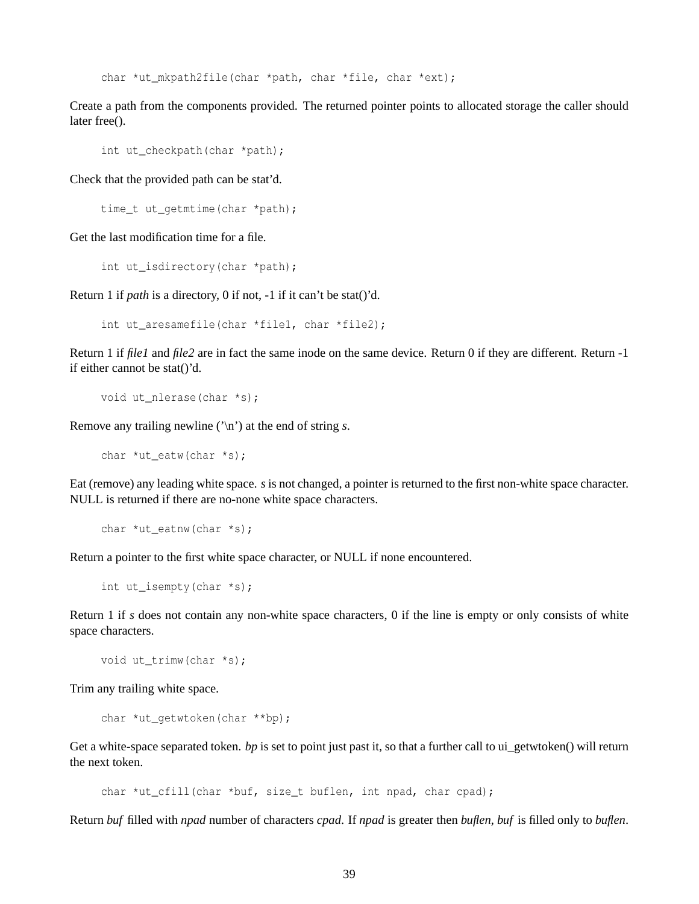```
char *ut_mkpath2file(char *path, char *file, char *ext);
```

Create a path from the components provided. The returned pointer points to allocated storage the caller should later free().

```
int ut_checkpath(char *path);
```

Check that the provided path can be stat'd.

```
time_t ut_getmtime(char *path);
```

Get the last modification time for a file.

```
int ut_isdirectory(char *path);
```

Return 1 if *path* is a directory, 0 if not, -1 if it can't be stat()'d.

```
int ut_aresamefile(char *file1, char *file2);
```

Return 1 if *file1* and *file2* are in fact the same inode on the same device. Return 0 if they are different. Return -1 if either cannot be stat()'d.

```
void ut_nlerase(char *s);
```

Remove any trailing newline ('\n') at the end of string *s*.

```
char *ut_eatw(char *s);
```

Eat (remove) any leading white space. *s* is not changed, a pointer is returned to the first non-white space character. NULL is returned if there are no-none white space characters.

```
char *ut_eatnw(char *s);
```

Return a pointer to the first white space character, or NULL if none encountered.

```
int ut_isempty(char *s);
```

Return 1 if *s* does not contain any non-white space characters, 0 if the line is empty or only consists of white space characters.

```
void ut_trimw(char *s);
```

Trim any trailing white space.

```
char *ut_getwtoken(char **bp);
```

Get a white-space separated token. *bp* is set to point just past it, so that a further call to ui_getwtoken() will return the next token.

```
char *ut_cfill(char *buf, size_t buflen, int npad, char cpad);
```

Return *buf* filled with *npad* number of characters *cpad*. If *npad* is greater then *buflen*, *buf* is filled only to *buflen*.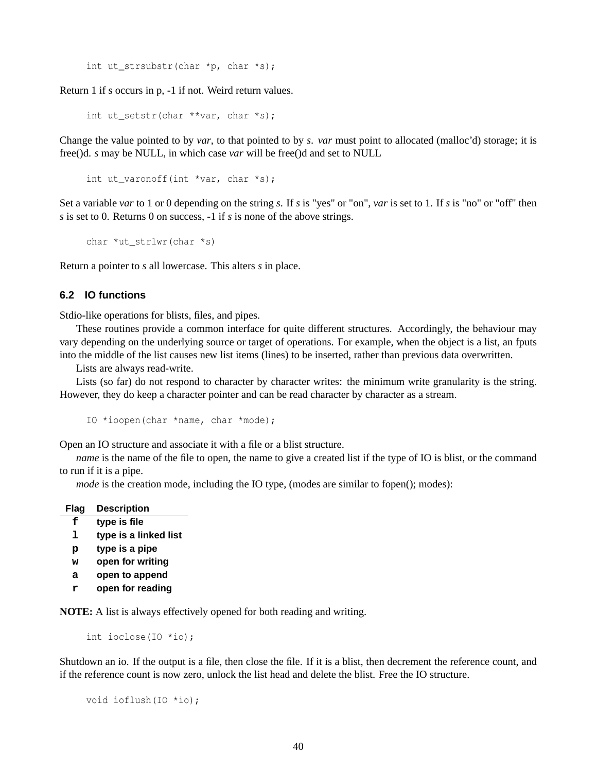```
int ut_strsubstr(char *p, char *s);
```

Return 1 if s occurs in p, -1 if not. Weird return values.

```
int ut_setstr(char **var, char *s);
```

Change the value pointed to by *var*, to that pointed to by *s*. *var* must point to allocated (malloc'd) storage; it is free()d. *s* may be NULL, in which case *var* will be free()d and set to NULL

```
int ut_varonoff(int *var, char *s);
```

Set a variable *var* to 1 or 0 depending on the string *s*. If *s* is "yes" or "on", *var* is set to 1. If *s* is "no" or "off" then *s* is set to 0. Returns 0 on success, -1 if *s* is none of the above strings.

```
char *ut_strlwr(char *s)
```

Return a pointer to *s* all lowercase. This alters *s* in place.

### 6.2 IO functions

Stdio-like operations for blists, files, and pipes.

These routines provide a common interface for quite different structures. Accordingly, the behaviour may vary depending on the underlying source or target of operations. For example, when the object is a list, an fputs into the middle of the list causes new list items (lines) to be inserted, rather than previous data overwritten.

Lists are always read-write.

Lists (so far) do not respond to character by character writes: the minimum write granularity is the string. However, they do keep a character pointer and can be read character by character as a stream.

```
IO *ioopen(char *name, char *mode);
```

Open an IO structure and associate it with a file or a blist structure.

*name* is the name of the file to open, the name to give a created list if the type of IO is blist, or the command to run if it is a pipe.

*mode* is the creation mode, including the IO type, (modes are similar to fopen(); modes):

| Flag | Description |
|---|---|
| **f** | **type is file** |
| **l** | **type is a linked list** |
| **p** | **type is a pipe** |
| **w** | **open for writing** |
| **a** | **open to append** |
| **r** | **open for reading** |

**NOTE:** A list is always effectively opened for both reading and writing.

```
int ioclose(IO *io);
```

Shutdown an io. If the output is a file, then close the file. If it is a blist, then decrement the reference count, and if the reference count is now zero, unlock the list head and delete the blist. Free the IO structure.

```
void ioflush(IO *io);
```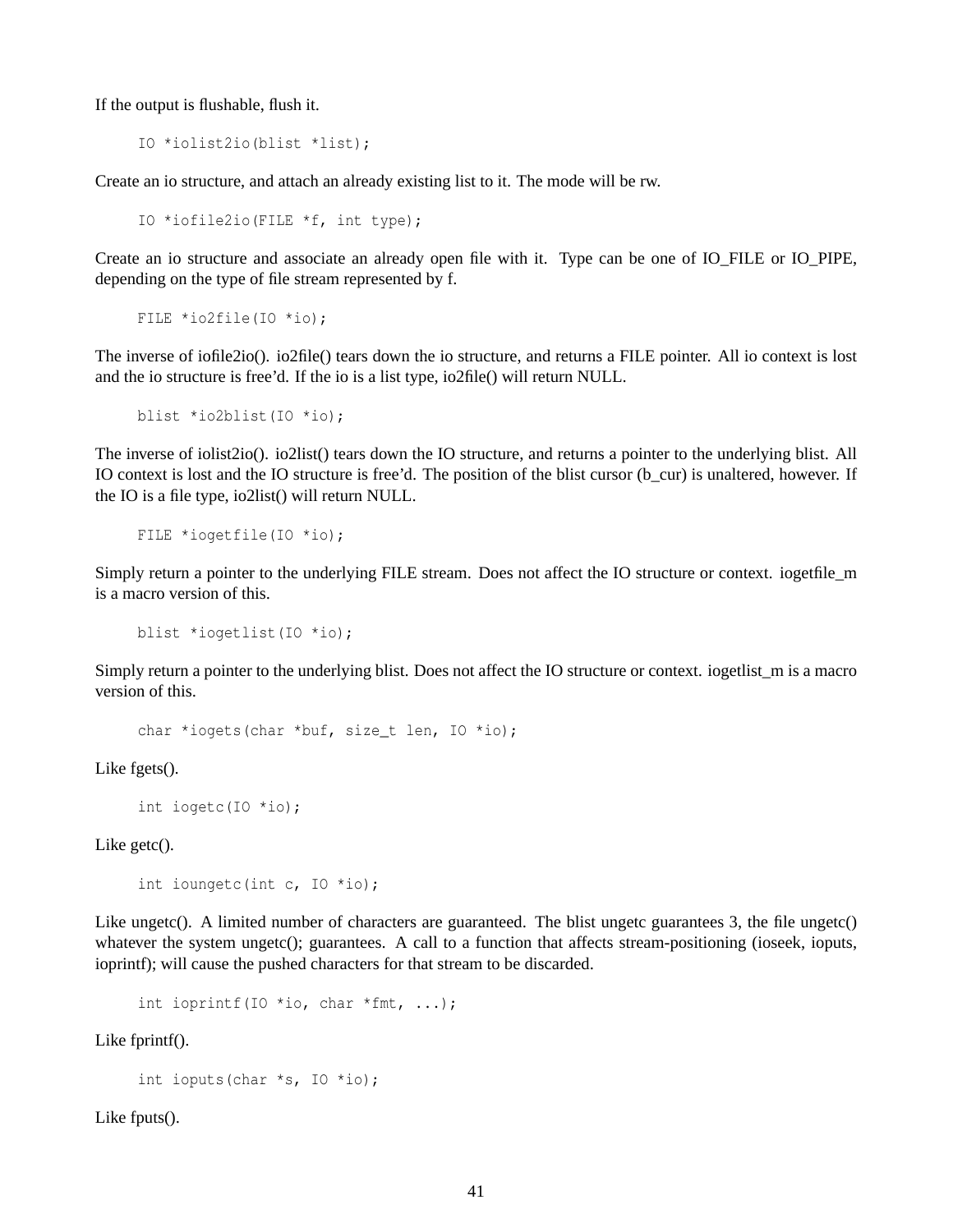If the output is flushable, flush it.

```
IO *iolist2io(blist *list);
```

Create an io structure, and attach an already existing list to it. The mode will be rw.

```
IO *iofile2io(FILE *f, int type);
```

Create an io structure and associate an already open file with it. Type can be one of IO_FILE or IO_PIPE, depending on the type of file stream represented by f.

```
FILE *io2file(IO *io);
```

The inverse of iofile2io(). io2file() tears down the io structure, and returns a FILE pointer. All io context is lost and the io structure is free'd. If the io is a list type, io2file() will return NULL.

```
blist *io2blist(IO *io);
```

The inverse of iolist2io(). io2list() tears down the IO structure, and returns a pointer to the underlying blist. All IO context is lost and the IO structure is free'd. The position of the blist cursor (b_cur) is unaltered, however. If the IO is a file type, io2list() will return NULL.

```
FILE *iogetfile(IO *io);
```

Simply return a pointer to the underlying FILE stream. Does not affect the IO structure or context. iogetfile_m is a macro version of this.

```
blist *iogetlist(IO *io);
```

Simply return a pointer to the underlying blist. Does not affect the IO structure or context. iogetlist_m is a macro version of this.

```
char *iogets(char *buf, size_t len, IO *io);
```

Like fgets().

```
int iogetc(IO *io);
```

Like getc().

```
int ioungetc(int c, IO *io);
```

Like ungetc(). A limited number of characters are guaranteed. The blist ungetc guarantees 3, the file ungetc() whatever the system ungetc(); guarantees. A call to a function that affects stream-positioning (ioseek, ioputs, ioprintf); will cause the pushed characters for that stream to be discarded.

```
int ioprintf(IO *io, char *fmt, ...);
```

Like fprintf().

```
int ioputs(char *s, IO *io);
```

Like fputs().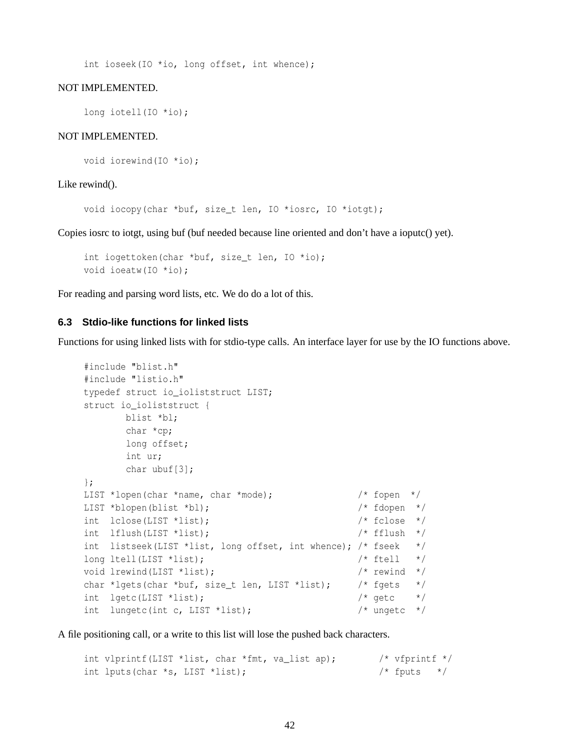```
int ioseek(IO *io, long offset, int whence);
```

NOT IMPLEMENTED.

```
long iotell(IO *io);
```

NOT IMPLEMENTED.

```
void iorewind(IO *io);
```

Like rewind().

```
void iocopy(char *buf, size_t len, IO *iosrc, IO *iotgt);
```

Copies iosrc to iotgt, using buf (buf needed because line oriented and don't have a ioputc() yet).

```
int iogettoken(char *buf, size_t len, IO *io);
void ioeatw(IO *io);
```

For reading and parsing word lists, etc. We do do a lot of this.

### 6.3 Stdio-like functions for linked lists

Functions for using linked lists with for stdio-type calls. An interface layer for use by the IO functions above.

```
#include "blist.h"
#include "listio.h"
typedef struct io_ioliststruct LIST;
struct io_ioliststruct {
        blist *bl;
        char *cp;
        long offset;
        int ur;
        char ubuf[3];
};
LIST *lopen(char *name, char *mode);               /* fopen  */
LIST *blopen(blist *bl);                           /* fdopen  */
int  lclose(LIST *list);                           /* fclose  */
int  lflush(LIST *list);                           /* fflush  */
int  listseek(LIST *list, long offset, int whence); /* fseek   */
long ltell(LIST *list);                            /* ftell   */
void lrewind(LIST *list);                          /* rewind  */
char *lgets(char *buf, size_t len, LIST *list);    /* fgets   */
int  lgetc(LIST *list);                            /* getc    */
int  lungetc(int c, LIST *list);                   /* ungetc  */
```

A file positioning call, or a write to this list will lose the pushed back characters.

```
int vlprintf(LIST *list, char *fmt, va_list ap);        /* vfprintf */
int lputs(char *s, LIST *list);                         /* fputs   */
```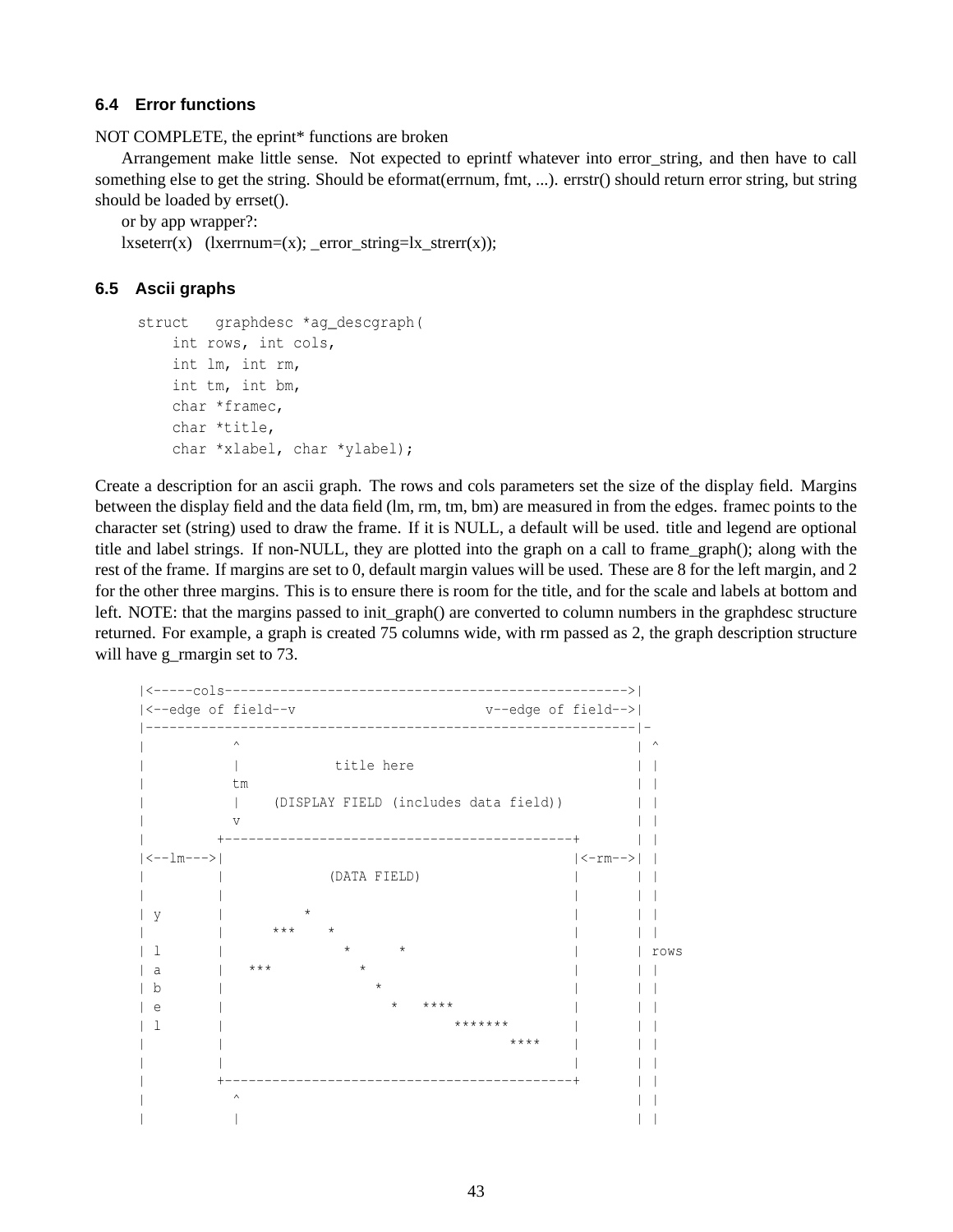### 6.4 Error functions

NOT COMPLETE, the eprint* functions are broken

Arrangement make little sense. Not expected to eprintf whatever into error_string, and then have to call something else to get the string. Should be eformat(errnum, fmt, ...). errstr() should return error string, but string should be loaded by errset().

or by app wrapper?:

lxseterr(x) (lxerrnum=(x); _error_string=lx_strerr(x));

### 6.5 Ascii graphs

```
struct   graphdesc *ag_descgraph(
    int rows, int cols,
    int lm, int rm,
    int tm, int bm,
    char *framec,
    char *title,
    char *xlabel, char *ylabel);
```

Create a description for an ascii graph. The rows and cols parameters set the size of the display field. Margins between the display field and the data field (lm, rm, tm, bm) are measured in from the edges. framec points to the character set (string) used to draw the frame. If it is NULL, a default will be used. title and legend are optional title and label strings. If non-NULL, they are plotted into the graph on a call to frame_graph(); along with the rest of the frame. If margins are set to 0, default margin values will be used. These are 8 for the left margin, and 2 for the other three margins. This is to ensure there is room for the title, and for the scale and labels at bottom and left. NOTE: that the margins passed to init_graph() are converted to column numbers in the graphdesc structure returned. For example, a graph is created 75 columns wide, with rm passed as 2, the graph description structure will have g_rmargin set to 73.

```
|<-----cols--------------------------------------------------->|
|<--edge of field--v                          v--edge of field-->|
|---------------------------------------------------------------|-
|           ^                                                   | ^
|           |            title here                             | |
|           tm                                                  | |
|           |    (DISPLAY FIELD (includes data field))          | |
|           v                                                   | |
|         +-------------------------------------------+        | |
|<--lm--->|                                           |<-rm-->| |
|         |             (DATA FIELD)                  |        | |
|         |                                           |        | |
| y       |          *                                |        | |
|         |      ***    *                             |        | |
| l       |              *      *                     |        | rows
| a       |   ***          *                          |        | |
| b       |                  *                        |        | |
| e       |                    *   ****               |        | |
| l       |                            *******        |        | |
|         |                                   ****    |        | |
|         |                                           |        | |
|         +-------------------------------------------+        | |
|           ^                                                   | |
|           |                                                   | |
```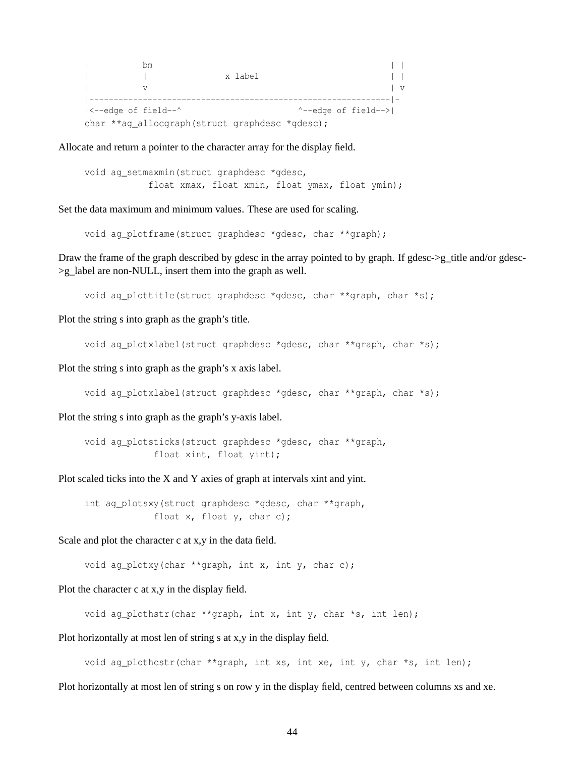```
|           bm                                                 | |
|           |                x label                           | |
|           v                                                  | v
|--------------------------------------------------------------|-
|<--edge of field--^                      ^--edge of field-->|
char **ag_allocgraph(struct graphdesc *gdesc);
```

Allocate and return a pointer to the character array for the display field.

```
void ag_setmaxmin(struct graphdesc *gdesc,
            float xmax, float xmin, float ymax, float ymin);
```

Set the data maximum and minimum values. These are used for scaling.

```
void ag_plotframe(struct graphdesc *gdesc, char **graph);
```

Draw the frame of the graph described by gdesc in the array pointed to by graph. If gdesc->g_title and/or gdesc->g_label are non-NULL, insert them into the graph as well.

```
void ag_plottitle(struct graphdesc *gdesc, char **graph, char *s);
```

Plot the string s into graph as the graph's title.

```
void ag_plotxlabel(struct graphdesc *gdesc, char **graph, char *s);
```

Plot the string s into graph as the graph's x axis label.

```
void ag_plotxlabel(struct graphdesc *gdesc, char **graph, char *s);
```

Plot the string s into graph as the graph's y-axis label.

```
void ag_plotsticks(struct graphdesc *gdesc, char **graph,
             float xint, float yint);
```

Plot scaled ticks into the X and Y axies of graph at intervals xint and yint.

```
int ag_plotsxy(struct graphdesc *gdesc, char **graph,
             float x, float y, char c);
```

Scale and plot the character c at x,y in the data field.

```
void ag_plotxy(char **graph, int x, int y, char c);
```

Plot the character c at x,y in the display field.

```
void ag_plothstr(char **graph, int x, int y, char *s, int len);
```

Plot horizontally at most len of string s at x,y in the display field.

```
void ag_plothcstr(char **graph, int xs, int xe, int y, char *s, int len);
```

Plot horizontally at most len of string s on row y in the display field, centred between columns xs and xe.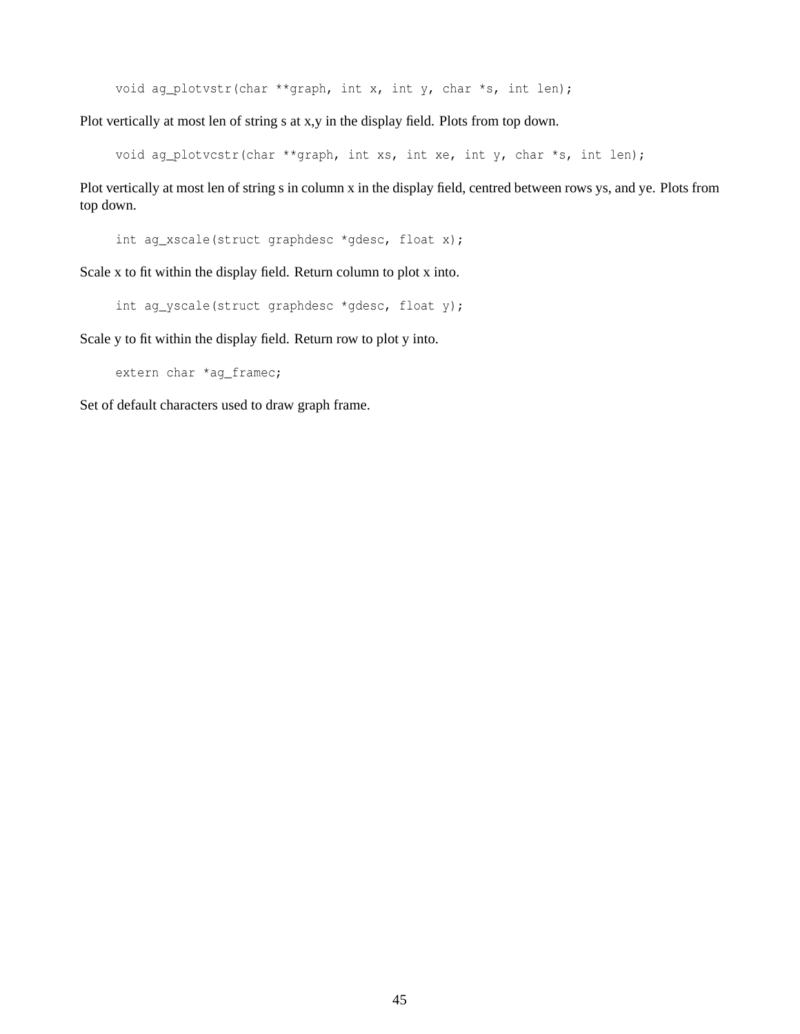```
void ag_plotvstr(char **graph, int x, int y, char *s, int len);
```

Plot vertically at most len of string s at x,y in the display field. Plots from top down.

```
void ag_plotvcstr(char **graph, int xs, int xe, int y, char *s, int len);
```

Plot vertically at most len of string s in column x in the display field, centred between rows ys, and ye. Plots from top down.

```
int ag_xscale(struct graphdesc *gdesc, float x);
```

Scale x to fit within the display field. Return column to plot x into.

```
int ag_yscale(struct graphdesc *gdesc, float y);
```

Scale y to fit within the display field. Return row to plot y into.

```
extern char *ag_framec;
```

Set of default characters used to draw graph frame.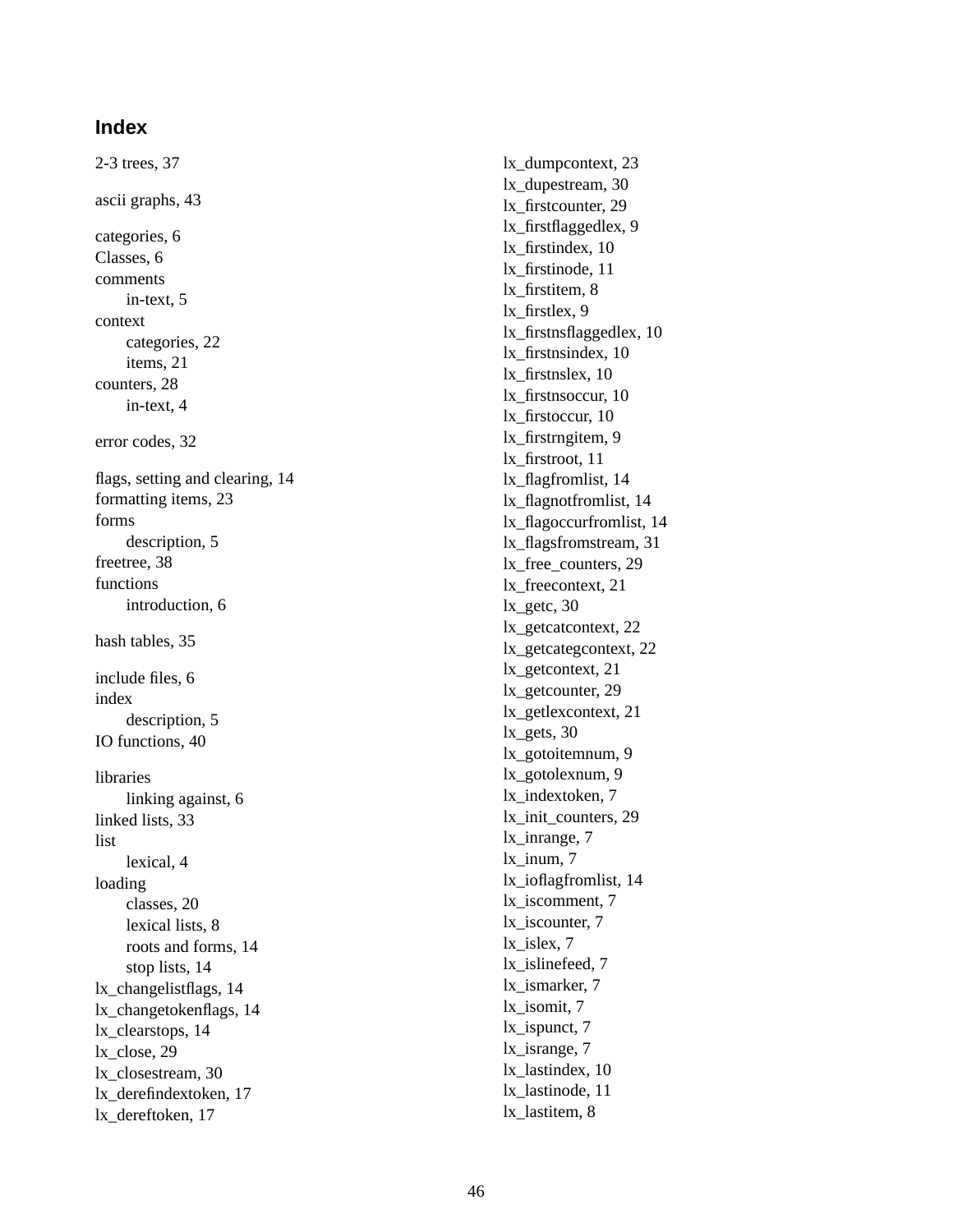# Index

2-3 trees, 37

ascii graphs, 43

categories, 6
Classes, 6
comments
    in-text, 5
context
    categories, 22
    items, 21
counters, 28
    in-text, 4

error codes, 32

flags, setting and clearing, 14
formatting items, 23
forms
    description, 5
freetree, 38
functions
    introduction, 6

hash tables, 35

include files, 6
index
    description, 5
IO functions, 40

libraries
    linking against, 6
linked lists, 33
list
    lexical, 4
loading
    classes, 20
    lexical lists, 8
    roots and forms, 14
    stop lists, 14
lx_changelistflags, 14
lx_changetokenflags, 14
lx_clearstops, 14
lx_close, 29
lx_closestream, 30
lx_derefindextoken, 17
lx_dereftoken, 17
lx_dumpcontext, 23
lx_dupestream, 30
lx_firstcounter, 29
lx_firstflaggedlex, 9
lx_firstindex, 10
lx_firstinode, 11
lx_firstitem, 8
lx_firstlex, 9
lx_firstnsflaggedlex, 10
lx_firstnsindex, 10
lx_firstnslex, 10
lx_firstnsoccur, 10
lx_firstoccur, 10
lx_firstrngitem, 9
lx_firstroot, 11
lx_flagfromlist, 14
lx_flagnotfromlist, 14
lx_flagoccurfromlist, 14
lx_flagsfromstream, 31
lx_free_counters, 29
lx_freecontext, 21
lx_getc, 30
lx_getcatcontext, 22
lx_getcategcontext, 22
lx_getcontext, 21
lx_getcounter, 29
lx_getlexcontext, 21
lx_gets, 30
lx_gotoitemnum, 9
lx_gotolexnum, 9
lx_indextoken, 7
lx_init_counters, 29
lx_inrange, 7
lx_inum, 7
lx_ioflagfromlist, 14
lx_iscomment, 7
lx_iscounter, 7
lx_islex, 7
lx_islinefeed, 7
lx_ismarker, 7
lx_isomit, 7
lx_ispunct, 7
lx_isrange, 7
lx_lastindex, 10
lx_lastinode, 11
lx_lastitem, 8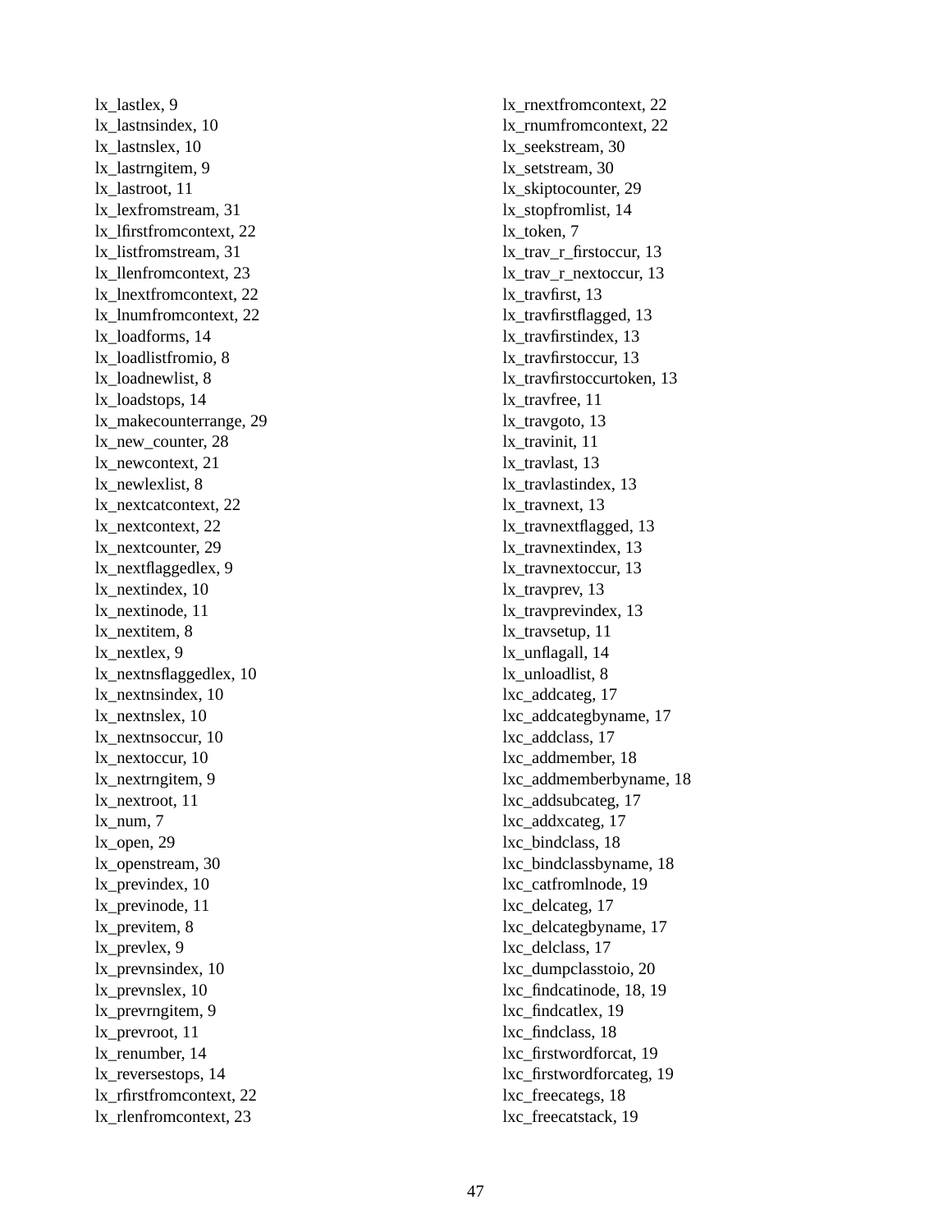lx_lastlex, 9
lx_lastnsindex, 10
lx_lastnslex, 10
lx_lastrngitem, 9
lx_lastroot, 11
lx_lexfromstream, 31
lx_lfirstfromcontext, 22
lx_listfromstream, 31
lx_llenfromcontext, 23
lx_lnextfromcontext, 22
lx_lnumfromcontext, 22
lx_loadforms, 14
lx_loadlistfromio, 8
lx_loadnewlist, 8
lx_loadstops, 14
lx_makecounterrange, 29
lx_new_counter, 28
lx_newcontext, 21
lx_newlexlist, 8
lx_nextcatcontext, 22
lx_nextcontext, 22
lx_nextcounter, 29
lx_nextflaggedlex, 9
lx_nextindex, 10
lx_nextinode, 11
lx_nextitem, 8
lx_nextlex, 9
lx_nextnsflaggedlex, 10
lx_nextnsindex, 10
lx_nextnslex, 10
lx_nextnsoccur, 10
lx_nextoccur, 10
lx_nextrngitem, 9
lx_nextroot, 11
lx_num, 7
lx_open, 29
lx_openstream, 30
lx_previndex, 10
lx_previnode, 11
lx_previtem, 8
lx_prevlex, 9
lx_prevnsindex, 10
lx_prevnslex, 10
lx_prevrngitem, 9
lx_prevroot, 11
lx_renumber, 14
lx_reversestops, 14
lx_rfirstfromcontext, 22
lx_rlenfromcontext, 23
lx_rnextfromcontext, 22
lx_rnumfromcontext, 22
lx_seekstream, 30
lx_setstream, 30
lx_skiptocounter, 29
lx_stopfromlist, 14
lx_token, 7
lx_trav_r_firstoccur, 13
lx_trav_r_nextoccur, 13
lx_travfirst, 13
lx_travfirstflagged, 13
lx_travfirstindex, 13
lx_travfirstoccur, 13
lx_travfirstoccurtoken, 13
lx_travfree, 11
lx_travgoto, 13
lx_travinit, 11
lx_travlast, 13
lx_travlastindex, 13
lx_travnext, 13
lx_travnextflagged, 13
lx_travnextindex, 13
lx_travnextoccur, 13
lx_travprev, 13
lx_travprevindex, 13
lx_travsetup, 11
lx_unflagall, 14
lx_unloadlist, 8
lxc_addcateg, 17
lxc_addcategbyname, 17
lxc_addclass, 17
lxc_addmember, 18
lxc_addmemberbyname, 18
lxc_addsubcateg, 17
lxc_addxcateg, 17
lxc_bindclass, 18
lxc_bindclassbyname, 18
lxc_catfromlnode, 19
lxc_delcateg, 17
lxc_delcategbyname, 17
lxc_delclass, 17
lxc_dumpclasstoio, 20
lxc_findcatinode, 18, 19
lxc_findcatlex, 19
lxc_findclass, 18
lxc_firstwordforcat, 19
lxc_firstwordforcateg, 19
lxc_freecategs, 18
lxc_freecatstack, 19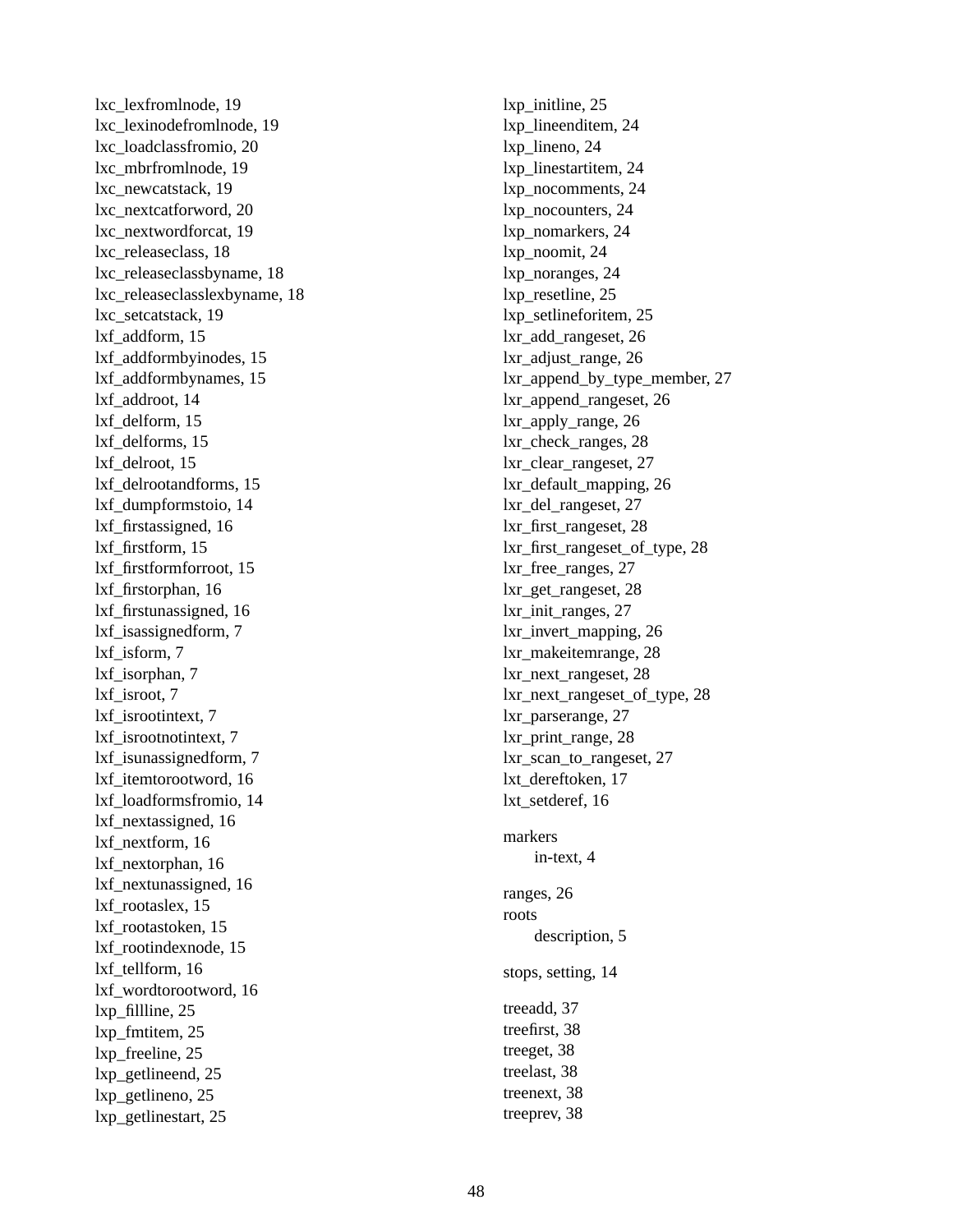lxc_lexfromlnode, 19
lxc_lexinodefromlnode, 19
lxc_loadclassfromio, 20
lxc_mbrfromlnode, 19
lxc_newcatstack, 19
lxc_nextcatforword, 20
lxc_nextwordforcat, 19
lxc_releaseclass, 18
lxc_releaseclassbyname, 18
lxc_releaseclasslexbyname, 18
lxc_setcatstack, 19
lxf_addform, 15
lxf_addformbyinodes, 15
lxf_addformbynames, 15
lxf_addroot, 14
lxf_delform, 15
lxf_delforms, 15
lxf_delroot, 15
lxf_delrootandforms, 15
lxf_dumpformstoio, 14
lxf_firstassigned, 16
lxf_firstform, 15
lxf_firstformforroot, 15
lxf_firstorphan, 16
lxf_firstunassigned, 16
lxf_isassignedform, 7
lxf_isform, 7
lxf_isorphan, 7
lxf_isroot, 7
lxf_isrootintext, 7
lxf_isrootnotintext, 7
lxf_isunassignedform, 7
lxf_itemtorootword, 16
lxf_loadformsfromio, 14
lxf_nextassigned, 16
lxf_nextform, 16
lxf_nextorphan, 16
lxf_nextunassigned, 16
lxf_rootaslex, 15
lxf_rootastoken, 15
lxf_rootindexnode, 15
lxf_tellform, 16
lxf_wordtorootword, 16
lxp_fillline, 25
lxp_fmtitem, 25
lxp_freeline, 25
lxp_getlineend, 25
lxp_getlineno, 25
lxp_getlinestart, 25
lxp_initline, 25
lxp_lineenditem, 24
lxp_lineno, 24
lxp_linestartitem, 24
lxp_nocomments, 24
lxp_nocounters, 24
lxp_nomarkers, 24
lxp_noomit, 24
lxp_noranges, 24
lxp_resetline, 25
lxp_setlineforitem, 25
lxr_add_rangeset, 26
lxr_adjust_range, 26
lxr_append_by_type_member, 27
lxr_append_rangeset, 26
lxr_apply_range, 26
lxr_check_ranges, 28
lxr_clear_rangeset, 27
lxr_default_mapping, 26
lxr_del_rangeset, 27
lxr_first_rangeset, 28
lxr_first_rangeset_of_type, 28
lxr_free_ranges, 27
lxr_get_rangeset, 28
lxr_init_ranges, 27
lxr_invert_mapping, 26
lxr_makeitemrange, 28
lxr_next_rangeset, 28
lxr_next_rangeset_of_type, 28
lxr_parserange, 27
lxr_print_range, 28
lxr_scan_to_rangeset, 27
lxt_dereftoken, 17
lxt_setderef, 16

markers
    in-text, 4

ranges, 26
roots
    description, 5

stops, setting, 14

treeadd, 37
treefirst, 38
treeget, 38
treelast, 38
treenext, 38
treeprev, 38